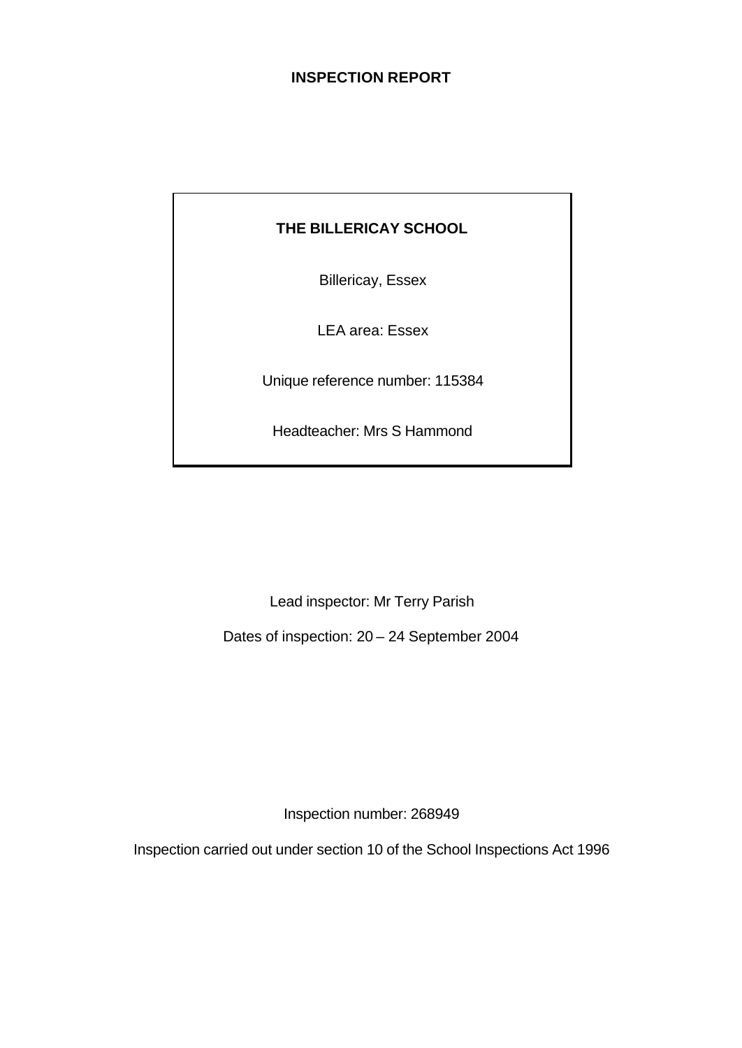# INSPECTION REPORT

**THE BILLERICAY SCHOOL**

Billericay, Essex

LEA area: Essex

Unique reference number: 115384

Headteacher: Mrs S Hammond

Lead inspector: Mr Terry Parish

Dates of inspection: 20 – 24 September 2004

Inspection number: 268949

Inspection carried out under section 10 of the School Inspections Act 1996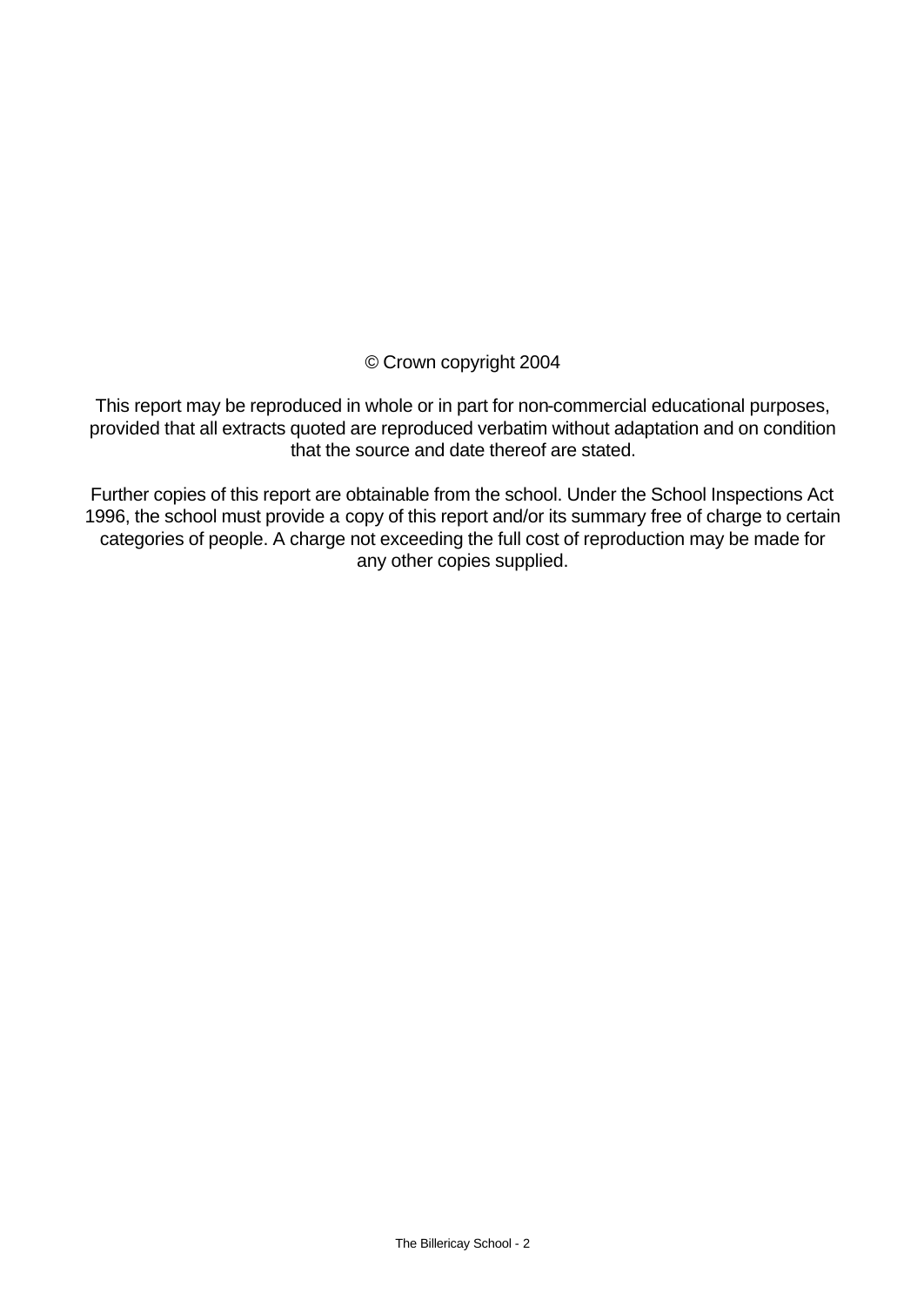© Crown copyright 2004

This report may be reproduced in whole or in part for non-commercial educational purposes, provided that all extracts quoted are reproduced verbatim without adaptation and on condition that the source and date thereof are stated.

Further copies of this report are obtainable from the school. Under the School Inspections Act 1996, the school must provide a copy of this report and/or its summary free of charge to certain categories of people. A charge not exceeding the full cost of reproduction may be made for any other copies supplied.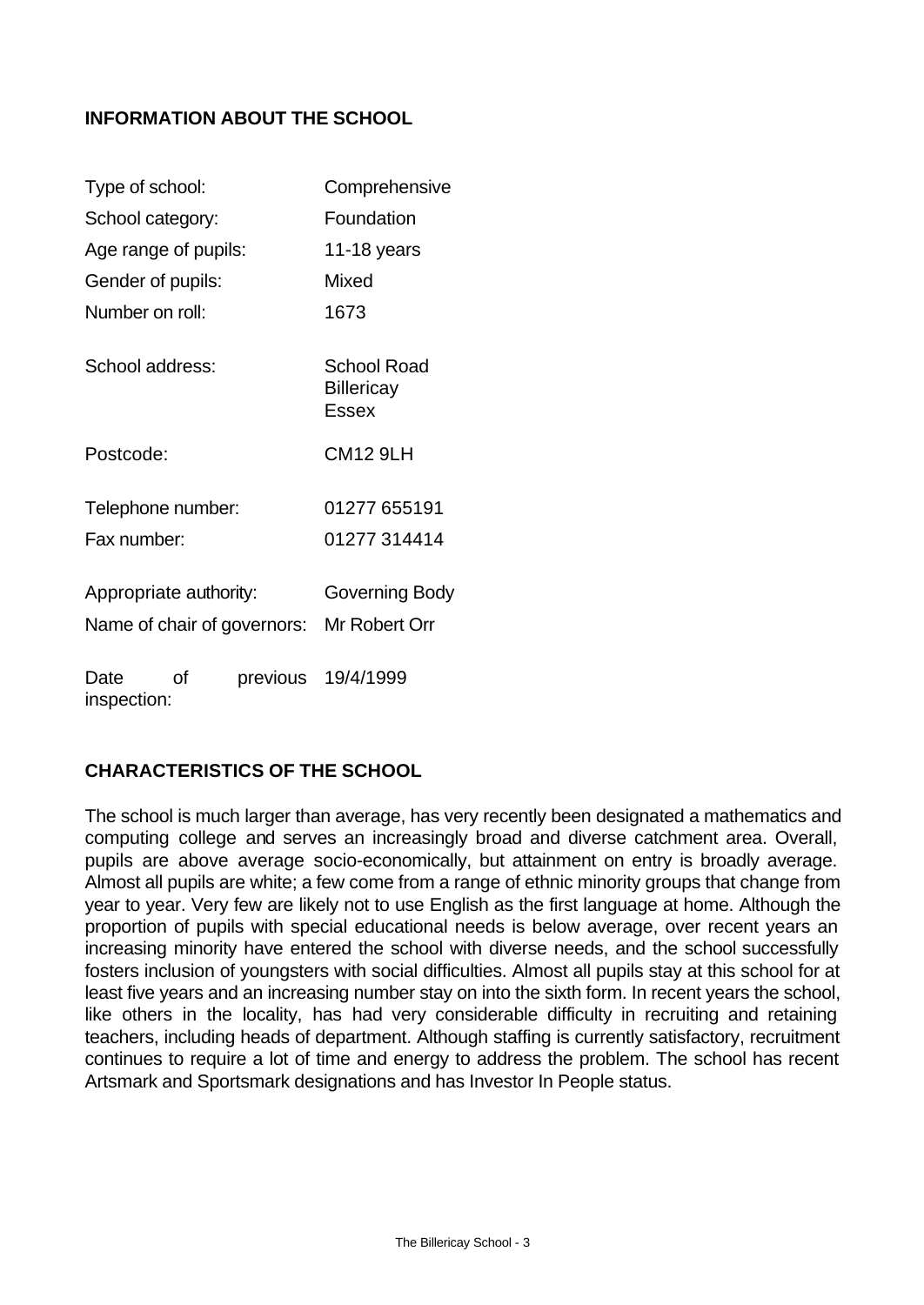## INFORMATION ABOUT THE SCHOOL

| | |
|---|---|
| Type of school: | Comprehensive |
| School category: | Foundation |
| Age range of pupils: | 11-18 years |
| Gender of pupils: | Mixed |
| Number on roll: | 1673 |
| School address: | School Road<br>Billericay<br>Essex |
| Postcode: | CM12 9LH |
| Telephone number: | 01277 655191 |
| Fax number: | 01277 314414 |
| Appropriate authority: | Governing Body |
| Name of chair of governors: | Mr Robert Orr |
| Date of previous inspection: | 19/4/1999 |

## CHARACTERISTICS OF THE SCHOOL

The school is much larger than average, has very recently been designated a mathematics and computing college and serves an increasingly broad and diverse catchment area. Overall, pupils are above average socio-economically, but attainment on entry is broadly average. Almost all pupils are white; a few come from a range of ethnic minority groups that change from year to year. Very few are likely not to use English as the first language at home. Although the proportion of pupils with special educational needs is below average, over recent years an increasing minority have entered the school with diverse needs, and the school successfully fosters inclusion of youngsters with social difficulties. Almost all pupils stay at this school for at least five years and an increasing number stay on into the sixth form. In recent years the school, like others in the locality, has had very considerable difficulty in recruiting and retaining teachers, including heads of department. Although staffing is currently satisfactory, recruitment continues to require a lot of time and energy to address the problem. The school has recent Artsmark and Sportsmark designations and has Investor In People status.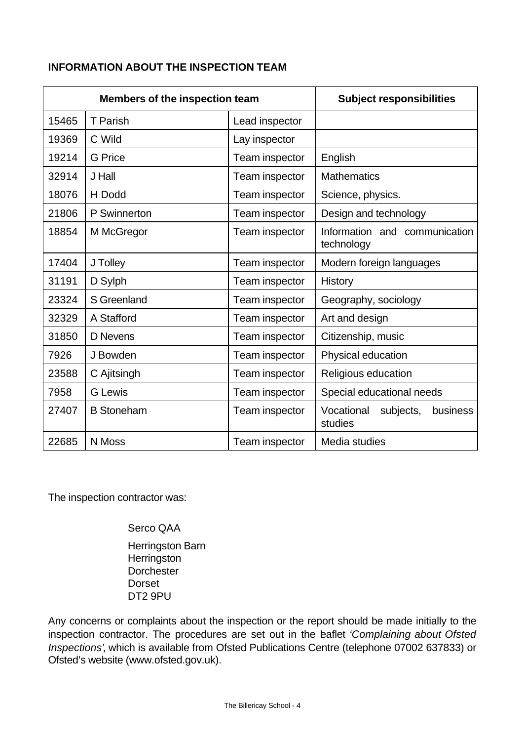**INFORMATION ABOUT THE INSPECTION TEAM**

| Members of the inspection team | | | Subject responsibilities |
|---|---|---|---|
| 15465 | T Parish | Lead inspector | |
| 19369 | C Wild | Lay inspector | |
| 19214 | G Price | Team inspector | English |
| 32914 | J Hall | Team inspector | Mathematics |
| 18076 | H Dodd | Team inspector | Science, physics. |
| 21806 | P Swinnerton | Team inspector | Design and technology |
| 18854 | M McGregor | Team inspector | Information and communication technology |
| 17404 | J Tolley | Team inspector | Modern foreign languages |
| 31191 | D Sylph | Team inspector | History |
| 23324 | S Greenland | Team inspector | Geography, sociology |
| 32329 | A Stafford | Team inspector | Art and design |
| 31850 | D Nevens | Team inspector | Citizenship, music |
| 7926 | J Bowden | Team inspector | Physical education |
| 23588 | C Ajitsingh | Team inspector | Religious education |
| 7958 | G Lewis | Team inspector | Special educational needs |
| 27407 | B Stoneham | Team inspector | Vocational subjects, business studies |
| 22685 | N Moss | Team inspector | Media studies |

The inspection contractor was:

Serco QAA

Herringston Barn
Herringston
Dorchester
Dorset
DT2 9PU

Any concerns or complaints about the inspection or the report should be made initially to the inspection contractor. The procedures are set out in the leaflet *'Complaining about Ofsted Inspections'*, which is available from Ofsted Publications Centre (telephone 07002 637833) or Ofsted's website (www.ofsted.gov.uk).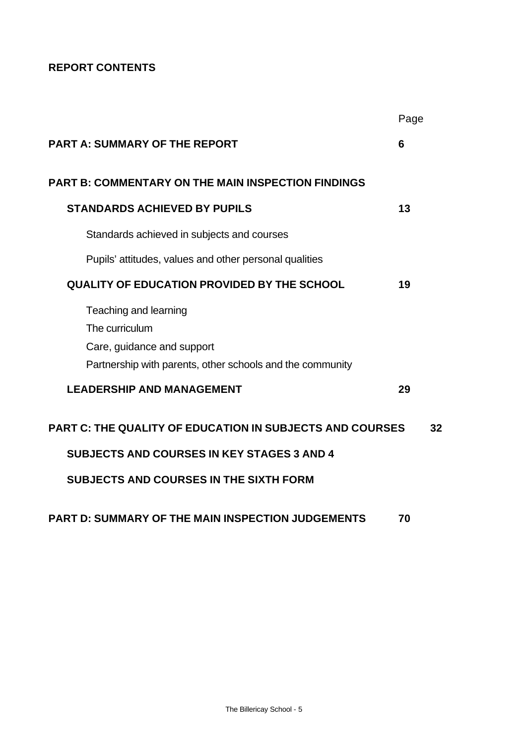**REPORT CONTENTS**

| | Page |
|---|---|
| **PART A: SUMMARY OF THE REPORT** | **6** |
| **PART B: COMMENTARY ON THE MAIN INSPECTION FINDINGS** | |
| **STANDARDS ACHIEVED BY PUPILS** | **13** |
| Standards achieved in subjects and courses | |
| Pupils' attitudes, values and other personal qualities | |
| **QUALITY OF EDUCATION PROVIDED BY THE SCHOOL** | **19** |
| Teaching and learning<br>The curriculum<br>Care, guidance and support<br>Partnership with parents, other schools and the community | |
| **LEADERSHIP AND MANAGEMENT** | **29** |
| **PART C: THE QUALITY OF EDUCATION IN SUBJECTS AND COURSES** | **32** |
| **SUBJECTS AND COURSES IN KEY STAGES 3 AND 4** | |
| **SUBJECTS AND COURSES IN THE SIXTH FORM** | |
| **PART D: SUMMARY OF THE MAIN INSPECTION JUDGEMENTS** | **70** |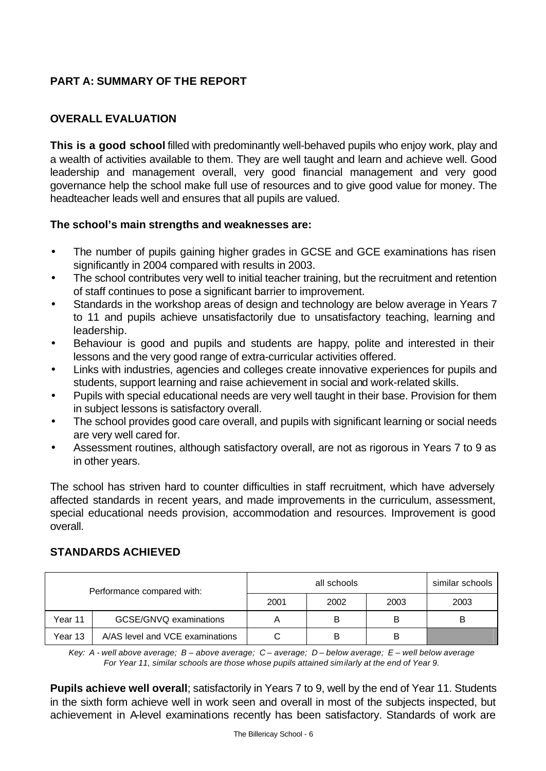## PART A: SUMMARY OF THE REPORT

### OVERALL EVALUATION

**This is a good school** filled with predominantly well-behaved pupils who enjoy work, play and a wealth of activities available to them. They are well taught and learn and achieve well. Good leadership and management overall, very good financial management and very good governance help the school make full use of resources and to give good value for money. The headteacher leads well and ensures that all pupils are valued.

**The school's main strengths and weaknesses are:**

- The number of pupils gaining higher grades in GCSE and GCE examinations has risen significantly in 2004 compared with results in 2003.
- The school contributes very well to initial teacher training, but the recruitment and retention of staff continues to pose a significant barrier to improvement.
- Standards in the workshop areas of design and technology are below average in Years 7 to 11 and pupils achieve unsatisfactorily due to unsatisfactory teaching, learning and leadership.
- Behaviour is good and pupils and students are happy, polite and interested in their lessons and the very good range of extra-curricular activities offered.
- Links with industries, agencies and colleges create innovative experiences for pupils and students, support learning and raise achievement in social and work-related skills.
- Pupils with special educational needs are very well taught in their base. Provision for them in subject lessons is satisfactory overall.
- The school provides good care overall, and pupils with significant learning or social needs are very well cared for.
- Assessment routines, although satisfactory overall, are not as rigorous in Years 7 to 9 as in other years.

The school has striven hard to counter difficulties in staff recruitment, which have adversely affected standards in recent years, and made improvements in the curriculum, assessment, special educational needs provision, accommodation and resources. Improvement is good overall.

### STANDARDS ACHIEVED

| Performance compared with: | | all schools | | | similar schools |
|---|---|---|---|---|---|
| | | 2001 | 2002 | 2003 | 2003 |
| Year 11 | GCSE/GNVQ examinations | A | B | B | B |
| Year 13 | A/AS level and VCE examinations | C | B | B | |

*Key: A - well above average; B – above average; C – average; D – below average; E – well below average*
*For Year 11, similar schools are those whose pupils attained similarly at the end of Year 9.*

**Pupils achieve well overall**; satisfactorily in Years 7 to 9, well by the end of Year 11. Students in the sixth form achieve well in work seen and overall in most of the subjects inspected, but achievement in A-level examinations recently has been satisfactory. Standards of work are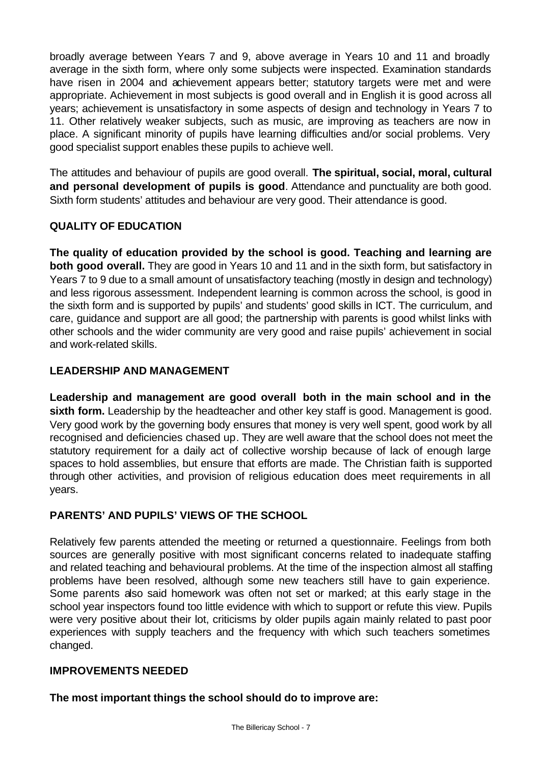broadly average between Years 7 and 9, above average in Years 10 and 11 and broadly average in the sixth form, where only some subjects were inspected. Examination standards have risen in 2004 and achievement appears better; statutory targets were met and were appropriate. Achievement in most subjects is good overall and in English it is good across all years; achievement is unsatisfactory in some aspects of design and technology in Years 7 to 11. Other relatively weaker subjects, such as music, are improving as teachers are now in place. A significant minority of pupils have learning difficulties and/or social problems. Very good specialist support enables these pupils to achieve well.

The attitudes and behaviour of pupils are good overall. **The spiritual, social, moral, cultural and personal development of pupils is good**. Attendance and punctuality are both good. Sixth form students' attitudes and behaviour are very good. Their attendance is good.

## QUALITY OF EDUCATION

**The quality of education provided by the school is good. Teaching and learning are both good overall.** They are good in Years 10 and 11 and in the sixth form, but satisfactory in Years 7 to 9 due to a small amount of unsatisfactory teaching (mostly in design and technology) and less rigorous assessment. Independent learning is common across the school, is good in the sixth form and is supported by pupils' and students' good skills in ICT. The curriculum, and care, guidance and support are all good; the partnership with parents is good whilst links with other schools and the wider community are very good and raise pupils' achievement in social and work-related skills.

## LEADERSHIP AND MANAGEMENT

**Leadership and management are good overall both in the main school and in the sixth form.** Leadership by the headteacher and other key staff is good. Management is good. Very good work by the governing body ensures that money is very well spent, good work by all recognised and deficiencies chased up. They are well aware that the school does not meet the statutory requirement for a daily act of collective worship because of lack of enough large spaces to hold assemblies, but ensure that efforts are made. The Christian faith is supported through other activities, and provision of religious education does meet requirements in all years.

## PARENTS' AND PUPILS' VIEWS OF THE SCHOOL

Relatively few parents attended the meeting or returned a questionnaire. Feelings from both sources are generally positive with most significant concerns related to inadequate staffing and related teaching and behavioural problems. At the time of the inspection almost all staffing problems have been resolved, although some new teachers still have to gain experience. Some parents also said homework was often not set or marked; at this early stage in the school year inspectors found too little evidence with which to support or refute this view. Pupils were very positive about their lot, criticisms by older pupils again mainly related to past poor experiences with supply teachers and the frequency with which such teachers sometimes changed.

## IMPROVEMENTS NEEDED

**The most important things the school should do to improve are:**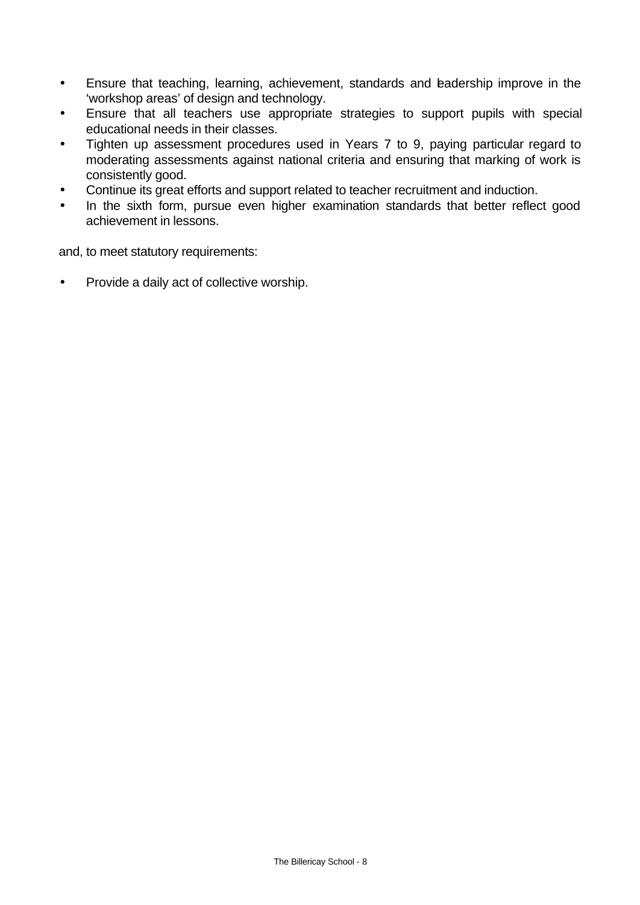- Ensure that teaching, learning, achievement, standards and leadership improve in the 'workshop areas' of design and technology.
- Ensure that all teachers use appropriate strategies to support pupils with special educational needs in their classes.
- Tighten up assessment procedures used in Years 7 to 9, paying particular regard to moderating assessments against national criteria and ensuring that marking of work is consistently good.
- Continue its great efforts and support related to teacher recruitment and induction.
- In the sixth form, pursue even higher examination standards that better reflect good achievement in lessons.

and, to meet statutory requirements:

- Provide a daily act of collective worship.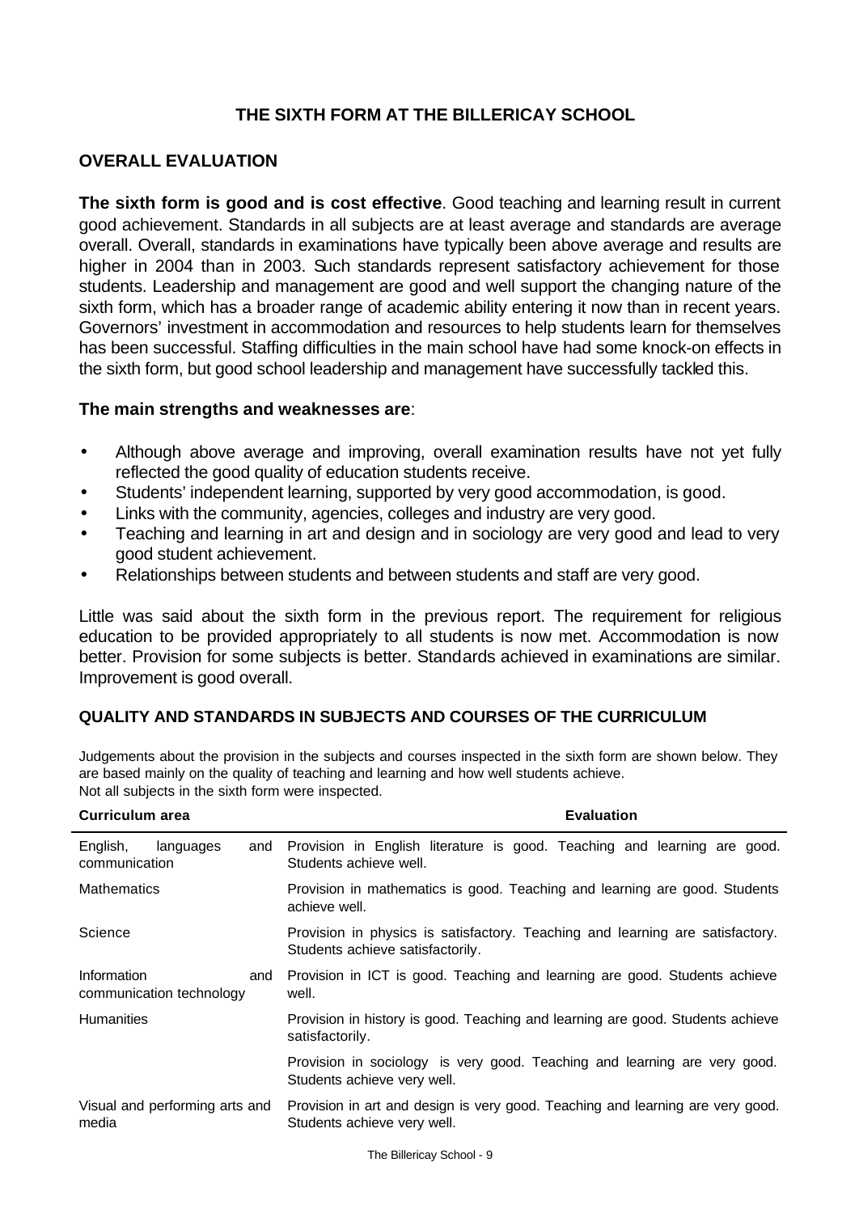## THE SIXTH FORM AT THE BILLERICAY SCHOOL

### OVERALL EVALUATION

**The sixth form is good and is cost effective**. Good teaching and learning result in current good achievement. Standards in all subjects are at least average and standards are average overall. Overall, standards in examinations have typically been above average and results are higher in 2004 than in 2003. Such standards represent satisfactory achievement for those students. Leadership and management are good and well support the changing nature of the sixth form, which has a broader range of academic ability entering it now than in recent years. Governors' investment in accommodation and resources to help students learn for themselves has been successful. Staffing difficulties in the main school have had some knock-on effects in the sixth form, but good school leadership and management have successfully tackled this.

**The main strengths and weaknesses are**:

- Although above average and improving, overall examination results have not yet fully reflected the good quality of education students receive.
- Students' independent learning, supported by very good accommodation, is good.
- Links with the community, agencies, colleges and industry are very good.
- Teaching and learning in art and design and in sociology are very good and lead to very good student achievement.
- Relationships between students and between students and staff are very good.

Little was said about the sixth form in the previous report. The requirement for religious education to be provided appropriately to all students is now met. Accommodation is now better. Provision for some subjects is better. Standards achieved in examinations are similar. Improvement is good overall.

### QUALITY AND STANDARDS IN SUBJECTS AND COURSES OF THE CURRICULUM

Judgements about the provision in the subjects and courses inspected in the sixth form are shown below. They are based mainly on the quality of teaching and learning and how well students achieve.
Not all subjects in the sixth form were inspected.

| Curriculum area | Evaluation |
|---|---|
| English, languages and communication | Provision in English literature is good. Teaching and learning are good. Students achieve well. |
| Mathematics | Provision in mathematics is good. Teaching and learning are good. Students achieve well. |
| Science | Provision in physics is satisfactory. Teaching and learning are satisfactory. Students achieve satisfactorily. |
| Information and communication technology | Provision in ICT is good. Teaching and learning are good. Students achieve well. |
| Humanities | Provision in history is good. Teaching and learning are good. Students achieve satisfactorily. |
| | Provision in sociology is very good. Teaching and learning are very good. Students achieve very well. |
| Visual and performing arts and media | Provision in art and design is very good. Teaching and learning are very good. Students achieve very well. |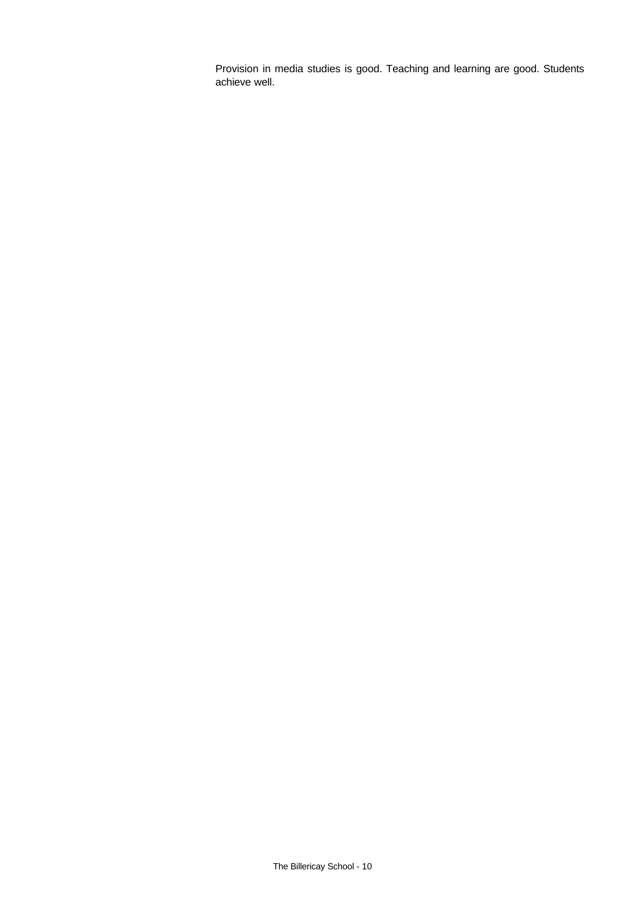Provision in media studies is good. Teaching and learning are good. Students achieve well.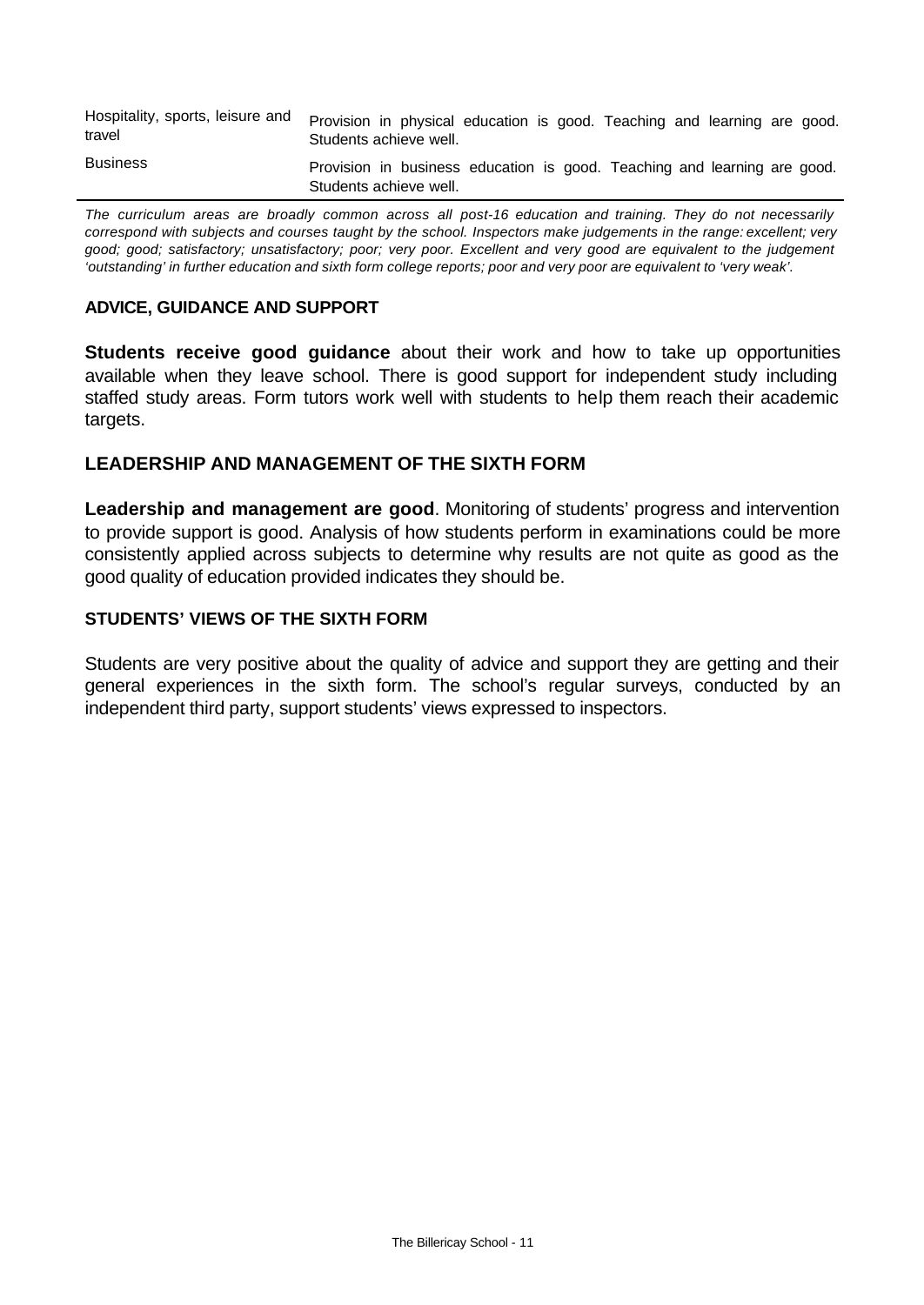| | |
|---|---|
| Hospitality, sports, leisure and travel | Provision in physical education is good. Teaching and learning are good. Students achieve well. |
| Business | Provision in business education is good. Teaching and learning are good. Students achieve well. |

*The curriculum areas are broadly common across all post-16 education and training. They do not necessarily correspond with subjects and courses taught by the school. Inspectors make judgements in the range: excellent; very good; good; satisfactory; unsatisfactory; poor; very poor. Excellent and very good are equivalent to the judgement 'outstanding' in further education and sixth form college reports; poor and very poor are equivalent to 'very weak'.*

### ADVICE, GUIDANCE AND SUPPORT

**Students receive good guidance** about their work and how to take up opportunities available when they leave school. There is good support for independent study including staffed study areas. Form tutors work well with students to help them reach their academic targets.

## LEADERSHIP AND MANAGEMENT OF THE SIXTH FORM

**Leadership and management are good**. Monitoring of students' progress and intervention to provide support is good. Analysis of how students perform in examinations could be more consistently applied across subjects to determine why results are not quite as good as the good quality of education provided indicates they should be.

### STUDENTS' VIEWS OF THE SIXTH FORM

Students are very positive about the quality of advice and support they are getting and their general experiences in the sixth form. The school's regular surveys, conducted by an independent third party, support students' views expressed to inspectors.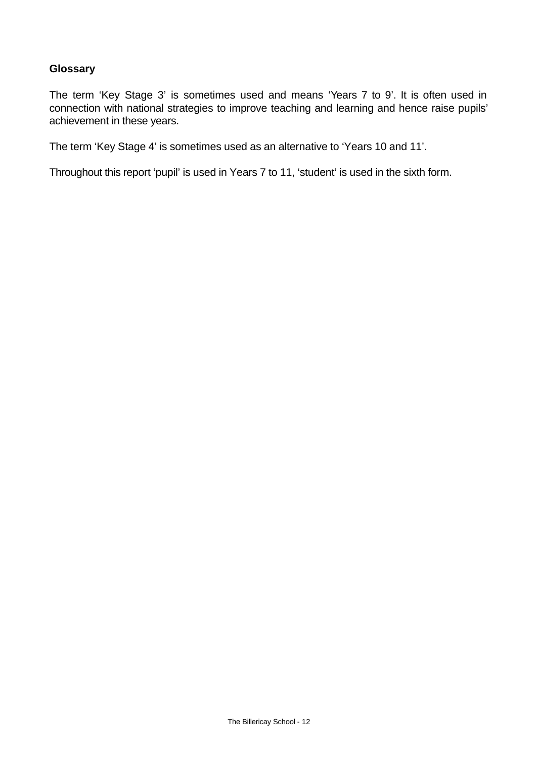**Glossary**

The term ‘Key Stage 3’ is sometimes used and means ‘Years 7 to 9’. It is often used in connection with national strategies to improve teaching and learning and hence raise pupils’ achievement in these years.

The term ‘Key Stage 4’ is sometimes used as an alternative to ‘Years 10 and 11’.

Throughout this report ‘pupil’ is used in Years 7 to 11, ‘student’ is used in the sixth form.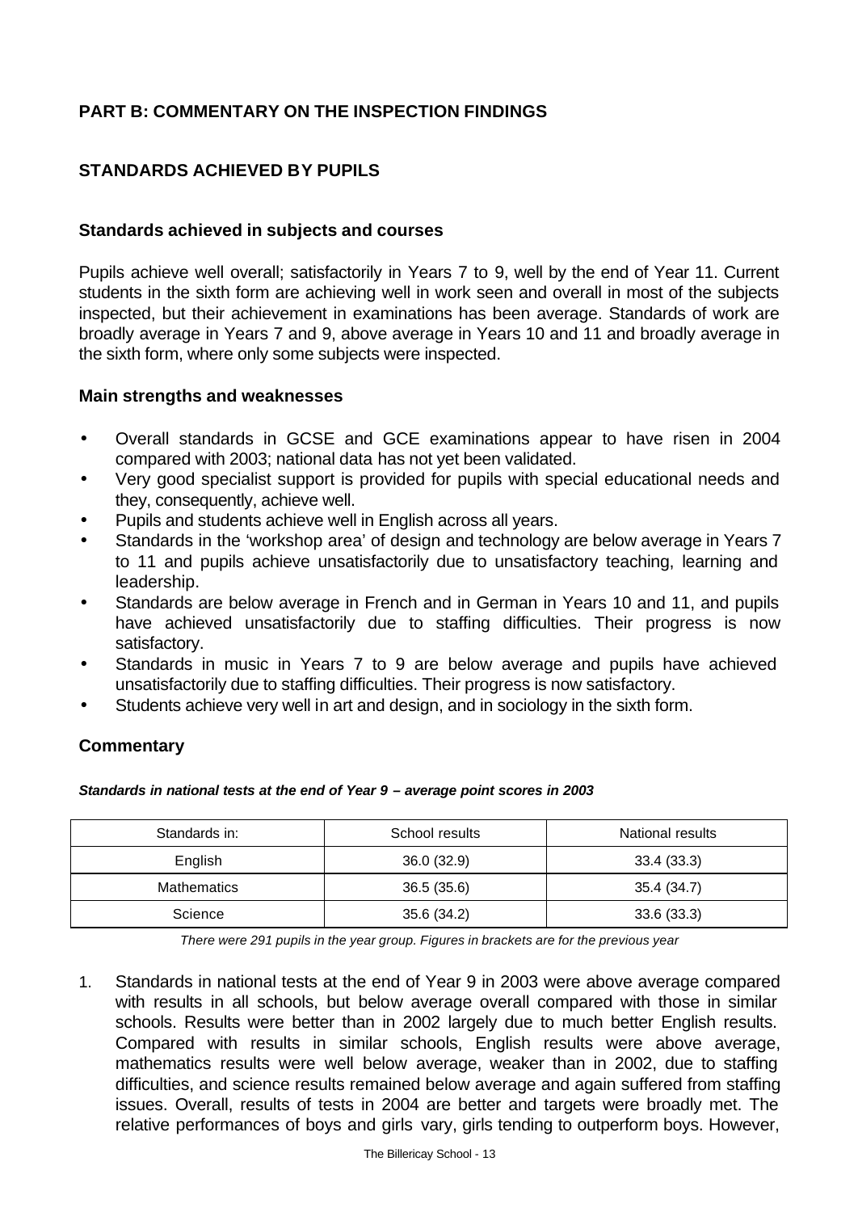## PART B: COMMENTARY ON THE INSPECTION FINDINGS

## STANDARDS ACHIEVED BY PUPILS

### Standards achieved in subjects and courses

Pupils achieve well overall; satisfactorily in Years 7 to 9, well by the end of Year 11. Current students in the sixth form are achieving well in work seen and overall in most of the subjects inspected, but their achievement in examinations has been average. Standards of work are broadly average in Years 7 and 9, above average in Years 10 and 11 and broadly average in the sixth form, where only some subjects were inspected.

### Main strengths and weaknesses

- Overall standards in GCSE and GCE examinations appear to have risen in 2004 compared with 2003; national data has not yet been validated.
- Very good specialist support is provided for pupils with special educational needs and they, consequently, achieve well.
- Pupils and students achieve well in English across all years.
- Standards in the 'workshop area' of design and technology are below average in Years 7 to 11 and pupils achieve unsatisfactorily due to unsatisfactory teaching, learning and leadership.
- Standards are below average in French and in German in Years 10 and 11, and pupils have achieved unsatisfactorily due to staffing difficulties. Their progress is now satisfactory.
- Standards in music in Years 7 to 9 are below average and pupils have achieved unsatisfactorily due to staffing difficulties. Their progress is now satisfactory.
- Students achieve very well in art and design, and in sociology in the sixth form.

### Commentary

***Standards in national tests at the end of Year 9 – average point scores in 2003***

| Standards in: | School results | National results |
|---|---|---|
| English | 36.0 (32.9) | 33.4 (33.3) |
| Mathematics | 36.5 (35.6) | 35.4 (34.7) |
| Science | 35.6 (34.2) | 33.6 (33.3) |

*There were 291 pupils in the year group. Figures in brackets are for the previous year*

1. Standards in national tests at the end of Year 9 in 2003 were above average compared with results in all schools, but below average overall compared with those in similar schools. Results were better than in 2002 largely due to much better English results. Compared with results in similar schools, English results were above average, mathematics results were well below average, weaker than in 2002, due to staffing difficulties, and science results remained below average and again suffered from staffing issues. Overall, results of tests in 2004 are better and targets were broadly met. The relative performances of boys and girls vary, girls tending to outperform boys. However,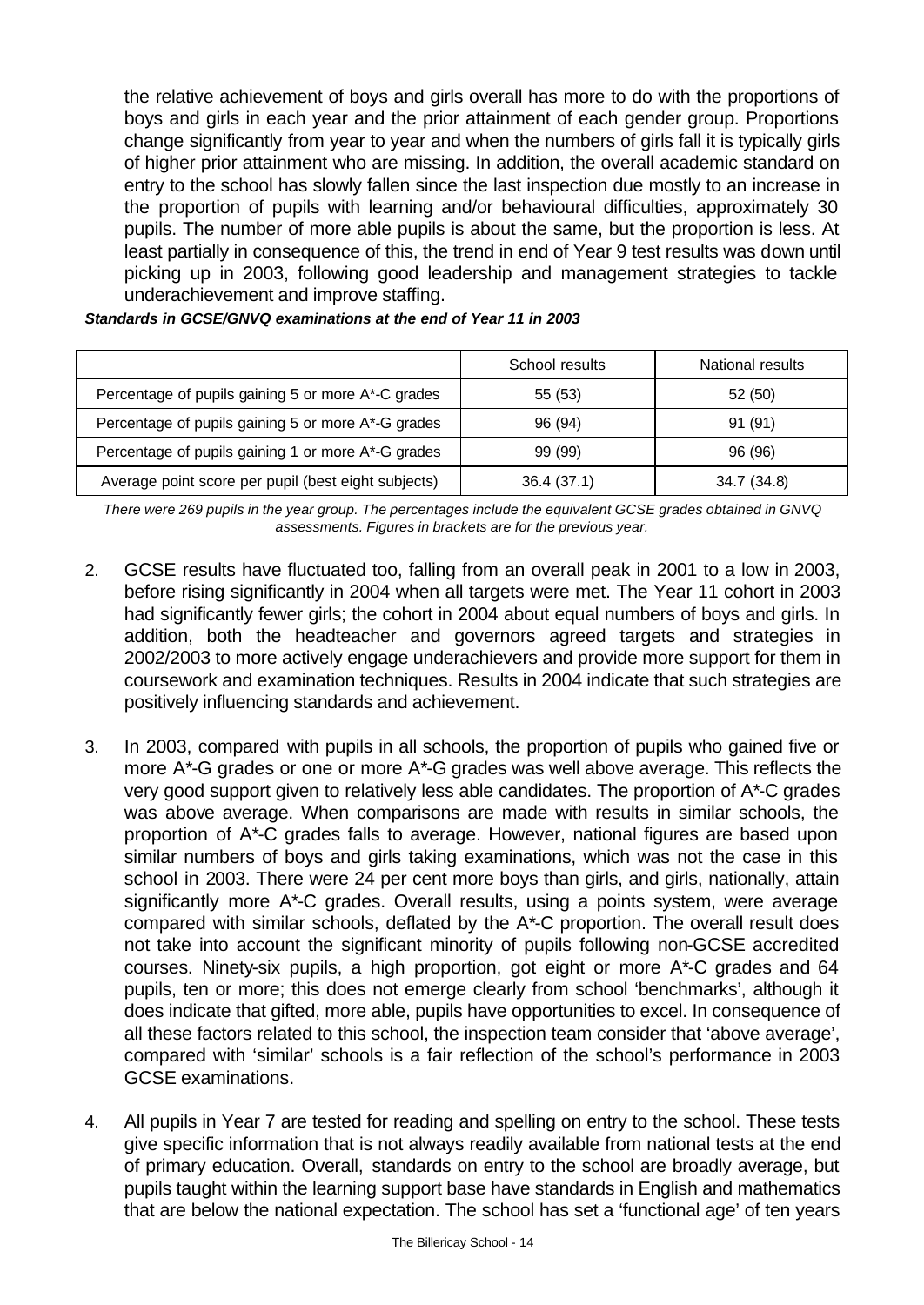the relative achievement of boys and girls overall has more to do with the proportions of boys and girls in each year and the prior attainment of each gender group. Proportions change significantly from year to year and when the numbers of girls fall it is typically girls of higher prior attainment who are missing. In addition, the overall academic standard on entry to the school has slowly fallen since the last inspection due mostly to an increase in the proportion of pupils with learning and/or behavioural difficulties, approximately 30 pupils. The number of more able pupils is about the same, but the proportion is less. At least partially in consequence of this, the trend in end of Year 9 test results was down until picking up in 2003, following good leadership and management strategies to tackle underachievement and improve staffing.

***Standards in GCSE/GNVQ examinations at the end of Year 11 in 2003***

| | School results | National results |
|---|---|---|
| Percentage of pupils gaining 5 or more A*-C grades | 55 (53) | 52 (50) |
| Percentage of pupils gaining 5 or more A*-G grades | 96 (94) | 91 (91) |
| Percentage of pupils gaining 1 or more A*-G grades | 99 (99) | 96 (96) |
| Average point score per pupil (best eight subjects) | 36.4 (37.1) | 34.7 (34.8) |

*There were 269 pupils in the year group. The percentages include the equivalent GCSE grades obtained in GNVQ assessments. Figures in brackets are for the previous year.*

2. GCSE results have fluctuated too, falling from an overall peak in 2001 to a low in 2003, before rising significantly in 2004 when all targets were met. The Year 11 cohort in 2003 had significantly fewer girls; the cohort in 2004 about equal numbers of boys and girls. In addition, both the headteacher and governors agreed targets and strategies in 2002/2003 to more actively engage underachievers and provide more support for them in coursework and examination techniques. Results in 2004 indicate that such strategies are positively influencing standards and achievement.

3. In 2003, compared with pupils in all schools, the proportion of pupils who gained five or more A*-G grades or one or more A*-G grades was well above average. This reflects the very good support given to relatively less able candidates. The proportion of A*-C grades was above average. When comparisons are made with results in similar schools, the proportion of A*-C grades falls to average. However, national figures are based upon similar numbers of boys and girls taking examinations, which was not the case in this school in 2003. There were 24 per cent more boys than girls, and girls, nationally, attain significantly more A*-C grades. Overall results, using a points system, were average compared with similar schools, deflated by the A*-C proportion. The overall result does not take into account the significant minority of pupils following non-GCSE accredited courses. Ninety-six pupils, a high proportion, got eight or more A*-C grades and 64 pupils, ten or more; this does not emerge clearly from school 'benchmarks', although it does indicate that gifted, more able, pupils have opportunities to excel. In consequence of all these factors related to this school, the inspection team consider that 'above average', compared with 'similar' schools is a fair reflection of the school's performance in 2003 GCSE examinations.

4. All pupils in Year 7 are tested for reading and spelling on entry to the school. These tests give specific information that is not always readily available from national tests at the end of primary education. Overall, standards on entry to the school are broadly average, but pupils taught within the learning support base have standards in English and mathematics that are below the national expectation. The school has set a 'functional age' of ten years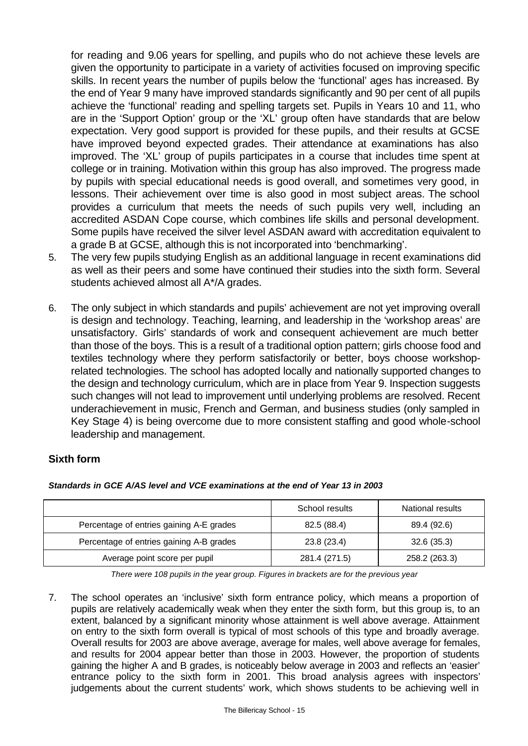for reading and 9.06 years for spelling, and pupils who do not achieve these levels are given the opportunity to participate in a variety of activities focused on improving specific skills. In recent years the number of pupils below the 'functional' ages has increased. By the end of Year 9 many have improved standards significantly and 90 per cent of all pupils achieve the 'functional' reading and spelling targets set. Pupils in Years 10 and 11, who are in the 'Support Option' group or the 'XL' group often have standards that are below expectation. Very good support is provided for these pupils, and their results at GCSE have improved beyond expected grades. Their attendance at examinations has also improved. The 'XL' group of pupils participates in a course that includes time spent at college or in training. Motivation within this group has also improved. The progress made by pupils with special educational needs is good overall, and sometimes very good, in lessons. Their achievement over time is also good in most subject areas. The school provides a curriculum that meets the needs of such pupils very well, including an accredited ASDAN Cope course, which combines life skills and personal development. Some pupils have received the silver level ASDAN award with accreditation equivalent to a grade B at GCSE, although this is not incorporated into 'benchmarking'.

5. The very few pupils studying English as an additional language in recent examinations did as well as their peers and some have continued their studies into the sixth form. Several students achieved almost all A*/A grades.

6. The only subject in which standards and pupils' achievement are not yet improving overall is design and technology. Teaching, learning, and leadership in the 'workshop areas' are unsatisfactory. Girls' standards of work and consequent achievement are much better than those of the boys. This is a result of a traditional option pattern; girls choose food and textiles technology where they perform satisfactorily or better, boys choose workshop-related technologies. The school has adopted locally and nationally supported changes to the design and technology curriculum, which are in place from Year 9. Inspection suggests such changes will not lead to improvement until underlying problems are resolved. Recent underachievement in music, French and German, and business studies (only sampled in Key Stage 4) is being overcome due to more consistent staffing and good whole-school leadership and management.

### Sixth form

***Standards in GCE A/AS level and VCE examinations at the end of Year 13 in 2003***

| | School results | National results |
|---|---|---|
| Percentage of entries gaining A-E grades | 82.5 (88.4) | 89.4 (92.6) |
| Percentage of entries gaining A-B grades | 23.8 (23.4) | 32.6 (35.3) |
| Average point score per pupil | 281.4 (271.5) | 258.2 (263.3) |

*There were 108 pupils in the year group. Figures in brackets are for the previous year*

7. The school operates an 'inclusive' sixth form entrance policy, which means a proportion of pupils are relatively academically weak when they enter the sixth form, but this group is, to an extent, balanced by a significant minority whose attainment is well above average. Attainment on entry to the sixth form overall is typical of most schools of this type and broadly average. Overall results for 2003 are above average, average for males, well above average for females, and results for 2004 appear better than those in 2003. However, the proportion of students gaining the higher A and B grades, is noticeably below average in 2003 and reflects an 'easier' entrance policy to the sixth form in 2001. This broad analysis agrees with inspectors' judgements about the current students' work, which shows students to be achieving well in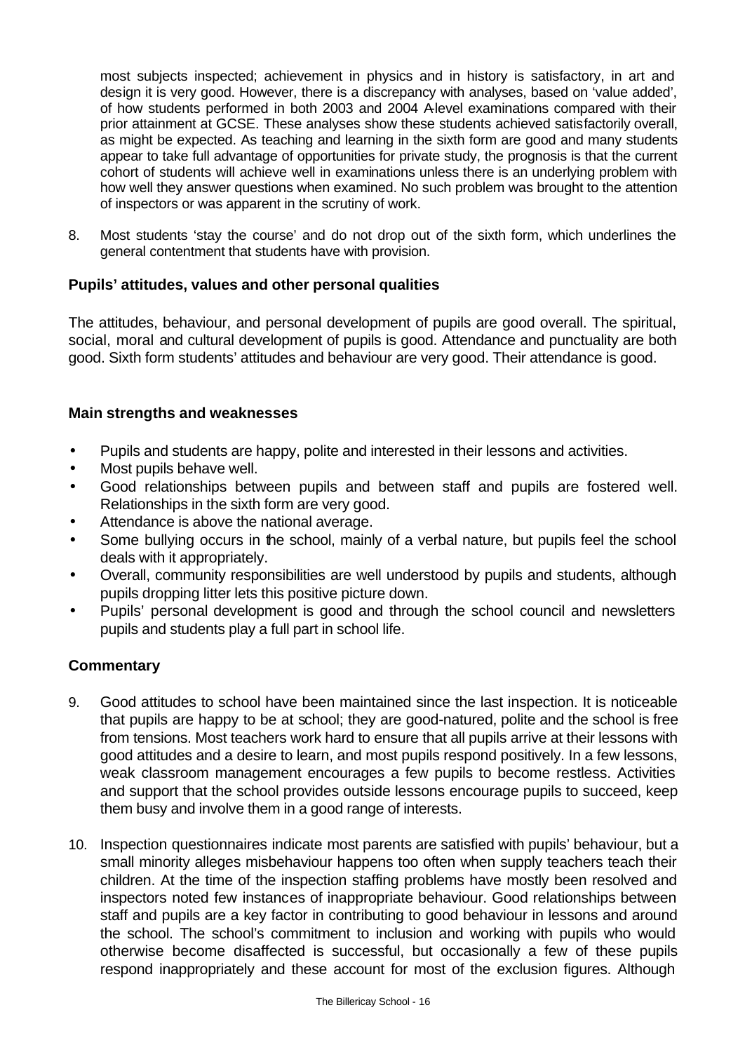most subjects inspected; achievement in physics and in history is satisfactory, in art and design it is very good. However, there is a discrepancy with analyses, based on 'value added', of how students performed in both 2003 and 2004 A-level examinations compared with their prior attainment at GCSE. These analyses show these students achieved satisfactorily overall, as might be expected. As teaching and learning in the sixth form are good and many students appear to take full advantage of opportunities for private study, the prognosis is that the current cohort of students will achieve well in examinations unless there is an underlying problem with how well they answer questions when examined. No such problem was brought to the attention of inspectors or was apparent in the scrutiny of work.

8. Most students 'stay the course' and do not drop out of the sixth form, which underlines the general contentment that students have with provision.

### Pupils' attitudes, values and other personal qualities

The attitudes, behaviour, and personal development of pupils are good overall. The spiritual, social, moral and cultural development of pupils is good. Attendance and punctuality are both good. Sixth form students' attitudes and behaviour are very good. Their attendance is good.

### Main strengths and weaknesses

- Pupils and students are happy, polite and interested in their lessons and activities.
- Most pupils behave well.
- Good relationships between pupils and between staff and pupils are fostered well. Relationships in the sixth form are very good.
- Attendance is above the national average.
- Some bullying occurs in the school, mainly of a verbal nature, but pupils feel the school deals with it appropriately.
- Overall, community responsibilities are well understood by pupils and students, although pupils dropping litter lets this positive picture down.
- Pupils' personal development is good and through the school council and newsletters pupils and students play a full part in school life.

### Commentary

9. Good attitudes to school have been maintained since the last inspection. It is noticeable that pupils are happy to be at school; they are good-natured, polite and the school is free from tensions. Most teachers work hard to ensure that all pupils arrive at their lessons with good attitudes and a desire to learn, and most pupils respond positively. In a few lessons, weak classroom management encourages a few pupils to become restless. Activities and support that the school provides outside lessons encourage pupils to succeed, keep them busy and involve them in a good range of interests.

10. Inspection questionnaires indicate most parents are satisfied with pupils' behaviour, but a small minority alleges misbehaviour happens too often when supply teachers teach their children. At the time of the inspection staffing problems have mostly been resolved and inspectors noted few instances of inappropriate behaviour. Good relationships between staff and pupils are a key factor in contributing to good behaviour in lessons and around the school. The school's commitment to inclusion and working with pupils who would otherwise become disaffected is successful, but occasionally a few of these pupils respond inappropriately and these account for most of the exclusion figures. Although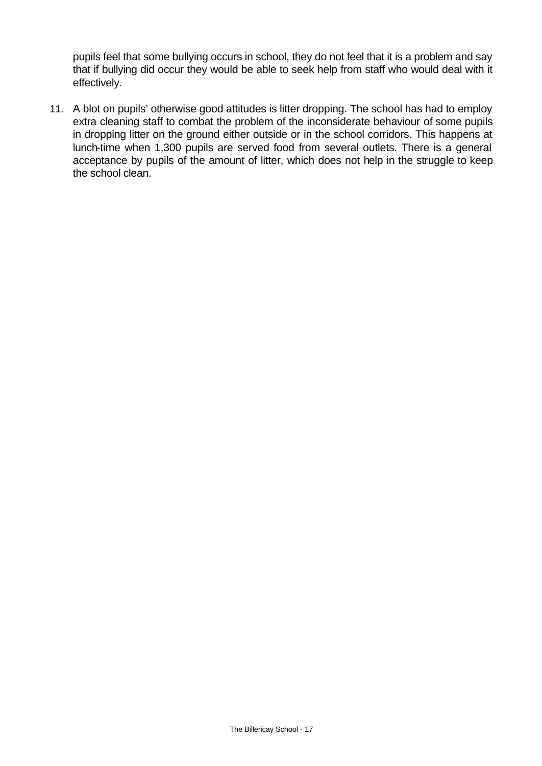pupils feel that some bullying occurs in school, they do not feel that it is a problem and say that if bullying did occur they would be able to seek help from staff who would deal with it effectively.

11. A blot on pupils' otherwise good attitudes is litter dropping. The school has had to employ extra cleaning staff to combat the problem of the inconsiderate behaviour of some pupils in dropping litter on the ground either outside or in the school corridors. This happens at lunch-time when 1,300 pupils are served food from several outlets. There is a general acceptance by pupils of the amount of litter, which does not help in the struggle to keep the school clean.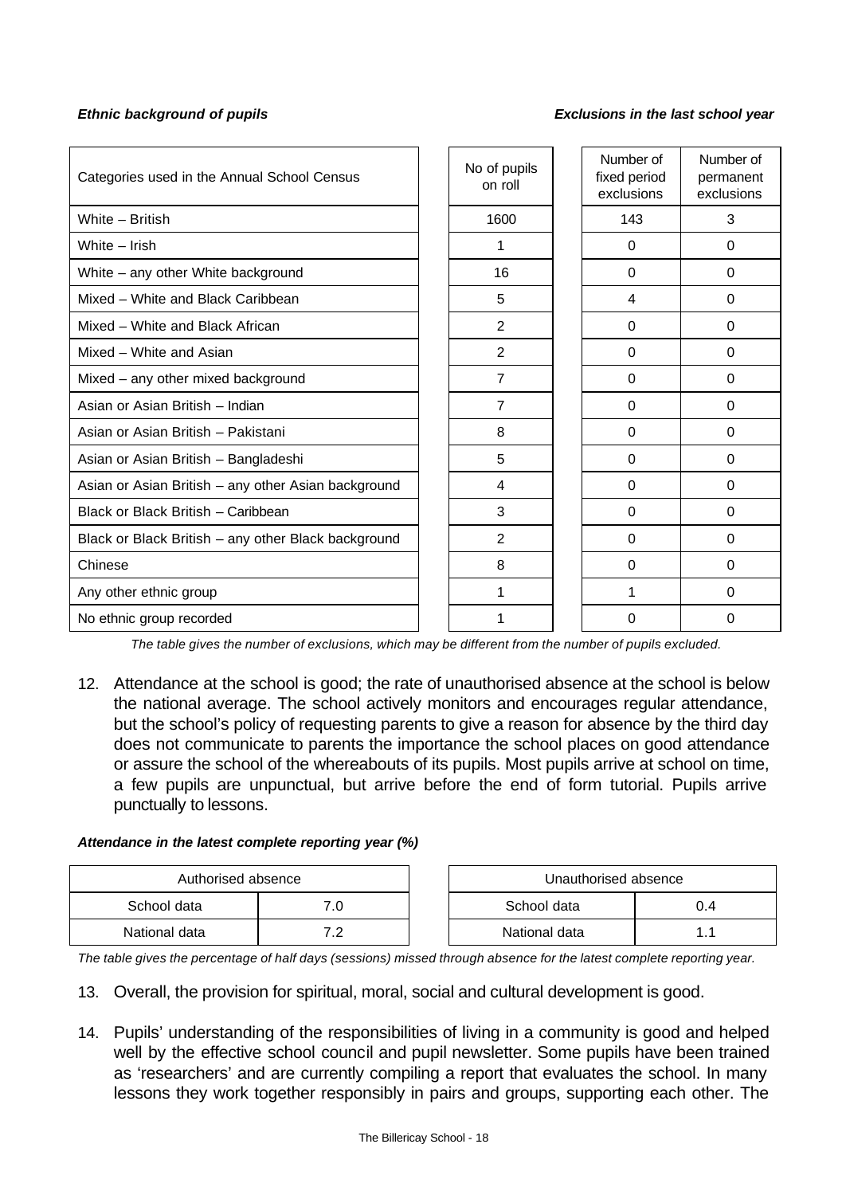***Ethnic background of pupils*** ***Exclusions in the last school year***

| Categories used in the Annual School Census | No of pupils on roll | Number of fixed period exclusions | Number of permanent exclusions |
|---|---|---|---|
| White – British | 1600 | 143 | 3 |
| White – Irish | 1 | 0 | 0 |
| White – any other White background | 16 | 0 | 0 |
| Mixed – White and Black Caribbean | 5 | 4 | 0 |
| Mixed – White and Black African | 2 | 0 | 0 |
| Mixed – White and Asian | 2 | 0 | 0 |
| Mixed – any other mixed background | 7 | 0 | 0 |
| Asian or Asian British – Indian | 7 | 0 | 0 |
| Asian or Asian British – Pakistani | 8 | 0 | 0 |
| Asian or Asian British – Bangladeshi | 5 | 0 | 0 |
| Asian or Asian British – any other Asian background | 4 | 0 | 0 |
| Black or Black British – Caribbean | 3 | 0 | 0 |
| Black or Black British – any other Black background | 2 | 0 | 0 |
| Chinese | 8 | 0 | 0 |
| Any other ethnic group | 1 | 1 | 0 |
| No ethnic group recorded | 1 | 0 | 0 |

*The table gives the number of exclusions, which may be different from the number of pupils excluded.*

12. Attendance at the school is good; the rate of unauthorised absence at the school is below the national average. The school actively monitors and encourages regular attendance, but the school's policy of requesting parents to give a reason for absence by the third day does not communicate to parents the importance the school places on good attendance or assure the school of the whereabouts of its pupils. Most pupils arrive at school on time, a few pupils are unpunctual, but arrive before the end of form tutorial. Pupils arrive punctually to lessons.

***Attendance in the latest complete reporting year (%)***

| Authorised absence | |
|---|---|
| School data | 7.0 |
| National data | 7.2 |

| Unauthorised absence | |
|---|---|
| School data | 0.4 |
| National data | 1.1 |

*The table gives the percentage of half days (sessions) missed through absence for the latest complete reporting year.*

13. Overall, the provision for spiritual, moral, social and cultural development is good.

14. Pupils' understanding of the responsibilities of living in a community is good and helped well by the effective school council and pupil newsletter. Some pupils have been trained as 'researchers' and are currently compiling a report that evaluates the school. In many lessons they work together responsibly in pairs and groups, supporting each other. The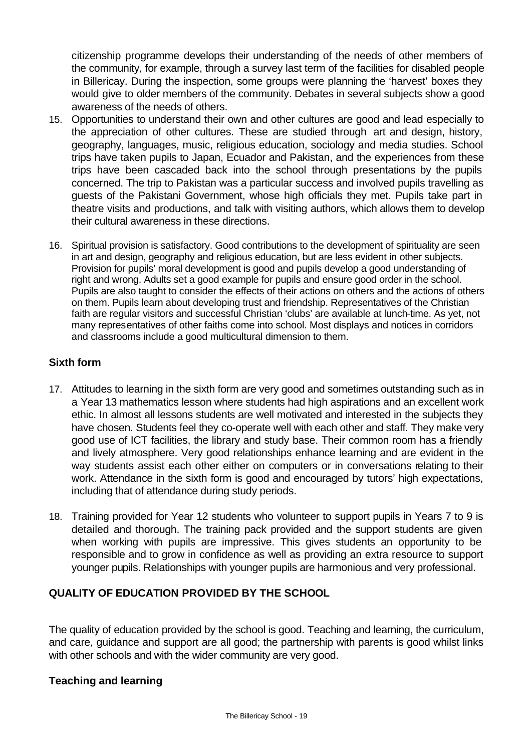citizenship programme develops their understanding of the needs of other members of the community, for example, through a survey last term of the facilities for disabled people in Billericay. During the inspection, some groups were planning the 'harvest' boxes they would give to older members of the community. Debates in several subjects show a good awareness of the needs of others.

15. Opportunities to understand their own and other cultures are good and lead especially to the appreciation of other cultures. These are studied through art and design, history, geography, languages, music, religious education, sociology and media studies. School trips have taken pupils to Japan, Ecuador and Pakistan, and the experiences from these trips have been cascaded back into the school through presentations by the pupils concerned. The trip to Pakistan was a particular success and involved pupils travelling as guests of the Pakistani Government, whose high officials they met. Pupils take part in theatre visits and productions, and talk with visiting authors, which allows them to develop their cultural awareness in these directions.

16. Spiritual provision is satisfactory. Good contributions to the development of spirituality are seen in art and design, geography and religious education, but are less evident in other subjects. Provision for pupils' moral development is good and pupils develop a good understanding of right and wrong. Adults set a good example for pupils and ensure good order in the school. Pupils are also taught to consider the effects of their actions on others and the actions of others on them. Pupils learn about developing trust and friendship. Representatives of the Christian faith are regular visitors and successful Christian 'clubs' are available at lunch-time. As yet, not many representatives of other faiths come into school. Most displays and notices in corridors and classrooms include a good multicultural dimension to them.

### Sixth form

17. Attitudes to learning in the sixth form are very good and sometimes outstanding such as in a Year 13 mathematics lesson where students had high aspirations and an excellent work ethic. In almost all lessons students are well motivated and interested in the subjects they have chosen. Students feel they co-operate well with each other and staff. They make very good use of ICT facilities, the library and study base. Their common room has a friendly and lively atmosphere. Very good relationships enhance learning and are evident in the way students assist each other either on computers or in conversations relating to their work. Attendance in the sixth form is good and encouraged by tutors' high expectations, including that of attendance during study periods.

18. Training provided for Year 12 students who volunteer to support pupils in Years 7 to 9 is detailed and thorough. The training pack provided and the support students are given when working with pupils are impressive. This gives students an opportunity to be responsible and to grow in confidence as well as providing an extra resource to support younger pupils. Relationships with younger pupils are harmonious and very professional.

## QUALITY OF EDUCATION PROVIDED BY THE SCHOOL

The quality of education provided by the school is good. Teaching and learning, the curriculum, and care, guidance and support are all good; the partnership with parents is good whilst links with other schools and with the wider community are very good.

### Teaching and learning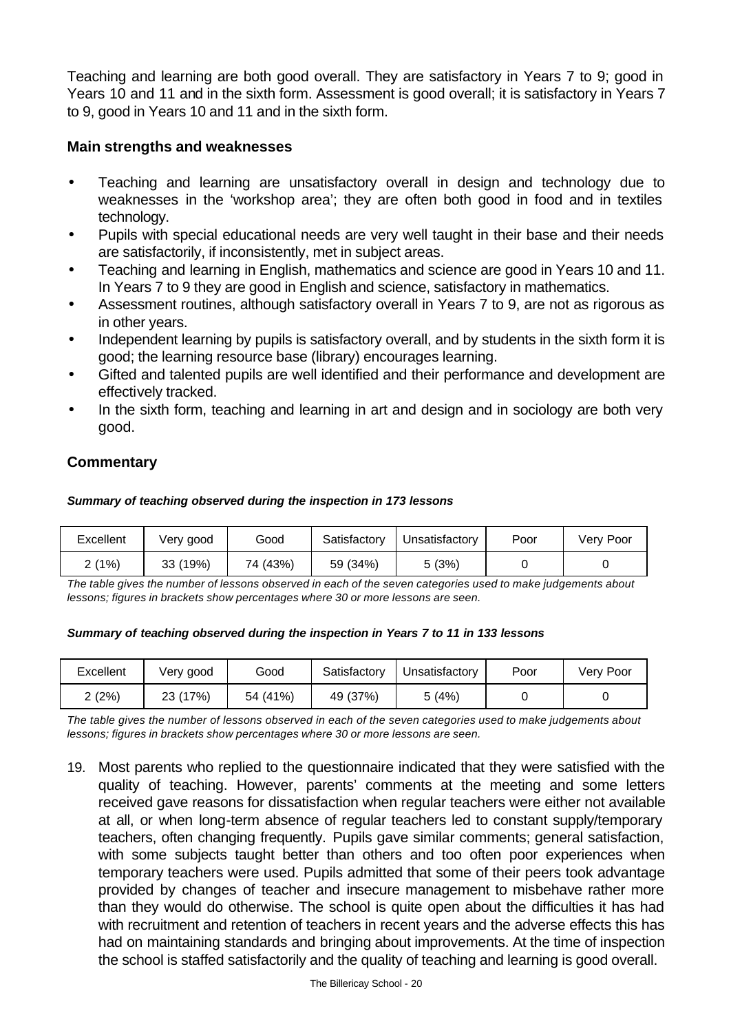Teaching and learning are both good overall. They are satisfactory in Years 7 to 9; good in Years 10 and 11 and in the sixth form. Assessment is good overall; it is satisfactory in Years 7 to 9, good in Years 10 and 11 and in the sixth form.

**Main strengths and weaknesses**

- Teaching and learning are unsatisfactory overall in design and technology due to weaknesses in the 'workshop area'; they are often both good in food and in textiles technology.
- Pupils with special educational needs are very well taught in their base and their needs are satisfactorily, if inconsistently, met in subject areas.
- Teaching and learning in English, mathematics and science are good in Years 10 and 11. In Years 7 to 9 they are good in English and science, satisfactory in mathematics.
- Assessment routines, although satisfactory overall in Years 7 to 9, are not as rigorous as in other years.
- Independent learning by pupils is satisfactory overall, and by students in the sixth form it is good; the learning resource base (library) encourages learning.
- Gifted and talented pupils are well identified and their performance and development are effectively tracked.
- In the sixth form, teaching and learning in art and design and in sociology are both very good.

**Commentary**

***Summary of teaching observed during the inspection in 173 lessons***

| Excellent | Very good | Good | Satisfactory | Unsatisfactory | Poor | Very Poor |
|---|---|---|---|---|---|---|
| 2 (1%) | 33 (19%) | 74 (43%) | 59 (34%) | 5 (3%) | 0 | 0 |

*The table gives the number of lessons observed in each of the seven categories used to make judgements about lessons; figures in brackets show percentages where 30 or more lessons are seen.*

***Summary of teaching observed during the inspection in Years 7 to 11 in 133 lessons***

| Excellent | Very good | Good | Satisfactory | Unsatisfactory | Poor | Very Poor |
|---|---|---|---|---|---|---|
| 2 (2%) | 23 (17%) | 54 (41%) | 49 (37%) | 5 (4%) | 0 | 0 |

*The table gives the number of lessons observed in each of the seven categories used to make judgements about lessons; figures in brackets show percentages where 30 or more lessons are seen.*

19. Most parents who replied to the questionnaire indicated that they were satisfied with the quality of teaching. However, parents' comments at the meeting and some letters received gave reasons for dissatisfaction when regular teachers were either not available at all, or when long-term absence of regular teachers led to constant supply/temporary teachers, often changing frequently. Pupils gave similar comments; general satisfaction, with some subjects taught better than others and too often poor experiences when temporary teachers were used. Pupils admitted that some of their peers took advantage provided by changes of teacher and insecure management to misbehave rather more than they would do otherwise. The school is quite open about the difficulties it has had with recruitment and retention of teachers in recent years and the adverse effects this has had on maintaining standards and bringing about improvements. At the time of inspection the school is staffed satisfactorily and the quality of teaching and learning is good overall.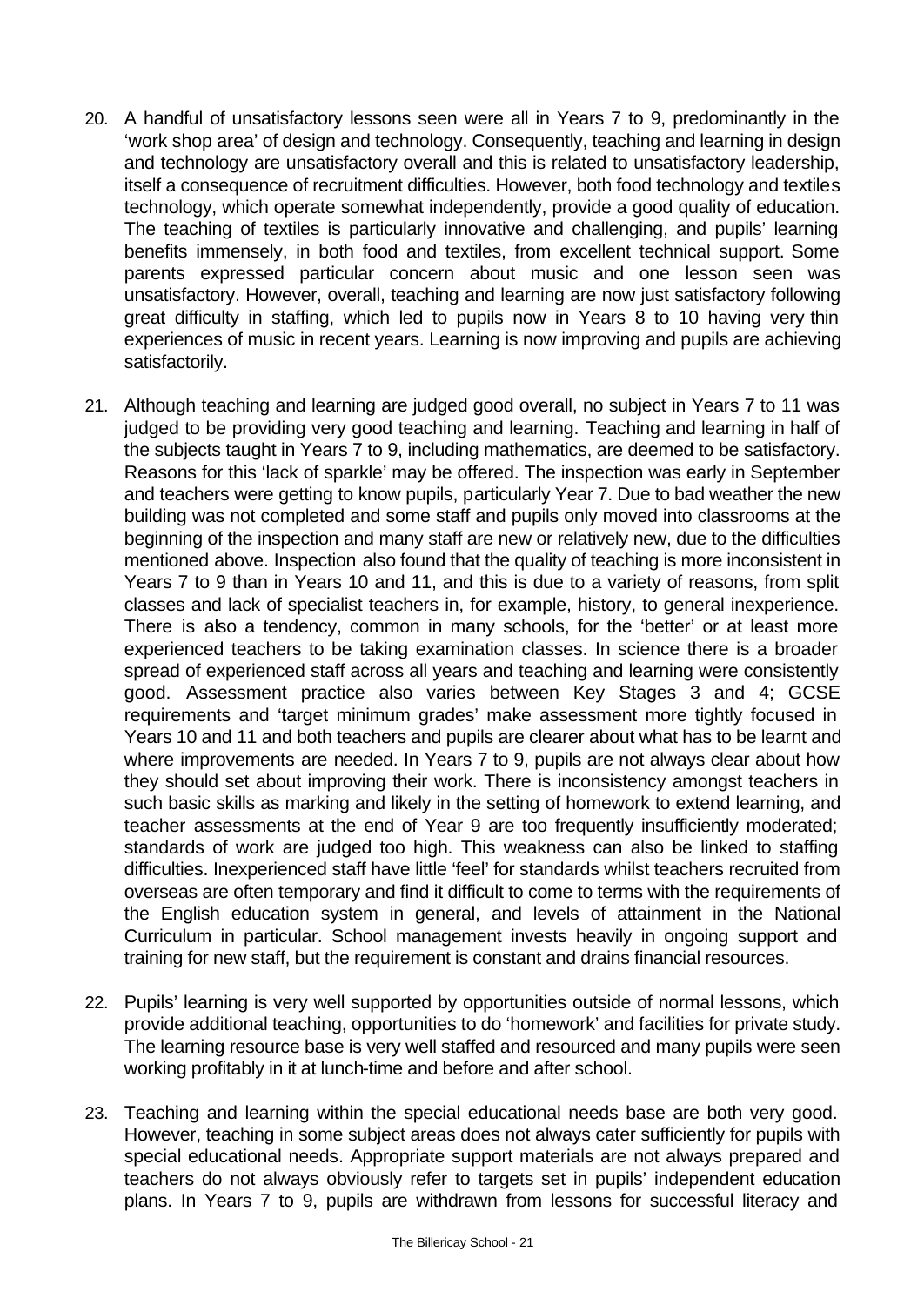20. A handful of unsatisfactory lessons seen were all in Years 7 to 9, predominantly in the 'work shop area' of design and technology. Consequently, teaching and learning in design and technology are unsatisfactory overall and this is related to unsatisfactory leadership, itself a consequence of recruitment difficulties. However, both food technology and textiles technology, which operate somewhat independently, provide a good quality of education. The teaching of textiles is particularly innovative and challenging, and pupils' learning benefits immensely, in both food and textiles, from excellent technical support. Some parents expressed particular concern about music and one lesson seen was unsatisfactory. However, overall, teaching and learning are now just satisfactory following great difficulty in staffing, which led to pupils now in Years 8 to 10 having very thin experiences of music in recent years. Learning is now improving and pupils are achieving satisfactorily.

21. Although teaching and learning are judged good overall, no subject in Years 7 to 11 was judged to be providing very good teaching and learning. Teaching and learning in half of the subjects taught in Years 7 to 9, including mathematics, are deemed to be satisfactory. Reasons for this 'lack of sparkle' may be offered. The inspection was early in September and teachers were getting to know pupils, particularly Year 7. Due to bad weather the new building was not completed and some staff and pupils only moved into classrooms at the beginning of the inspection and many staff are new or relatively new, due to the difficulties mentioned above. Inspection also found that the quality of teaching is more inconsistent in Years 7 to 9 than in Years 10 and 11, and this is due to a variety of reasons, from split classes and lack of specialist teachers in, for example, history, to general inexperience. There is also a tendency, common in many schools, for the 'better' or at least more experienced teachers to be taking examination classes. In science there is a broader spread of experienced staff across all years and teaching and learning were consistently good. Assessment practice also varies between Key Stages 3 and 4; GCSE requirements and 'target minimum grades' make assessment more tightly focused in Years 10 and 11 and both teachers and pupils are clearer about what has to be learnt and where improvements are needed. In Years 7 to 9, pupils are not always clear about how they should set about improving their work. There is inconsistency amongst teachers in such basic skills as marking and likely in the setting of homework to extend learning, and teacher assessments at the end of Year 9 are too frequently insufficiently moderated; standards of work are judged too high. This weakness can also be linked to staffing difficulties. Inexperienced staff have little 'feel' for standards whilst teachers recruited from overseas are often temporary and find it difficult to come to terms with the requirements of the English education system in general, and levels of attainment in the National Curriculum in particular. School management invests heavily in ongoing support and training for new staff, but the requirement is constant and drains financial resources.

22. Pupils' learning is very well supported by opportunities outside of normal lessons, which provide additional teaching, opportunities to do 'homework' and facilities for private study. The learning resource base is very well staffed and resourced and many pupils were seen working profitably in it at lunch-time and before and after school.

23. Teaching and learning within the special educational needs base are both very good. However, teaching in some subject areas does not always cater sufficiently for pupils with special educational needs. Appropriate support materials are not always prepared and teachers do not always obviously refer to targets set in pupils' independent education plans. In Years 7 to 9, pupils are withdrawn from lessons for successful literacy and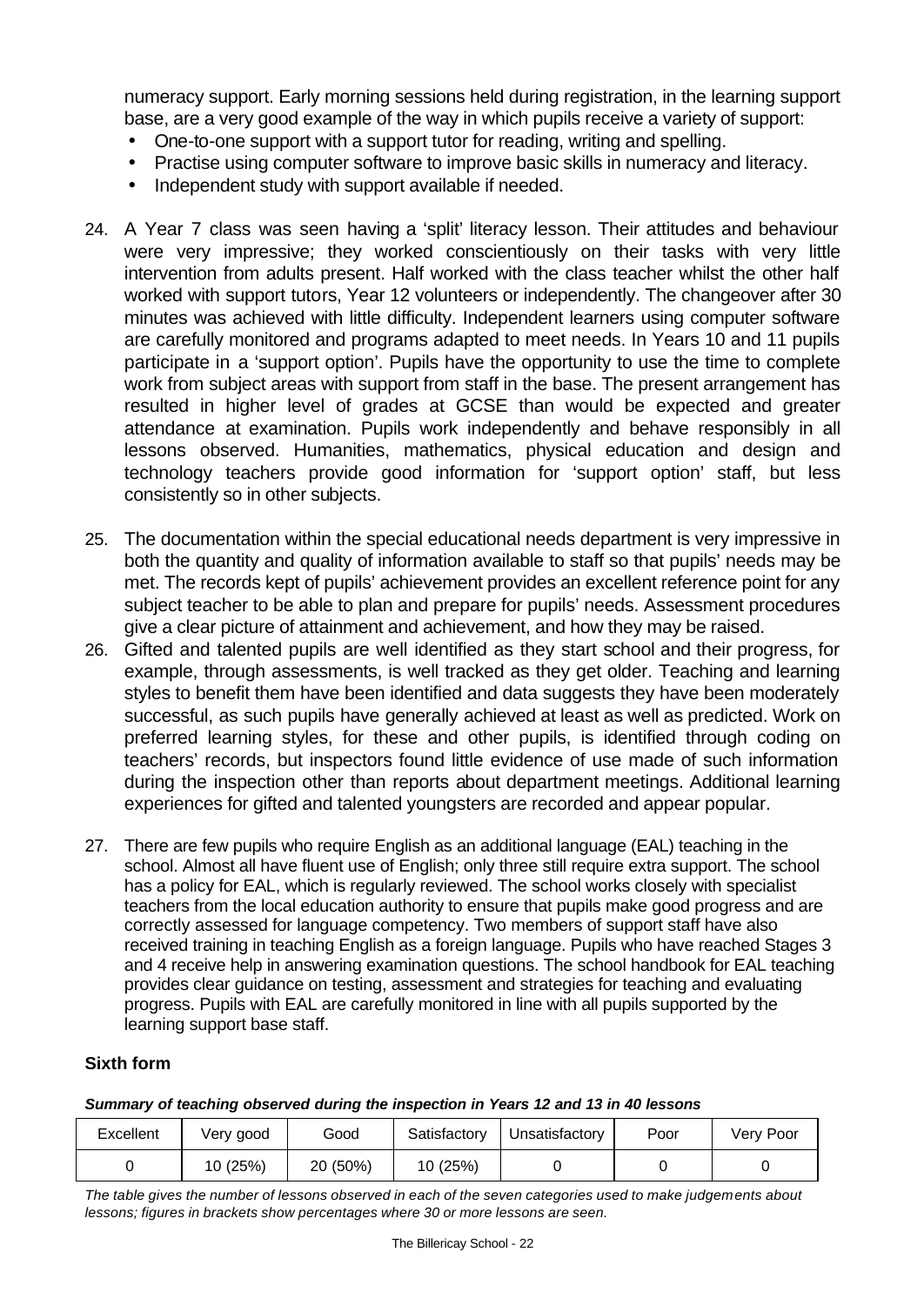numeracy support. Early morning sessions held during registration, in the learning support base, are a very good example of the way in which pupils receive a variety of support:

- One-to-one support with a support tutor for reading, writing and spelling.
- Practise using computer software to improve basic skills in numeracy and literacy.
- Independent study with support available if needed.

24. A Year 7 class was seen having a 'split' literacy lesson. Their attitudes and behaviour were very impressive; they worked conscientiously on their tasks with very little intervention from adults present. Half worked with the class teacher whilst the other half worked with support tutors, Year 12 volunteers or independently. The changeover after 30 minutes was achieved with little difficulty. Independent learners using computer software are carefully monitored and programs adapted to meet needs. In Years 10 and 11 pupils participate in a 'support option'. Pupils have the opportunity to use the time to complete work from subject areas with support from staff in the base. The present arrangement has resulted in higher level of grades at GCSE than would be expected and greater attendance at examination. Pupils work independently and behave responsibly in all lessons observed. Humanities, mathematics, physical education and design and technology teachers provide good information for 'support option' staff, but less consistently so in other subjects.

25. The documentation within the special educational needs department is very impressive in both the quantity and quality of information available to staff so that pupils' needs may be met. The records kept of pupils' achievement provides an excellent reference point for any subject teacher to be able to plan and prepare for pupils' needs. Assessment procedures give a clear picture of attainment and achievement, and how they may be raised.

26. Gifted and talented pupils are well identified as they start school and their progress, for example, through assessments, is well tracked as they get older. Teaching and learning styles to benefit them have been identified and data suggests they have been moderately successful, as such pupils have generally achieved at least as well as predicted. Work on preferred learning styles, for these and other pupils, is identified through coding on teachers' records, but inspectors found little evidence of use made of such information during the inspection other than reports about department meetings. Additional learning experiences for gifted and talented youngsters are recorded and appear popular.

27. There are few pupils who require English as an additional language (EAL) teaching in the school. Almost all have fluent use of English; only three still require extra support. The school has a policy for EAL, which is regularly reviewed. The school works closely with specialist teachers from the local education authority to ensure that pupils make good progress and are correctly assessed for language competency. Two members of support staff have also received training in teaching English as a foreign language. Pupils who have reached Stages 3 and 4 receive help in answering examination questions. The school handbook for EAL teaching provides clear guidance on testing, assessment and strategies for teaching and evaluating progress. Pupils with EAL are carefully monitored in line with all pupils supported by the learning support base staff.

**Sixth form**

***Summary of teaching observed during the inspection in Years 12 and 13 in 40 lessons***

| Excellent | Very good | Good | Satisfactory | Unsatisfactory | Poor | Very Poor |
|---|---|---|---|---|---|---|
| 0 | 10 (25%) | 20 (50%) | 10 (25%) | 0 | 0 | 0 |

*The table gives the number of lessons observed in each of the seven categories used to make judgements about lessons; figures in brackets show percentages where 30 or more lessons are seen.*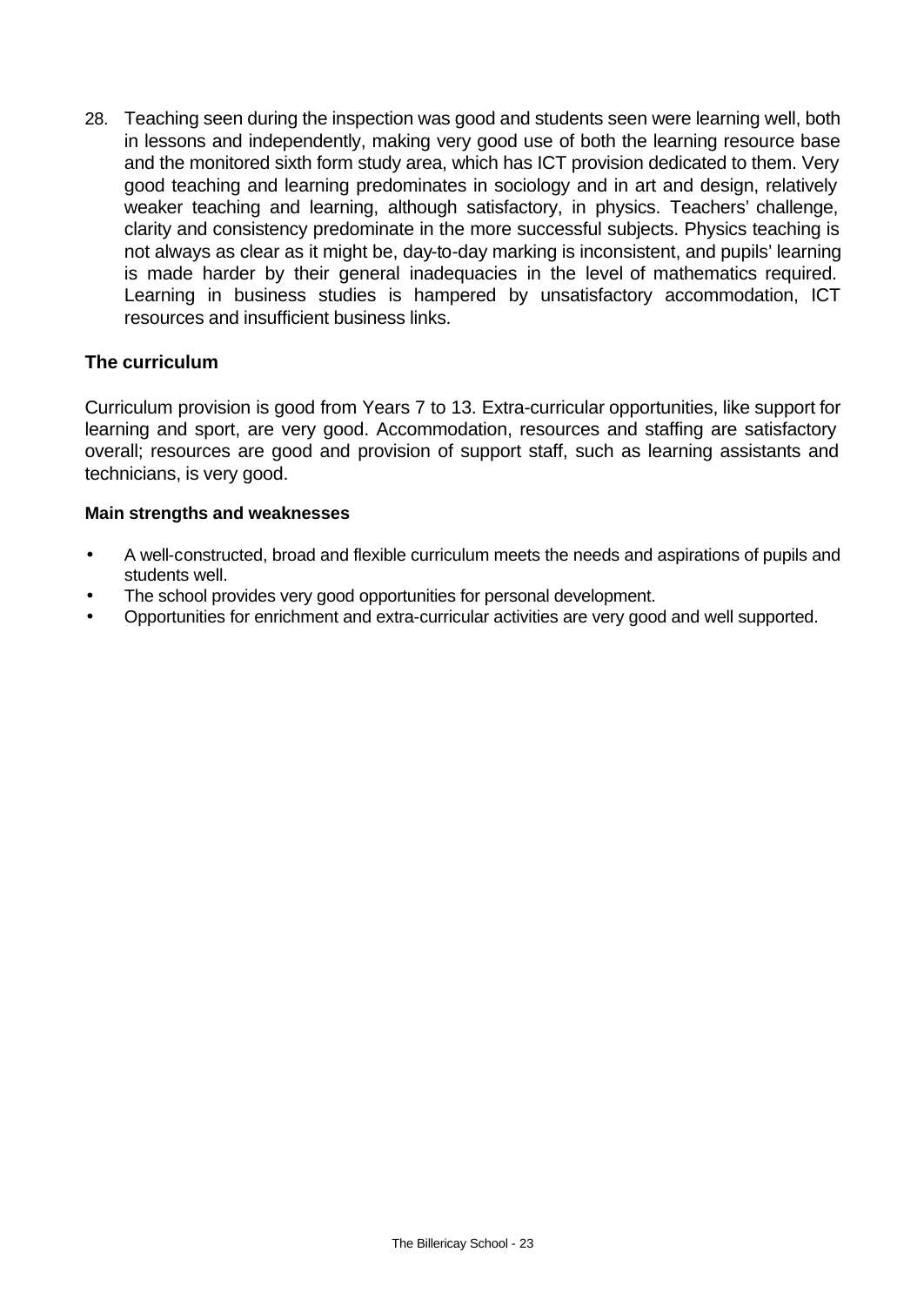28. Teaching seen during the inspection was good and students seen were learning well, both in lessons and independently, making very good use of both the learning resource base and the monitored sixth form study area, which has ICT provision dedicated to them. Very good teaching and learning predominates in sociology and in art and design, relatively weaker teaching and learning, although satisfactory, in physics. Teachers' challenge, clarity and consistency predominate in the more successful subjects. Physics teaching is not always as clear as it might be, day-to-day marking is inconsistent, and pupils' learning is made harder by their general inadequacies in the level of mathematics required. Learning in business studies is hampered by unsatisfactory accommodation, ICT resources and insufficient business links.

### The curriculum

Curriculum provision is good from Years 7 to 13. Extra-curricular opportunities, like support for learning and sport, are very good. Accommodation, resources and staffing are satisfactory overall; resources are good and provision of support staff, such as learning assistants and technicians, is very good.

**Main strengths and weaknesses**

- A well-constructed, broad and flexible curriculum meets the needs and aspirations of pupils and students well.
- The school provides very good opportunities for personal development.
- Opportunities for enrichment and extra-curricular activities are very good and well supported.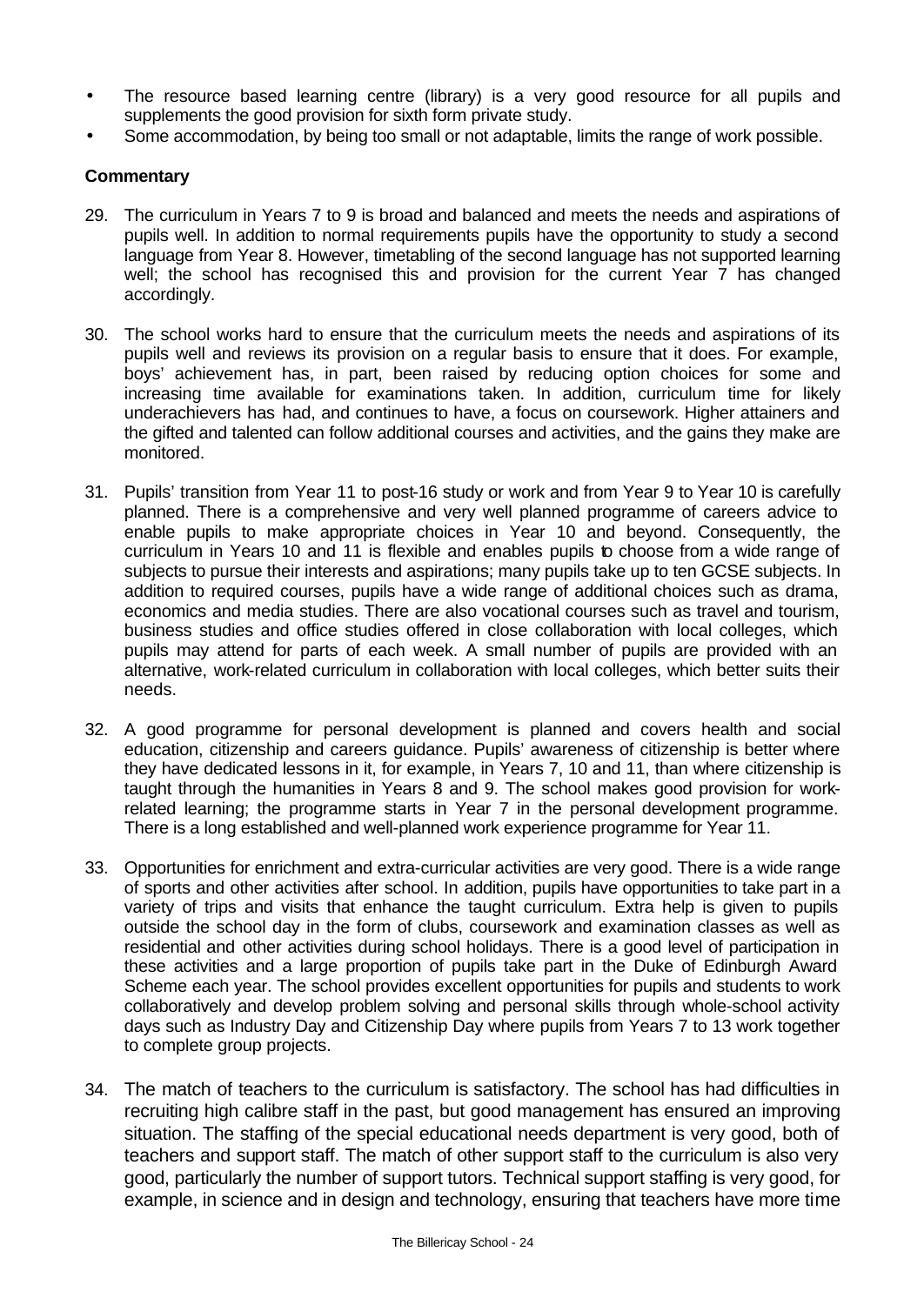- The resource based learning centre (library) is a very good resource for all pupils and supplements the good provision for sixth form private study.
- Some accommodation, by being too small or not adaptable, limits the range of work possible.

### Commentary

29. The curriculum in Years 7 to 9 is broad and balanced and meets the needs and aspirations of pupils well. In addition to normal requirements pupils have the opportunity to study a second language from Year 8. However, timetabling of the second language has not supported learning well; the school has recognised this and provision for the current Year 7 has changed accordingly.

30. The school works hard to ensure that the curriculum meets the needs and aspirations of its pupils well and reviews its provision on a regular basis to ensure that it does. For example, boys' achievement has, in part, been raised by reducing option choices for some and increasing time available for examinations taken. In addition, curriculum time for likely underachievers has had, and continues to have, a focus on coursework. Higher attainers and the gifted and talented can follow additional courses and activities, and the gains they make are monitored.

31. Pupils' transition from Year 11 to post-16 study or work and from Year 9 to Year 10 is carefully planned. There is a comprehensive and very well planned programme of careers advice to enable pupils to make appropriate choices in Year 10 and beyond. Consequently, the curriculum in Years 10 and 11 is flexible and enables pupils to choose from a wide range of subjects to pursue their interests and aspirations; many pupils take up to ten GCSE subjects. In addition to required courses, pupils have a wide range of additional choices such as drama, economics and media studies. There are also vocational courses such as travel and tourism, business studies and office studies offered in close collaboration with local colleges, which pupils may attend for parts of each week. A small number of pupils are provided with an alternative, work-related curriculum in collaboration with local colleges, which better suits their needs.

32. A good programme for personal development is planned and covers health and social education, citizenship and careers guidance. Pupils' awareness of citizenship is better where they have dedicated lessons in it, for example, in Years 7, 10 and 11, than where citizenship is taught through the humanities in Years 8 and 9. The school makes good provision for work-related learning; the programme starts in Year 7 in the personal development programme. There is a long established and well-planned work experience programme for Year 11.

33. Opportunities for enrichment and extra-curricular activities are very good. There is a wide range of sports and other activities after school. In addition, pupils have opportunities to take part in a variety of trips and visits that enhance the taught curriculum. Extra help is given to pupils outside the school day in the form of clubs, coursework and examination classes as well as residential and other activities during school holidays. There is a good level of participation in these activities and a large proportion of pupils take part in the Duke of Edinburgh Award Scheme each year. The school provides excellent opportunities for pupils and students to work collaboratively and develop problem solving and personal skills through whole-school activity days such as Industry Day and Citizenship Day where pupils from Years 7 to 13 work together to complete group projects.

34. The match of teachers to the curriculum is satisfactory. The school has had difficulties in recruiting high calibre staff in the past, but good management has ensured an improving situation. The staffing of the special educational needs department is very good, both of teachers and support staff. The match of other support staff to the curriculum is also very good, particularly the number of support tutors. Technical support staffing is very good, for example, in science and in design and technology, ensuring that teachers have more time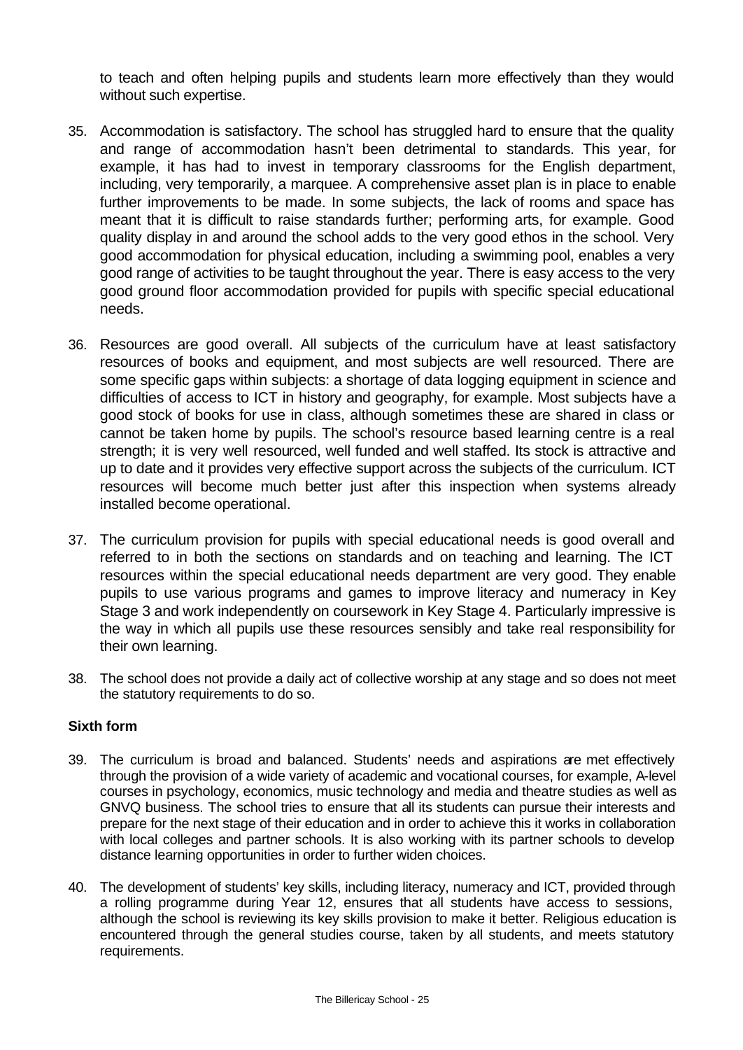to teach and often helping pupils and students learn more effectively than they would without such expertise.

35. Accommodation is satisfactory. The school has struggled hard to ensure that the quality and range of accommodation hasn't been detrimental to standards. This year, for example, it has had to invest in temporary classrooms for the English department, including, very temporarily, a marquee. A comprehensive asset plan is in place to enable further improvements to be made. In some subjects, the lack of rooms and space has meant that it is difficult to raise standards further; performing arts, for example. Good quality display in and around the school adds to the very good ethos in the school. Very good accommodation for physical education, including a swimming pool, enables a very good range of activities to be taught throughout the year. There is easy access to the very good ground floor accommodation provided for pupils with specific special educational needs.

36. Resources are good overall. All subjects of the curriculum have at least satisfactory resources of books and equipment, and most subjects are well resourced. There are some specific gaps within subjects: a shortage of data logging equipment in science and difficulties of access to ICT in history and geography, for example. Most subjects have a good stock of books for use in class, although sometimes these are shared in class or cannot be taken home by pupils. The school's resource based learning centre is a real strength; it is very well resourced, well funded and well staffed. Its stock is attractive and up to date and it provides very effective support across the subjects of the curriculum. ICT resources will become much better just after this inspection when systems already installed become operational.

37. The curriculum provision for pupils with special educational needs is good overall and referred to in both the sections on standards and on teaching and learning. The ICT resources within the special educational needs department are very good. They enable pupils to use various programs and games to improve literacy and numeracy in Key Stage 3 and work independently on coursework in Key Stage 4. Particularly impressive is the way in which all pupils use these resources sensibly and take real responsibility for their own learning.

38. The school does not provide a daily act of collective worship at any stage and so does not meet the statutory requirements to do so.

**Sixth form**

39. The curriculum is broad and balanced. Students' needs and aspirations are met effectively through the provision of a wide variety of academic and vocational courses, for example, A-level courses in psychology, economics, music technology and media and theatre studies as well as GNVQ business. The school tries to ensure that all its students can pursue their interests and prepare for the next stage of their education and in order to achieve this it works in collaboration with local colleges and partner schools. It is also working with its partner schools to develop distance learning opportunities in order to further widen choices.

40. The development of students' key skills, including literacy, numeracy and ICT, provided through a rolling programme during Year 12, ensures that all students have access to sessions, although the school is reviewing its key skills provision to make it better. Religious education is encountered through the general studies course, taken by all students, and meets statutory requirements.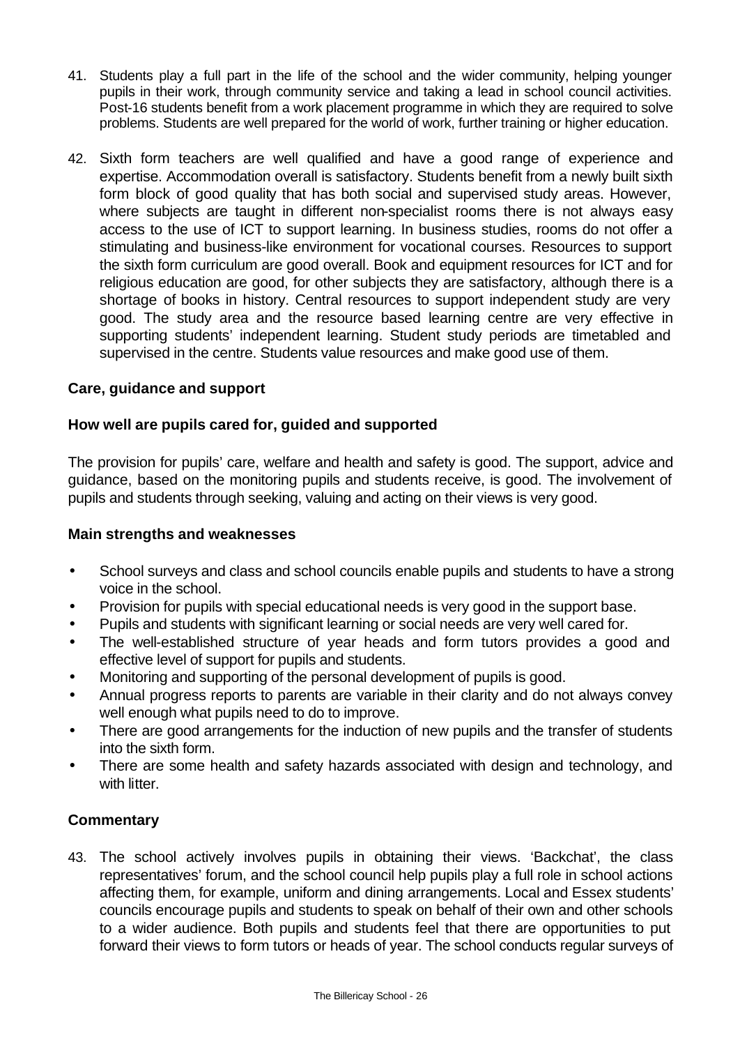41. Students play a full part in the life of the school and the wider community, helping younger pupils in their work, through community service and taking a lead in school council activities. Post-16 students benefit from a work placement programme in which they are required to solve problems. Students are well prepared for the world of work, further training or higher education.

42. Sixth form teachers are well qualified and have a good range of experience and expertise. Accommodation overall is satisfactory. Students benefit from a newly built sixth form block of good quality that has both social and supervised study areas. However, where subjects are taught in different non-specialist rooms there is not always easy access to the use of ICT to support learning. In business studies, rooms do not offer a stimulating and business-like environment for vocational courses. Resources to support the sixth form curriculum are good overall. Book and equipment resources for ICT and for religious education are good, for other subjects they are satisfactory, although there is a shortage of books in history. Central resources to support independent study are very good. The study area and the resource based learning centre are very effective in supporting students' independent learning. Student study periods are timetabled and supervised in the centre. Students value resources and make good use of them.

## Care, guidance and support

### How well are pupils cared for, guided and supported

The provision for pupils' care, welfare and health and safety is good. The support, advice and guidance, based on the monitoring pupils and students receive, is good. The involvement of pupils and students through seeking, valuing and acting on their views is very good.

### Main strengths and weaknesses

- School surveys and class and school councils enable pupils and students to have a strong voice in the school.
- Provision for pupils with special educational needs is very good in the support base.
- Pupils and students with significant learning or social needs are very well cared for.
- The well-established structure of year heads and form tutors provides a good and effective level of support for pupils and students.
- Monitoring and supporting of the personal development of pupils is good.
- Annual progress reports to parents are variable in their clarity and do not always convey well enough what pupils need to do to improve.
- There are good arrangements for the induction of new pupils and the transfer of students into the sixth form.
- There are some health and safety hazards associated with design and technology, and with litter.

### Commentary

43. The school actively involves pupils in obtaining their views. 'Backchat', the class representatives' forum, and the school council help pupils play a full role in school actions affecting them, for example, uniform and dining arrangements. Local and Essex students' councils encourage pupils and students to speak on behalf of their own and other schools to a wider audience. Both pupils and students feel that there are opportunities to put forward their views to form tutors or heads of year. The school conducts regular surveys of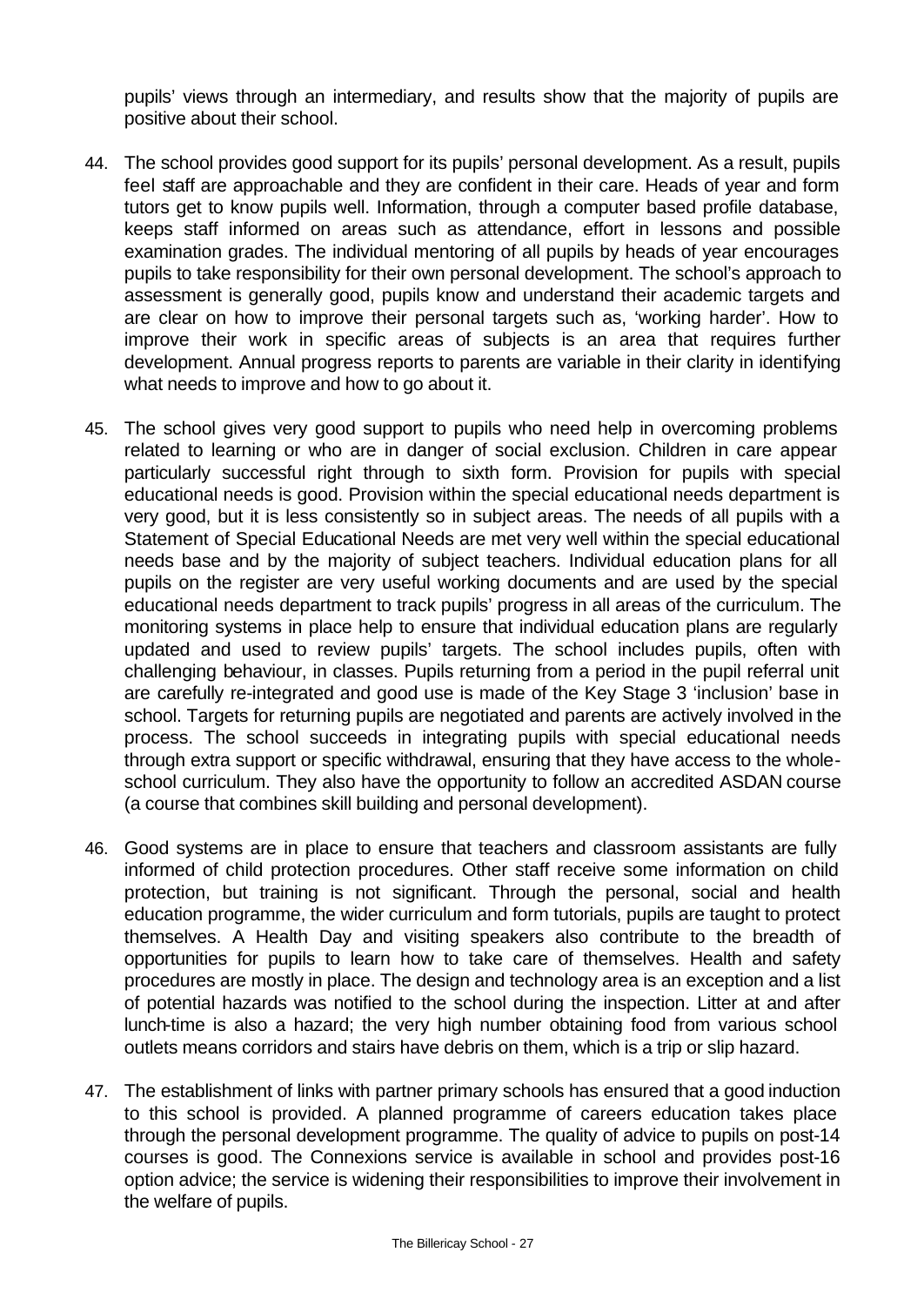pupils' views through an intermediary, and results show that the majority of pupils are positive about their school.

44. The school provides good support for its pupils' personal development. As a result, pupils feel staff are approachable and they are confident in their care. Heads of year and form tutors get to know pupils well. Information, through a computer based profile database, keeps staff informed on areas such as attendance, effort in lessons and possible examination grades. The individual mentoring of all pupils by heads of year encourages pupils to take responsibility for their own personal development. The school's approach to assessment is generally good, pupils know and understand their academic targets and are clear on how to improve their personal targets such as, 'working harder'. How to improve their work in specific areas of subjects is an area that requires further development. Annual progress reports to parents are variable in their clarity in identifying what needs to improve and how to go about it.

45. The school gives very good support to pupils who need help in overcoming problems related to learning or who are in danger of social exclusion. Children in care appear particularly successful right through to sixth form. Provision for pupils with special educational needs is good. Provision within the special educational needs department is very good, but it is less consistently so in subject areas. The needs of all pupils with a Statement of Special Educational Needs are met very well within the special educational needs base and by the majority of subject teachers. Individual education plans for all pupils on the register are very useful working documents and are used by the special educational needs department to track pupils' progress in all areas of the curriculum. The monitoring systems in place help to ensure that individual education plans are regularly updated and used to review pupils' targets. The school includes pupils, often with challenging behaviour, in classes. Pupils returning from a period in the pupil referral unit are carefully re-integrated and good use is made of the Key Stage 3 'inclusion' base in school. Targets for returning pupils are negotiated and parents are actively involved in the process. The school succeeds in integrating pupils with special educational needs through extra support or specific withdrawal, ensuring that they have access to the whole-school curriculum. They also have the opportunity to follow an accredited ASDAN course (a course that combines skill building and personal development).

46. Good systems are in place to ensure that teachers and classroom assistants are fully informed of child protection procedures. Other staff receive some information on child protection, but training is not significant. Through the personal, social and health education programme, the wider curriculum and form tutorials, pupils are taught to protect themselves. A Health Day and visiting speakers also contribute to the breadth of opportunities for pupils to learn how to take care of themselves. Health and safety procedures are mostly in place. The design and technology area is an exception and a list of potential hazards was notified to the school during the inspection. Litter at and after lunch-time is also a hazard; the very high number obtaining food from various school outlets means corridors and stairs have debris on them, which is a trip or slip hazard.

47. The establishment of links with partner primary schools has ensured that a good induction to this school is provided. A planned programme of careers education takes place through the personal development programme. The quality of advice to pupils on post-14 courses is good. The Connexions service is available in school and provides post-16 option advice; the service is widening their responsibilities to improve their involvement in the welfare of pupils.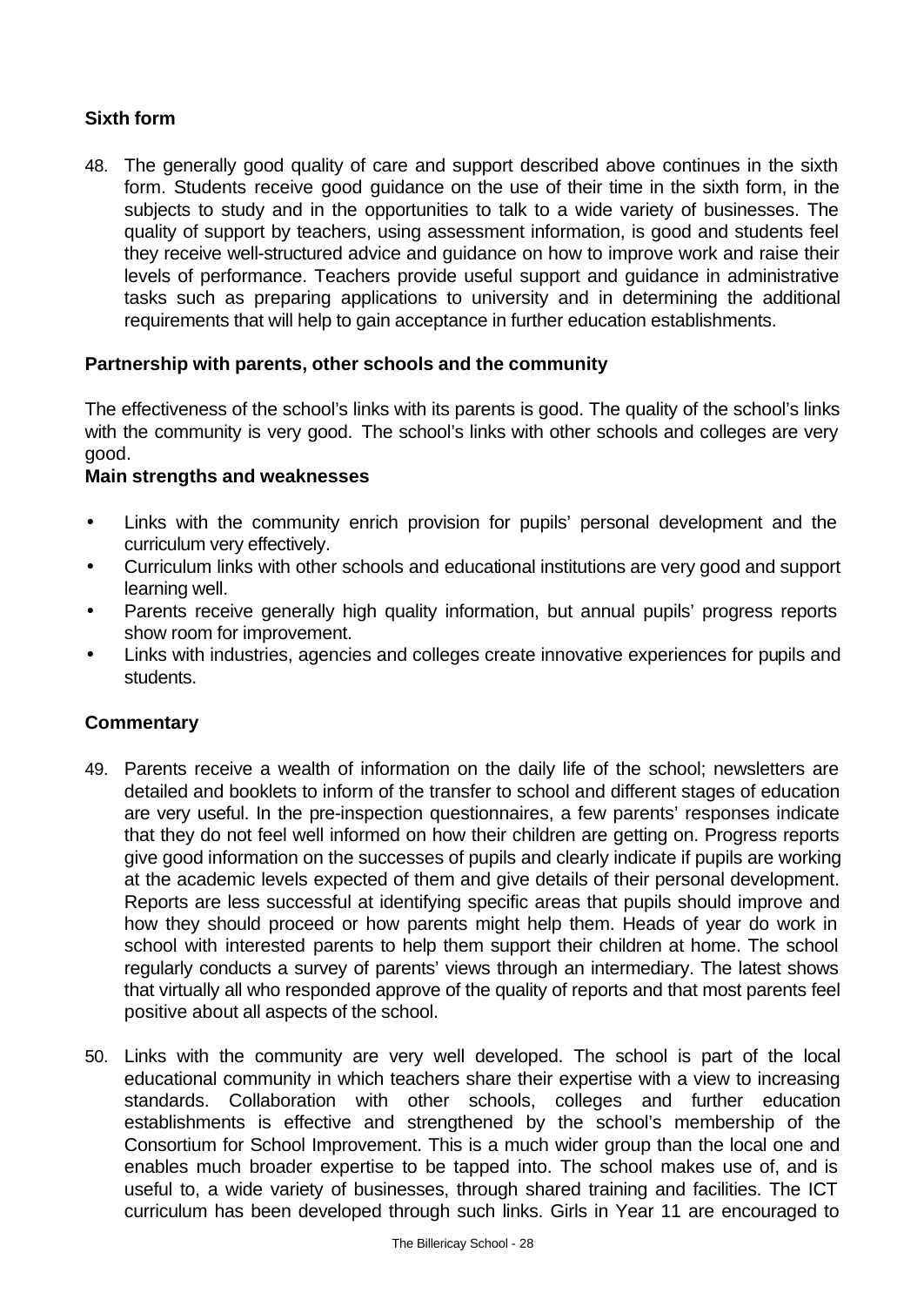### Sixth form

48. The generally good quality of care and support described above continues in the sixth form. Students receive good guidance on the use of their time in the sixth form, in the subjects to study and in the opportunities to talk to a wide variety of businesses. The quality of support by teachers, using assessment information, is good and students feel they receive well-structured advice and guidance on how to improve work and raise their levels of performance. Teachers provide useful support and guidance in administrative tasks such as preparing applications to university and in determining the additional requirements that will help to gain acceptance in further education establishments.

### Partnership with parents, other schools and the community

The effectiveness of the school's links with its parents is good. The quality of the school's links with the community is very good. The school's links with other schools and colleges are very good.

**Main strengths and weaknesses**

- Links with the community enrich provision for pupils' personal development and the curriculum very effectively.
- Curriculum links with other schools and educational institutions are very good and support learning well.
- Parents receive generally high quality information, but annual pupils' progress reports show room for improvement.
- Links with industries, agencies and colleges create innovative experiences for pupils and students.

### Commentary

49. Parents receive a wealth of information on the daily life of the school; newsletters are detailed and booklets to inform of the transfer to school and different stages of education are very useful. In the pre-inspection questionnaires, a few parents' responses indicate that they do not feel well informed on how their children are getting on. Progress reports give good information on the successes of pupils and clearly indicate if pupils are working at the academic levels expected of them and give details of their personal development. Reports are less successful at identifying specific areas that pupils should improve and how they should proceed or how parents might help them. Heads of year do work in school with interested parents to help them support their children at home. The school regularly conducts a survey of parents' views through an intermediary. The latest shows that virtually all who responded approve of the quality of reports and that most parents feel positive about all aspects of the school.

50. Links with the community are very well developed. The school is part of the local educational community in which teachers share their expertise with a view to increasing standards. Collaboration with other schools, colleges and further education establishments is effective and strengthened by the school's membership of the Consortium for School Improvement. This is a much wider group than the local one and enables much broader expertise to be tapped into. The school makes use of, and is useful to, a wide variety of businesses, through shared training and facilities. The ICT curriculum has been developed through such links. Girls in Year 11 are encouraged to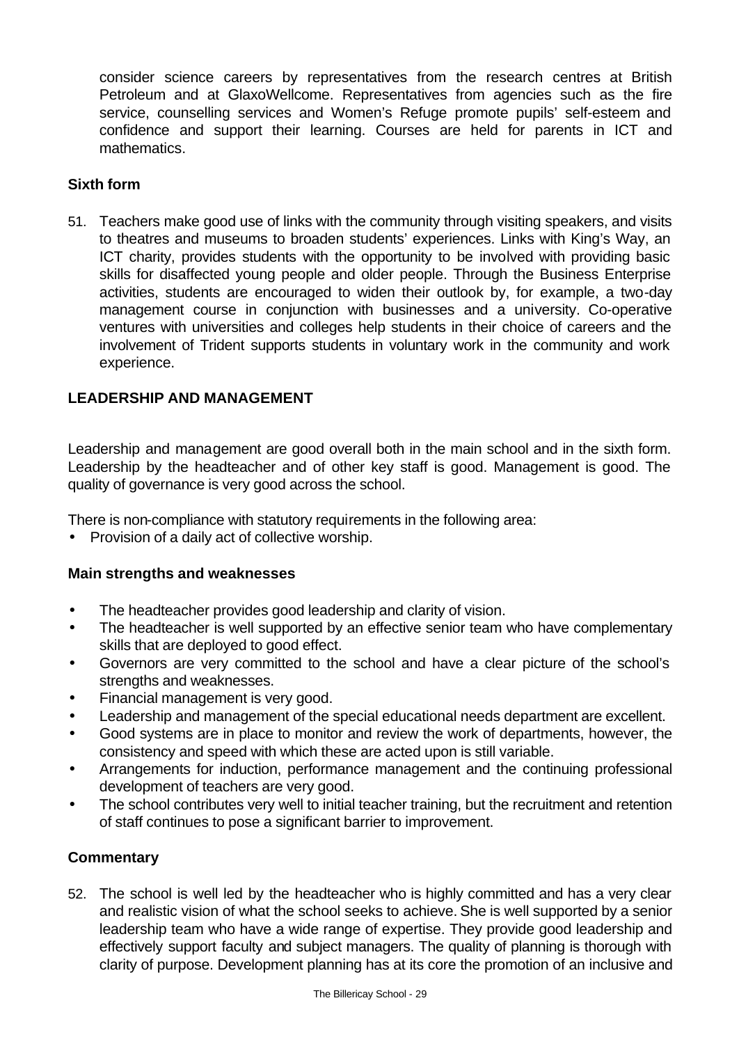consider science careers by representatives from the research centres at British Petroleum and at GlaxoWellcome. Representatives from agencies such as the fire service, counselling services and Women's Refuge promote pupils' self-esteem and confidence and support their learning. Courses are held for parents in ICT and mathematics.

### Sixth form

51. Teachers make good use of links with the community through visiting speakers, and visits to theatres and museums to broaden students' experiences. Links with King's Way, an ICT charity, provides students with the opportunity to be involved with providing basic skills for disaffected young people and older people. Through the Business Enterprise activities, students are encouraged to widen their outlook by, for example, a two-day management course in conjunction with businesses and a university. Co-operative ventures with universities and colleges help students in their choice of careers and the involvement of Trident supports students in voluntary work in the community and work experience.

## LEADERSHIP AND MANAGEMENT

Leadership and management are good overall both in the main school and in the sixth form. Leadership by the headteacher and of other key staff is good. Management is good. The quality of governance is very good across the school.

There is non-compliance with statutory requirements in the following area:

- Provision of a daily act of collective worship.

### Main strengths and weaknesses

- The headteacher provides good leadership and clarity of vision.
- The headteacher is well supported by an effective senior team who have complementary skills that are deployed to good effect.
- Governors are very committed to the school and have a clear picture of the school's strengths and weaknesses.
- Financial management is very good.
- Leadership and management of the special educational needs department are excellent.
- Good systems are in place to monitor and review the work of departments, however, the consistency and speed with which these are acted upon is still variable.
- Arrangements for induction, performance management and the continuing professional development of teachers are very good.
- The school contributes very well to initial teacher training, but the recruitment and retention of staff continues to pose a significant barrier to improvement.

### Commentary

52. The school is well led by the headteacher who is highly committed and has a very clear and realistic vision of what the school seeks to achieve. She is well supported by a senior leadership team who have a wide range of expertise. They provide good leadership and effectively support faculty and subject managers. The quality of planning is thorough with clarity of purpose. Development planning has at its core the promotion of an inclusive and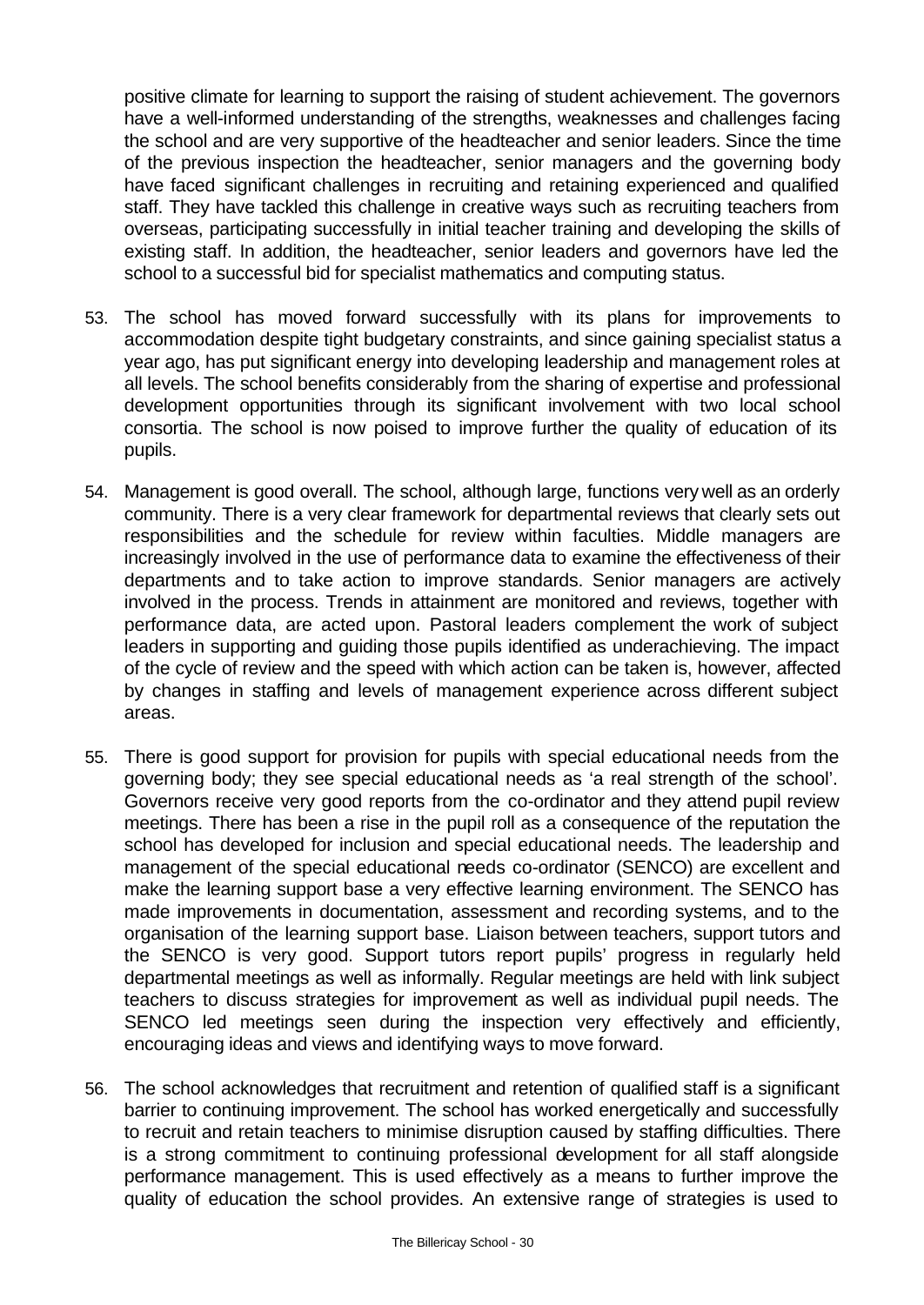positive climate for learning to support the raising of student achievement. The governors have a well-informed understanding of the strengths, weaknesses and challenges facing the school and are very supportive of the headteacher and senior leaders. Since the time of the previous inspection the headteacher, senior managers and the governing body have faced significant challenges in recruiting and retaining experienced and qualified staff. They have tackled this challenge in creative ways such as recruiting teachers from overseas, participating successfully in initial teacher training and developing the skills of existing staff. In addition, the headteacher, senior leaders and governors have led the school to a successful bid for specialist mathematics and computing status.

53. The school has moved forward successfully with its plans for improvements to accommodation despite tight budgetary constraints, and since gaining specialist status a year ago, has put significant energy into developing leadership and management roles at all levels. The school benefits considerably from the sharing of expertise and professional development opportunities through its significant involvement with two local school consortia. The school is now poised to improve further the quality of education of its pupils.

54. Management is good overall. The school, although large, functions very well as an orderly community. There is a very clear framework for departmental reviews that clearly sets out responsibilities and the schedule for review within faculties. Middle managers are increasingly involved in the use of performance data to examine the effectiveness of their departments and to take action to improve standards. Senior managers are actively involved in the process. Trends in attainment are monitored and reviews, together with performance data, are acted upon. Pastoral leaders complement the work of subject leaders in supporting and guiding those pupils identified as underachieving. The impact of the cycle of review and the speed with which action can be taken is, however, affected by changes in staffing and levels of management experience across different subject areas.

55. There is good support for provision for pupils with special educational needs from the governing body; they see special educational needs as 'a real strength of the school'. Governors receive very good reports from the co-ordinator and they attend pupil review meetings. There has been a rise in the pupil roll as a consequence of the reputation the school has developed for inclusion and special educational needs. The leadership and management of the special educational needs co-ordinator (SENCO) are excellent and make the learning support base a very effective learning environment. The SENCO has made improvements in documentation, assessment and recording systems, and to the organisation of the learning support base. Liaison between teachers, support tutors and the SENCO is very good. Support tutors report pupils' progress in regularly held departmental meetings as well as informally. Regular meetings are held with link subject teachers to discuss strategies for improvement as well as individual pupil needs. The SENCO led meetings seen during the inspection very effectively and efficiently, encouraging ideas and views and identifying ways to move forward.

56. The school acknowledges that recruitment and retention of qualified staff is a significant barrier to continuing improvement. The school has worked energetically and successfully to recruit and retain teachers to minimise disruption caused by staffing difficulties. There is a strong commitment to continuing professional development for all staff alongside performance management. This is used effectively as a means to further improve the quality of education the school provides. An extensive range of strategies is used to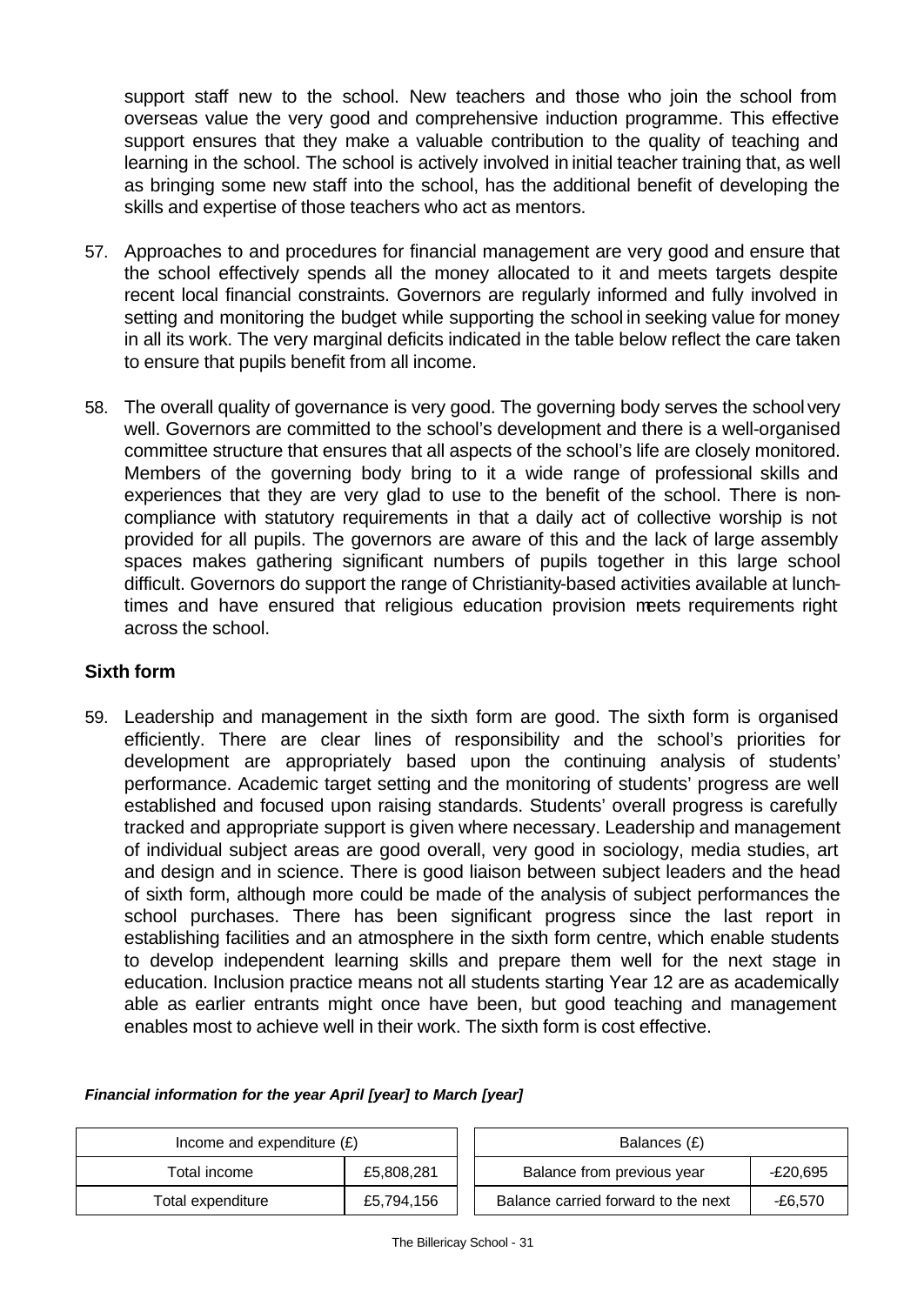support staff new to the school. New teachers and those who join the school from overseas value the very good and comprehensive induction programme. This effective support ensures that they make a valuable contribution to the quality of teaching and learning in the school. The school is actively involved in initial teacher training that, as well as bringing some new staff into the school, has the additional benefit of developing the skills and expertise of those teachers who act as mentors.

57. Approaches to and procedures for financial management are very good and ensure that the school effectively spends all the money allocated to it and meets targets despite recent local financial constraints. Governors are regularly informed and fully involved in setting and monitoring the budget while supporting the school in seeking value for money in all its work. The very marginal deficits indicated in the table below reflect the care taken to ensure that pupils benefit from all income.

58. The overall quality of governance is very good. The governing body serves the school very well. Governors are committed to the school's development and there is a well-organised committee structure that ensures that all aspects of the school's life are closely monitored. Members of the governing body bring to it a wide range of professional skills and experiences that they are very glad to use to the benefit of the school. There is non-compliance with statutory requirements in that a daily act of collective worship is not provided for all pupils. The governors are aware of this and the lack of large assembly spaces makes gathering significant numbers of pupils together in this large school difficult. Governors do support the range of Christianity-based activities available at lunch-times and have ensured that religious education provision meets requirements right across the school.

## Sixth form

59. Leadership and management in the sixth form are good. The sixth form is organised efficiently. There are clear lines of responsibility and the school's priorities for development are appropriately based upon the continuing analysis of students' performance. Academic target setting and the monitoring of students' progress are well established and focused upon raising standards. Students' overall progress is carefully tracked and appropriate support is given where necessary. Leadership and management of individual subject areas are good overall, very good in sociology, media studies, art and design and in science. There is good liaison between subject leaders and the head of sixth form, although more could be made of the analysis of subject performances the school purchases. There has been significant progress since the last report in establishing facilities and an atmosphere in the sixth form centre, which enable students to develop independent learning skills and prepare them well for the next stage in education. Inclusion practice means not all students starting Year 12 are as academically able as earlier entrants might once have been, but good teaching and management enables most to achieve well in their work. The sixth form is cost effective.

***Financial information for the year April [year] to March [year]***

| Income and expenditure (£) | |
|---|---|
| Total income | £5,808,281 |
| Total expenditure | £5,794,156 |

| Balances (£) | |
|---|---|
| Balance from previous year | -£20,695 |
| Balance carried forward to the next | -£6,570 |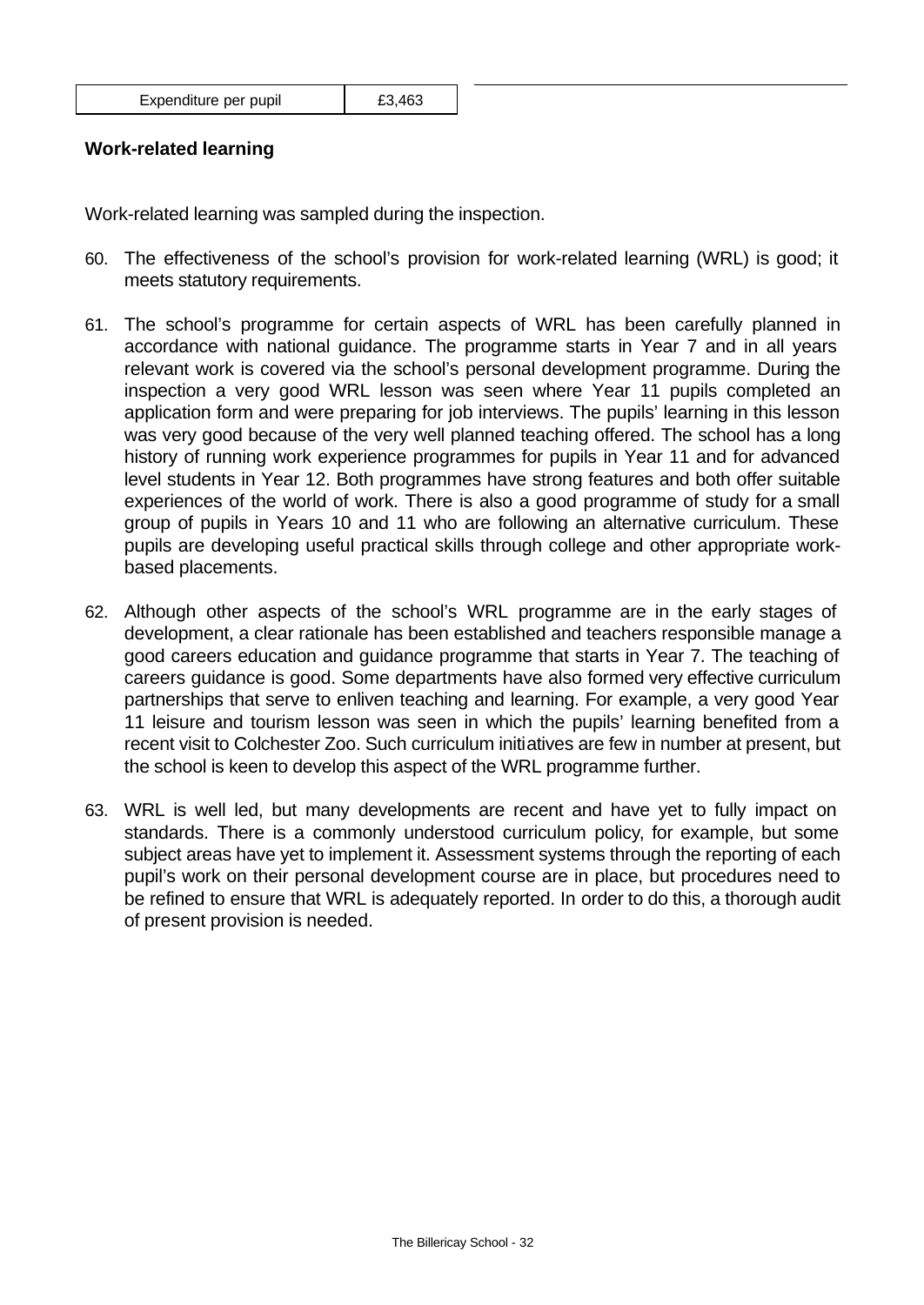| Expenditure per pupil | £3,463 |
| --- | --- |

**Work-related learning**

Work-related learning was sampled during the inspection.

60. The effectiveness of the school's provision for work-related learning (WRL) is good; it meets statutory requirements.

61. The school's programme for certain aspects of WRL has been carefully planned in accordance with national guidance. The programme starts in Year 7 and in all years relevant work is covered via the school's personal development programme. During the inspection a very good WRL lesson was seen where Year 11 pupils completed an application form and were preparing for job interviews. The pupils' learning in this lesson was very good because of the very well planned teaching offered. The school has a long history of running work experience programmes for pupils in Year 11 and for advanced level students in Year 12. Both programmes have strong features and both offer suitable experiences of the world of work. There is also a good programme of study for a small group of pupils in Years 10 and 11 who are following an alternative curriculum. These pupils are developing useful practical skills through college and other appropriate work-based placements.

62. Although other aspects of the school's WRL programme are in the early stages of development, a clear rationale has been established and teachers responsible manage a good careers education and guidance programme that starts in Year 7. The teaching of careers guidance is good. Some departments have also formed very effective curriculum partnerships that serve to enliven teaching and learning. For example, a very good Year 11 leisure and tourism lesson was seen in which the pupils' learning benefited from a recent visit to Colchester Zoo. Such curriculum initiatives are few in number at present, but the school is keen to develop this aspect of the WRL programme further.

63. WRL is well led, but many developments are recent and have yet to fully impact on standards. There is a commonly understood curriculum policy, for example, but some subject areas have yet to implement it. Assessment systems through the reporting of each pupil's work on their personal development course are in place, but procedures need to be refined to ensure that WRL is adequately reported. In order to do this, a thorough audit of present provision is needed.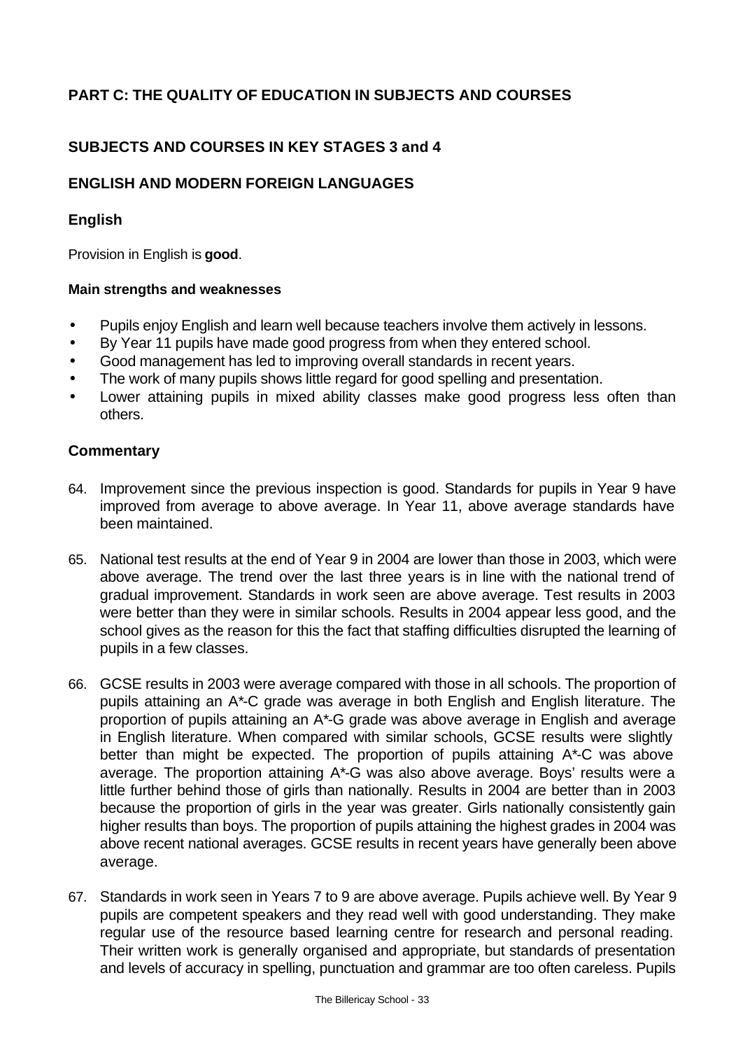## PART C: THE QUALITY OF EDUCATION IN SUBJECTS AND COURSES

### SUBJECTS AND COURSES IN KEY STAGES 3 and 4

### ENGLISH AND MODERN FOREIGN LANGUAGES

### English

Provision in English is **good**.

**Main strengths and weaknesses**

- Pupils enjoy English and learn well because teachers involve them actively in lessons.
- By Year 11 pupils have made good progress from when they entered school.
- Good management has led to improving overall standards in recent years.
- The work of many pupils shows little regard for good spelling and presentation.
- Lower attaining pupils in mixed ability classes make good progress less often than others.

### Commentary

64. Improvement since the previous inspection is good. Standards for pupils in Year 9 have improved from average to above average. In Year 11, above average standards have been maintained.

65. National test results at the end of Year 9 in 2004 are lower than those in 2003, which were above average. The trend over the last three years is in line with the national trend of gradual improvement. Standards in work seen are above average. Test results in 2003 were better than they were in similar schools. Results in 2004 appear less good, and the school gives as the reason for this the fact that staffing difficulties disrupted the learning of pupils in a few classes.

66. GCSE results in 2003 were average compared with those in all schools. The proportion of pupils attaining an A*-C grade was average in both English and English literature. The proportion of pupils attaining an A*-G grade was above average in English and average in English literature. When compared with similar schools, GCSE results were slightly better than might be expected. The proportion of pupils attaining A*-C was above average. The proportion attaining A*-G was also above average. Boys' results were a little further behind those of girls than nationally. Results in 2004 are better than in 2003 because the proportion of girls in the year was greater. Girls nationally consistently gain higher results than boys. The proportion of pupils attaining the highest grades in 2004 was above recent national averages. GCSE results in recent years have generally been above average.

67. Standards in work seen in Years 7 to 9 are above average. Pupils achieve well. By Year 9 pupils are competent speakers and they read well with good understanding. They make regular use of the resource based learning centre for research and personal reading. Their written work is generally organised and appropriate, but standards of presentation and levels of accuracy in spelling, punctuation and grammar are too often careless. Pupils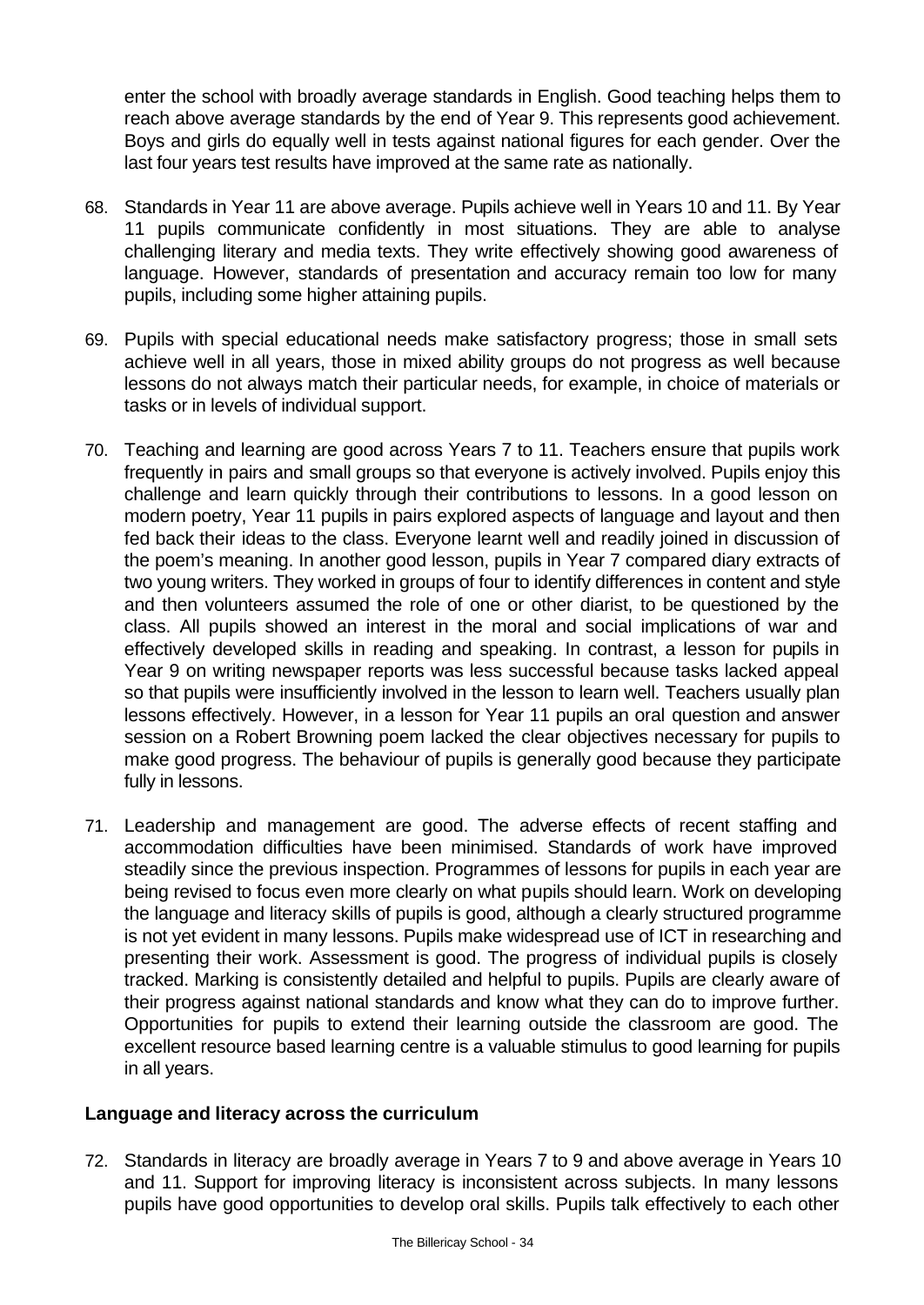enter the school with broadly average standards in English. Good teaching helps them to reach above average standards by the end of Year 9. This represents good achievement. Boys and girls do equally well in tests against national figures for each gender. Over the last four years test results have improved at the same rate as nationally.

68. Standards in Year 11 are above average. Pupils achieve well in Years 10 and 11. By Year 11 pupils communicate confidently in most situations. They are able to analyse challenging literary and media texts. They write effectively showing good awareness of language. However, standards of presentation and accuracy remain too low for many pupils, including some higher attaining pupils.

69. Pupils with special educational needs make satisfactory progress; those in small sets achieve well in all years, those in mixed ability groups do not progress as well because lessons do not always match their particular needs, for example, in choice of materials or tasks or in levels of individual support.

70. Teaching and learning are good across Years 7 to 11. Teachers ensure that pupils work frequently in pairs and small groups so that everyone is actively involved. Pupils enjoy this challenge and learn quickly through their contributions to lessons. In a good lesson on modern poetry, Year 11 pupils in pairs explored aspects of language and layout and then fed back their ideas to the class. Everyone learnt well and readily joined in discussion of the poem's meaning. In another good lesson, pupils in Year 7 compared diary extracts of two young writers. They worked in groups of four to identify differences in content and style and then volunteers assumed the role of one or other diarist, to be questioned by the class. All pupils showed an interest in the moral and social implications of war and effectively developed skills in reading and speaking. In contrast, a lesson for pupils in Year 9 on writing newspaper reports was less successful because tasks lacked appeal so that pupils were insufficiently involved in the lesson to learn well. Teachers usually plan lessons effectively. However, in a lesson for Year 11 pupils an oral question and answer session on a Robert Browning poem lacked the clear objectives necessary for pupils to make good progress. The behaviour of pupils is generally good because they participate fully in lessons.

71. Leadership and management are good. The adverse effects of recent staffing and accommodation difficulties have been minimised. Standards of work have improved steadily since the previous inspection. Programmes of lessons for pupils in each year are being revised to focus even more clearly on what pupils should learn. Work on developing the language and literacy skills of pupils is good, although a clearly structured programme is not yet evident in many lessons. Pupils make widespread use of ICT in researching and presenting their work. Assessment is good. The progress of individual pupils is closely tracked. Marking is consistently detailed and helpful to pupils. Pupils are clearly aware of their progress against national standards and know what they can do to improve further. Opportunities for pupils to extend their learning outside the classroom are good. The excellent resource based learning centre is a valuable stimulus to good learning for pupils in all years.

### Language and literacy across the curriculum

72. Standards in literacy are broadly average in Years 7 to 9 and above average in Years 10 and 11. Support for improving literacy is inconsistent across subjects. In many lessons pupils have good opportunities to develop oral skills. Pupils talk effectively to each other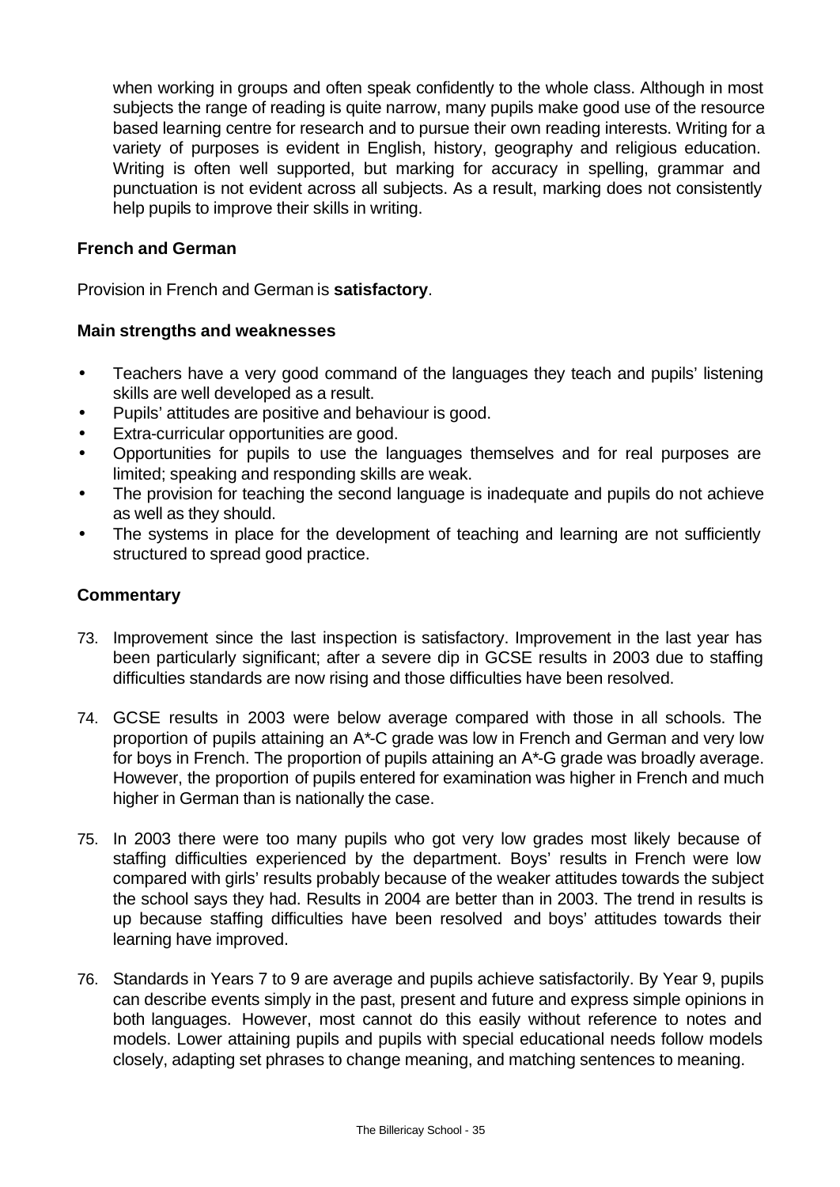when working in groups and often speak confidently to the whole class. Although in most subjects the range of reading is quite narrow, many pupils make good use of the resource based learning centre for research and to pursue their own reading interests. Writing for a variety of purposes is evident in English, history, geography and religious education. Writing is often well supported, but marking for accuracy in spelling, grammar and punctuation is not evident across all subjects. As a result, marking does not consistently help pupils to improve their skills in writing.

### French and German

Provision in French and German is **satisfactory**.

#### Main strengths and weaknesses

- Teachers have a very good command of the languages they teach and pupils' listening skills are well developed as a result.
- Pupils' attitudes are positive and behaviour is good.
- Extra-curricular opportunities are good.
- Opportunities for pupils to use the languages themselves and for real purposes are limited; speaking and responding skills are weak.
- The provision for teaching the second language is inadequate and pupils do not achieve as well as they should.
- The systems in place for the development of teaching and learning are not sufficiently structured to spread good practice.

#### Commentary

73. Improvement since the last inspection is satisfactory. Improvement in the last year has been particularly significant; after a severe dip in GCSE results in 2003 due to staffing difficulties standards are now rising and those difficulties have been resolved.

74. GCSE results in 2003 were below average compared with those in all schools. The proportion of pupils attaining an A*-C grade was low in French and German and very low for boys in French. The proportion of pupils attaining an A*-G grade was broadly average. However, the proportion of pupils entered for examination was higher in French and much higher in German than is nationally the case.

75. In 2003 there were too many pupils who got very low grades most likely because of staffing difficulties experienced by the department. Boys' results in French were low compared with girls' results probably because of the weaker attitudes towards the subject the school says they had. Results in 2004 are better than in 2003. The trend in results is up because staffing difficulties have been resolved and boys' attitudes towards their learning have improved.

76. Standards in Years 7 to 9 are average and pupils achieve satisfactorily. By Year 9, pupils can describe events simply in the past, present and future and express simple opinions in both languages. However, most cannot do this easily without reference to notes and models. Lower attaining pupils and pupils with special educational needs follow models closely, adapting set phrases to change meaning, and matching sentences to meaning.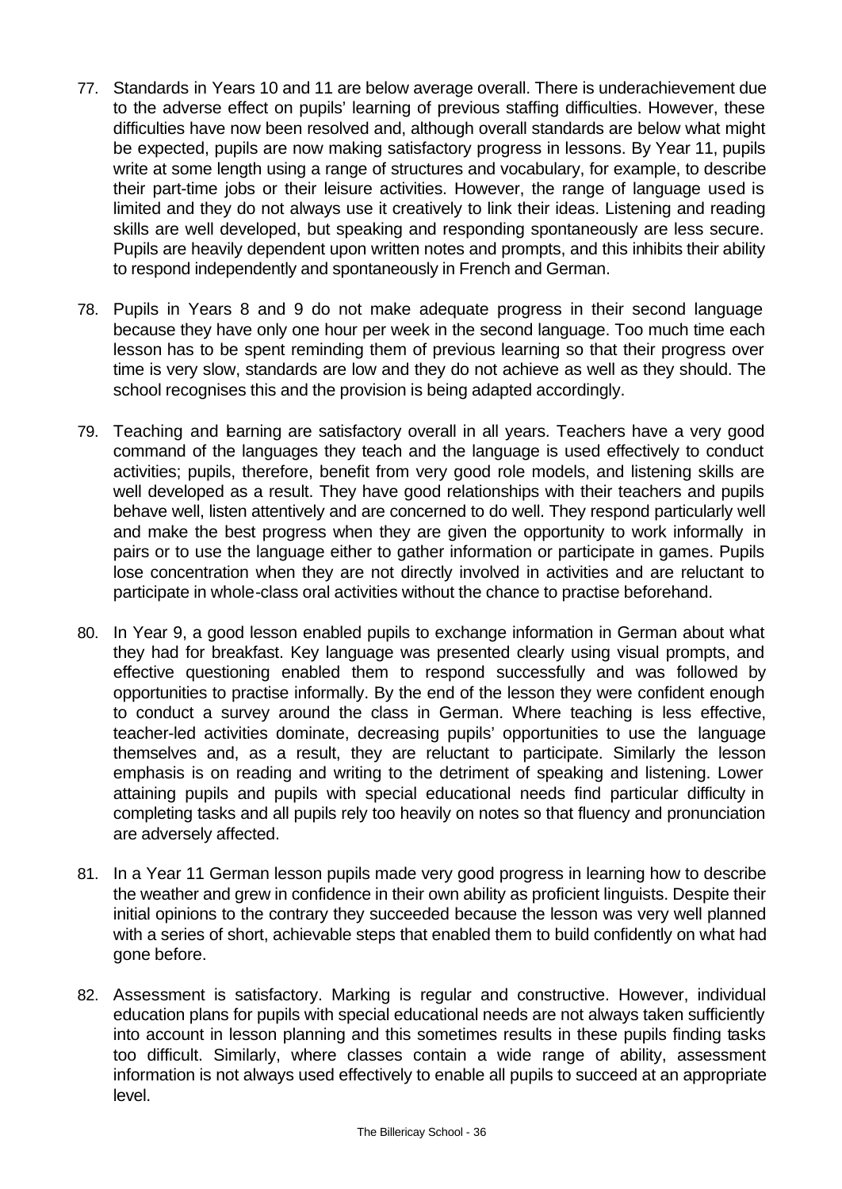77. Standards in Years 10 and 11 are below average overall. There is underachievement due to the adverse effect on pupils' learning of previous staffing difficulties. However, these difficulties have now been resolved and, although overall standards are below what might be expected, pupils are now making satisfactory progress in lessons. By Year 11, pupils write at some length using a range of structures and vocabulary, for example, to describe their part-time jobs or their leisure activities. However, the range of language used is limited and they do not always use it creatively to link their ideas. Listening and reading skills are well developed, but speaking and responding spontaneously are less secure. Pupils are heavily dependent upon written notes and prompts, and this inhibits their ability to respond independently and spontaneously in French and German.

78. Pupils in Years 8 and 9 do not make adequate progress in their second language because they have only one hour per week in the second language. Too much time each lesson has to be spent reminding them of previous learning so that their progress over time is very slow, standards are low and they do not achieve as well as they should. The school recognises this and the provision is being adapted accordingly.

79. Teaching and learning are satisfactory overall in all years. Teachers have a very good command of the languages they teach and the language is used effectively to conduct activities; pupils, therefore, benefit from very good role models, and listening skills are well developed as a result. They have good relationships with their teachers and pupils behave well, listen attentively and are concerned to do well. They respond particularly well and make the best progress when they are given the opportunity to work informally in pairs or to use the language either to gather information or participate in games. Pupils lose concentration when they are not directly involved in activities and are reluctant to participate in whole-class oral activities without the chance to practise beforehand.

80. In Year 9, a good lesson enabled pupils to exchange information in German about what they had for breakfast. Key language was presented clearly using visual prompts, and effective questioning enabled them to respond successfully and was followed by opportunities to practise informally. By the end of the lesson they were confident enough to conduct a survey around the class in German. Where teaching is less effective, teacher-led activities dominate, decreasing pupils' opportunities to use the language themselves and, as a result, they are reluctant to participate. Similarly the lesson emphasis is on reading and writing to the detriment of speaking and listening. Lower attaining pupils and pupils with special educational needs find particular difficulty in completing tasks and all pupils rely too heavily on notes so that fluency and pronunciation are adversely affected.

81. In a Year 11 German lesson pupils made very good progress in learning how to describe the weather and grew in confidence in their own ability as proficient linguists. Despite their initial opinions to the contrary they succeeded because the lesson was very well planned with a series of short, achievable steps that enabled them to build confidently on what had gone before.

82. Assessment is satisfactory. Marking is regular and constructive. However, individual education plans for pupils with special educational needs are not always taken sufficiently into account in lesson planning and this sometimes results in these pupils finding tasks too difficult. Similarly, where classes contain a wide range of ability, assessment information is not always used effectively to enable all pupils to succeed at an appropriate level.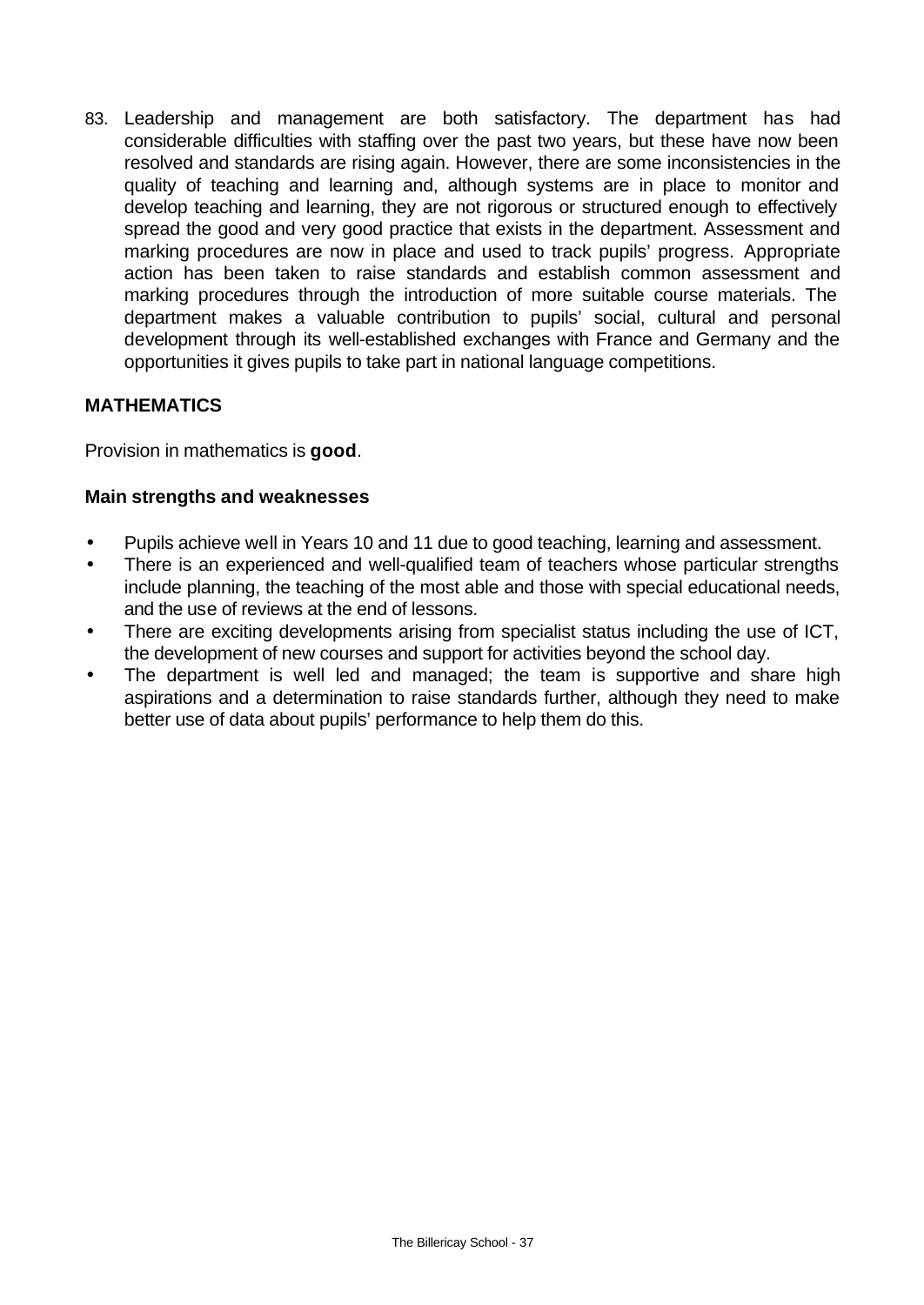83. Leadership and management are both satisfactory. The department has had considerable difficulties with staffing over the past two years, but these have now been resolved and standards are rising again. However, there are some inconsistencies in the quality of teaching and learning and, although systems are in place to monitor and develop teaching and learning, they are not rigorous or structured enough to effectively spread the good and very good practice that exists in the department. Assessment and marking procedures are now in place and used to track pupils' progress. Appropriate action has been taken to raise standards and establish common assessment and marking procedures through the introduction of more suitable course materials. The department makes a valuable contribution to pupils' social, cultural and personal development through its well-established exchanges with France and Germany and the opportunities it gives pupils to take part in national language competitions.

## MATHEMATICS

Provision in mathematics is **good**.

### Main strengths and weaknesses

- Pupils achieve well in Years 10 and 11 due to good teaching, learning and assessment.
- There is an experienced and well-qualified team of teachers whose particular strengths include planning, the teaching of the most able and those with special educational needs, and the use of reviews at the end of lessons.
- There are exciting developments arising from specialist status including the use of ICT, the development of new courses and support for activities beyond the school day.
- The department is well led and managed; the team is supportive and share high aspirations and a determination to raise standards further, although they need to make better use of data about pupils' performance to help them do this.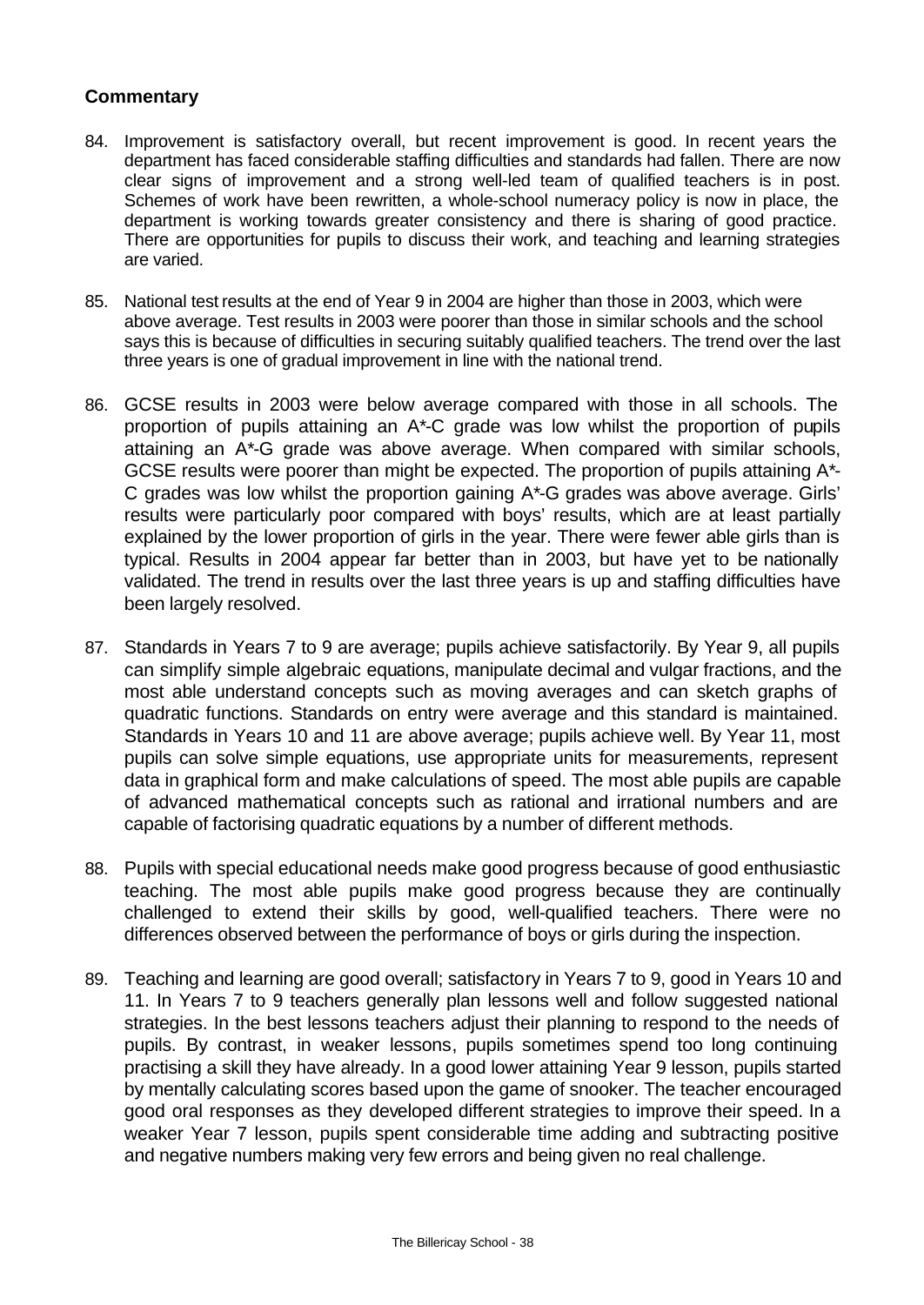### Commentary

84. Improvement is satisfactory overall, but recent improvement is good. In recent years the department has faced considerable staffing difficulties and standards had fallen. There are now clear signs of improvement and a strong well-led team of qualified teachers is in post. Schemes of work have been rewritten, a whole-school numeracy policy is now in place, the department is working towards greater consistency and there is sharing of good practice. There are opportunities for pupils to discuss their work, and teaching and learning strategies are varied.

85. National test results at the end of Year 9 in 2004 are higher than those in 2003, which were above average. Test results in 2003 were poorer than those in similar schools and the school says this is because of difficulties in securing suitably qualified teachers. The trend over the last three years is one of gradual improvement in line with the national trend.

86. GCSE results in 2003 were below average compared with those in all schools. The proportion of pupils attaining an A*-C grade was low whilst the proportion of pupils attaining an A*-G grade was above average. When compared with similar schools, GCSE results were poorer than might be expected. The proportion of pupils attaining A*-C grades was low whilst the proportion gaining A*-G grades was above average. Girls' results were particularly poor compared with boys' results, which are at least partially explained by the lower proportion of girls in the year. There were fewer able girls than is typical. Results in 2004 appear far better than in 2003, but have yet to be nationally validated. The trend in results over the last three years is up and staffing difficulties have been largely resolved.

87. Standards in Years 7 to 9 are average; pupils achieve satisfactorily. By Year 9, all pupils can simplify simple algebraic equations, manipulate decimal and vulgar fractions, and the most able understand concepts such as moving averages and can sketch graphs of quadratic functions. Standards on entry were average and this standard is maintained. Standards in Years 10 and 11 are above average; pupils achieve well. By Year 11, most pupils can solve simple equations, use appropriate units for measurements, represent data in graphical form and make calculations of speed. The most able pupils are capable of advanced mathematical concepts such as rational and irrational numbers and are capable of factorising quadratic equations by a number of different methods.

88. Pupils with special educational needs make good progress because of good enthusiastic teaching. The most able pupils make good progress because they are continually challenged to extend their skills by good, well-qualified teachers. There were no differences observed between the performance of boys or girls during the inspection.

89. Teaching and learning are good overall; satisfactory in Years 7 to 9, good in Years 10 and 11. In Years 7 to 9 teachers generally plan lessons well and follow suggested national strategies. In the best lessons teachers adjust their planning to respond to the needs of pupils. By contrast, in weaker lessons, pupils sometimes spend too long continuing practising a skill they have already. In a good lower attaining Year 9 lesson, pupils started by mentally calculating scores based upon the game of snooker. The teacher encouraged good oral responses as they developed different strategies to improve their speed. In a weaker Year 7 lesson, pupils spent considerable time adding and subtracting positive and negative numbers making very few errors and being given no real challenge.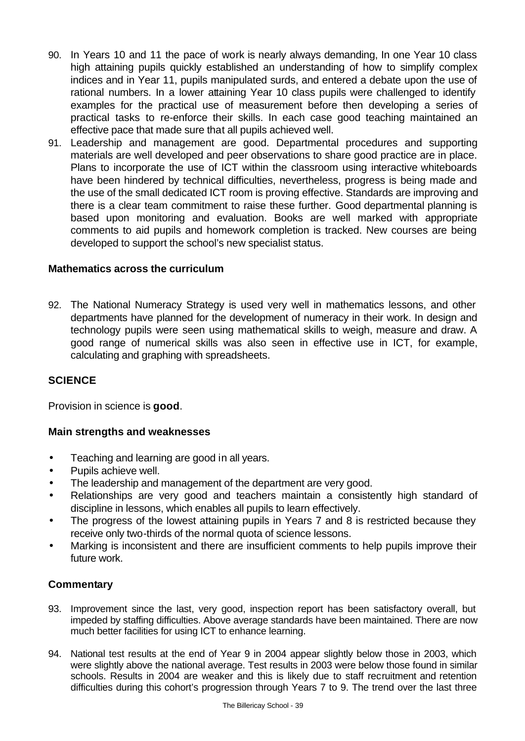90. In Years 10 and 11 the pace of work is nearly always demanding, In one Year 10 class high attaining pupils quickly established an understanding of how to simplify complex indices and in Year 11, pupils manipulated surds, and entered a debate upon the use of rational numbers. In a lower attaining Year 10 class pupils were challenged to identify examples for the practical use of measurement before then developing a series of practical tasks to re-enforce their skills. In each case good teaching maintained an effective pace that made sure that all pupils achieved well.
91. Leadership and management are good. Departmental procedures and supporting materials are well developed and peer observations to share good practice are in place. Plans to incorporate the use of ICT within the classroom using interactive whiteboards have been hindered by technical difficulties, nevertheless, progress is being made and the use of the small dedicated ICT room is proving effective. Standards are improving and there is a clear team commitment to raise these further. Good departmental planning is based upon monitoring and evaluation. Books are well marked with appropriate comments to aid pupils and homework completion is tracked. New courses are being developed to support the school's new specialist status.

### Mathematics across the curriculum

92. The National Numeracy Strategy is used very well in mathematics lessons, and other departments have planned for the development of numeracy in their work. In design and technology pupils were seen using mathematical skills to weigh, measure and draw. A good range of numerical skills was also seen in effective use in ICT, for example, calculating and graphing with spreadsheets.

## SCIENCE

Provision in science is **good**.

### Main strengths and weaknesses

- Teaching and learning are good in all years.
- Pupils achieve well.
- The leadership and management of the department are very good.
- Relationships are very good and teachers maintain a consistently high standard of discipline in lessons, which enables all pupils to learn effectively.
- The progress of the lowest attaining pupils in Years 7 and 8 is restricted because they receive only two-thirds of the normal quota of science lessons.
- Marking is inconsistent and there are insufficient comments to help pupils improve their future work.

### Commentary

93. Improvement since the last, very good, inspection report has been satisfactory overall, but impeded by staffing difficulties. Above average standards have been maintained. There are now much better facilities for using ICT to enhance learning.
94. National test results at the end of Year 9 in 2004 appear slightly below those in 2003, which were slightly above the national average. Test results in 2003 were below those found in similar schools. Results in 2004 are weaker and this is likely due to staff recruitment and retention difficulties during this cohort's progression through Years 7 to 9. The trend over the last three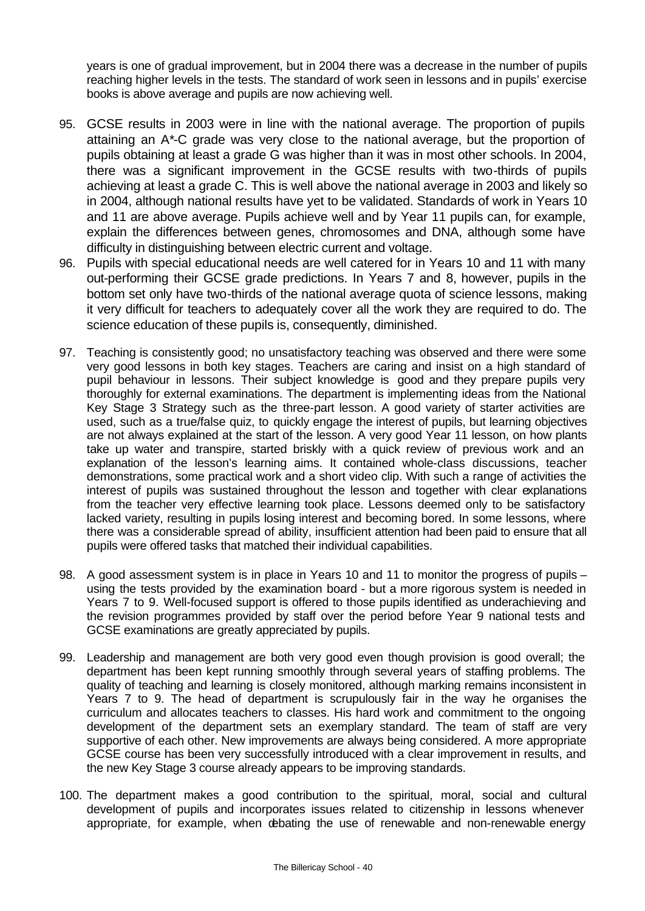years is one of gradual improvement, but in 2004 there was a decrease in the number of pupils reaching higher levels in the tests. The standard of work seen in lessons and in pupils' exercise books is above average and pupils are now achieving well.

95. GCSE results in 2003 were in line with the national average. The proportion of pupils attaining an A*-C grade was very close to the national average, but the proportion of pupils obtaining at least a grade G was higher than it was in most other schools. In 2004, there was a significant improvement in the GCSE results with two-thirds of pupils achieving at least a grade C. This is well above the national average in 2003 and likely so in 2004, although national results have yet to be validated. Standards of work in Years 10 and 11 are above average. Pupils achieve well and by Year 11 pupils can, for example, explain the differences between genes, chromosomes and DNA, although some have difficulty in distinguishing between electric current and voltage.

96. Pupils with special educational needs are well catered for in Years 10 and 11 with many out-performing their GCSE grade predictions. In Years 7 and 8, however, pupils in the bottom set only have two-thirds of the national average quota of science lessons, making it very difficult for teachers to adequately cover all the work they are required to do. The science education of these pupils is, consequently, diminished.

97. Teaching is consistently good; no unsatisfactory teaching was observed and there were some very good lessons in both key stages. Teachers are caring and insist on a high standard of pupil behaviour in lessons. Their subject knowledge is good and they prepare pupils very thoroughly for external examinations. The department is implementing ideas from the National Key Stage 3 Strategy such as the three-part lesson. A good variety of starter activities are used, such as a true/false quiz, to quickly engage the interest of pupils, but learning objectives are not always explained at the start of the lesson. A very good Year 11 lesson, on how plants take up water and transpire, started briskly with a quick review of previous work and an explanation of the lesson's learning aims. It contained whole-class discussions, teacher demonstrations, some practical work and a short video clip. With such a range of activities the interest of pupils was sustained throughout the lesson and together with clear explanations from the teacher very effective learning took place. Lessons deemed only to be satisfactory lacked variety, resulting in pupils losing interest and becoming bored. In some lessons, where there was a considerable spread of ability, insufficient attention had been paid to ensure that all pupils were offered tasks that matched their individual capabilities.

98. A good assessment system is in place in Years 10 and 11 to monitor the progress of pupils – using the tests provided by the examination board - but a more rigorous system is needed in Years 7 to 9. Well-focused support is offered to those pupils identified as underachieving and the revision programmes provided by staff over the period before Year 9 national tests and GCSE examinations are greatly appreciated by pupils.

99. Leadership and management are both very good even though provision is good overall; the department has been kept running smoothly through several years of staffing problems. The quality of teaching and learning is closely monitored, although marking remains inconsistent in Years 7 to 9. The head of department is scrupulously fair in the way he organises the curriculum and allocates teachers to classes. His hard work and commitment to the ongoing development of the department sets an exemplary standard. The team of staff are very supportive of each other. New improvements are always being considered. A more appropriate GCSE course has been very successfully introduced with a clear improvement in results, and the new Key Stage 3 course already appears to be improving standards.

100. The department makes a good contribution to the spiritual, moral, social and cultural development of pupils and incorporates issues related to citizenship in lessons whenever appropriate, for example, when debating the use of renewable and non-renewable energy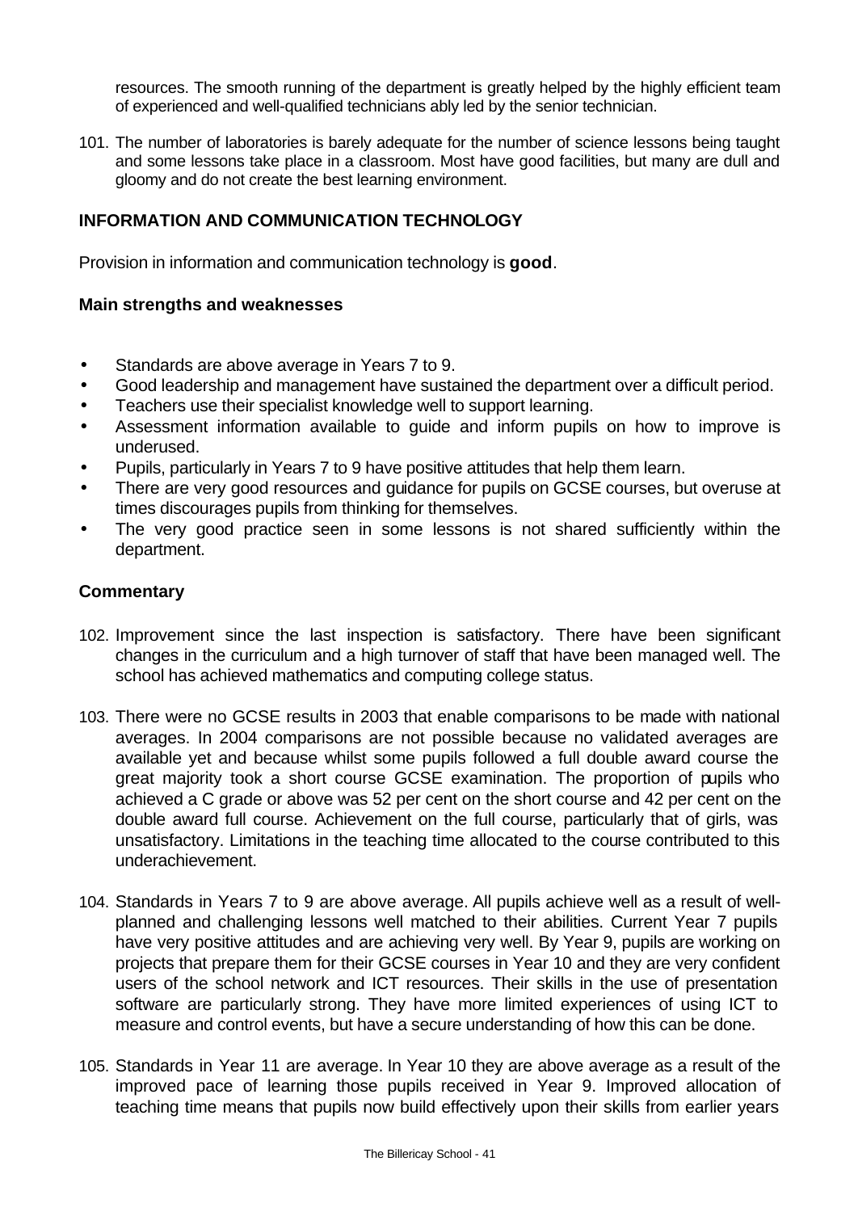resources. The smooth running of the department is greatly helped by the highly efficient team of experienced and well-qualified technicians ably led by the senior technician.

101. The number of laboratories is barely adequate for the number of science lessons being taught and some lessons take place in a classroom. Most have good facilities, but many are dull and gloomy and do not create the best learning environment.

## INFORMATION AND COMMUNICATION TECHNOLOGY

Provision in information and communication technology is **good**.

### Main strengths and weaknesses

- Standards are above average in Years 7 to 9.
- Good leadership and management have sustained the department over a difficult period.
- Teachers use their specialist knowledge well to support learning.
- Assessment information available to guide and inform pupils on how to improve is underused.
- Pupils, particularly in Years 7 to 9 have positive attitudes that help them learn.
- There are very good resources and guidance for pupils on GCSE courses, but overuse at times discourages pupils from thinking for themselves.
- The very good practice seen in some lessons is not shared sufficiently within the department.

### Commentary

102. Improvement since the last inspection is satisfactory. There have been significant changes in the curriculum and a high turnover of staff that have been managed well. The school has achieved mathematics and computing college status.

103. There were no GCSE results in 2003 that enable comparisons to be made with national averages. In 2004 comparisons are not possible because no validated averages are available yet and because whilst some pupils followed a full double award course the great majority took a short course GCSE examination. The proportion of pupils who achieved a C grade or above was 52 per cent on the short course and 42 per cent on the double award full course. Achievement on the full course, particularly that of girls, was unsatisfactory. Limitations in the teaching time allocated to the course contributed to this underachievement.

104. Standards in Years 7 to 9 are above average. All pupils achieve well as a result of well-planned and challenging lessons well matched to their abilities. Current Year 7 pupils have very positive attitudes and are achieving very well. By Year 9, pupils are working on projects that prepare them for their GCSE courses in Year 10 and they are very confident users of the school network and ICT resources. Their skills in the use of presentation software are particularly strong. They have more limited experiences of using ICT to measure and control events, but have a secure understanding of how this can be done.

105. Standards in Year 11 are average. In Year 10 they are above average as a result of the improved pace of learning those pupils received in Year 9. Improved allocation of teaching time means that pupils now build effectively upon their skills from earlier years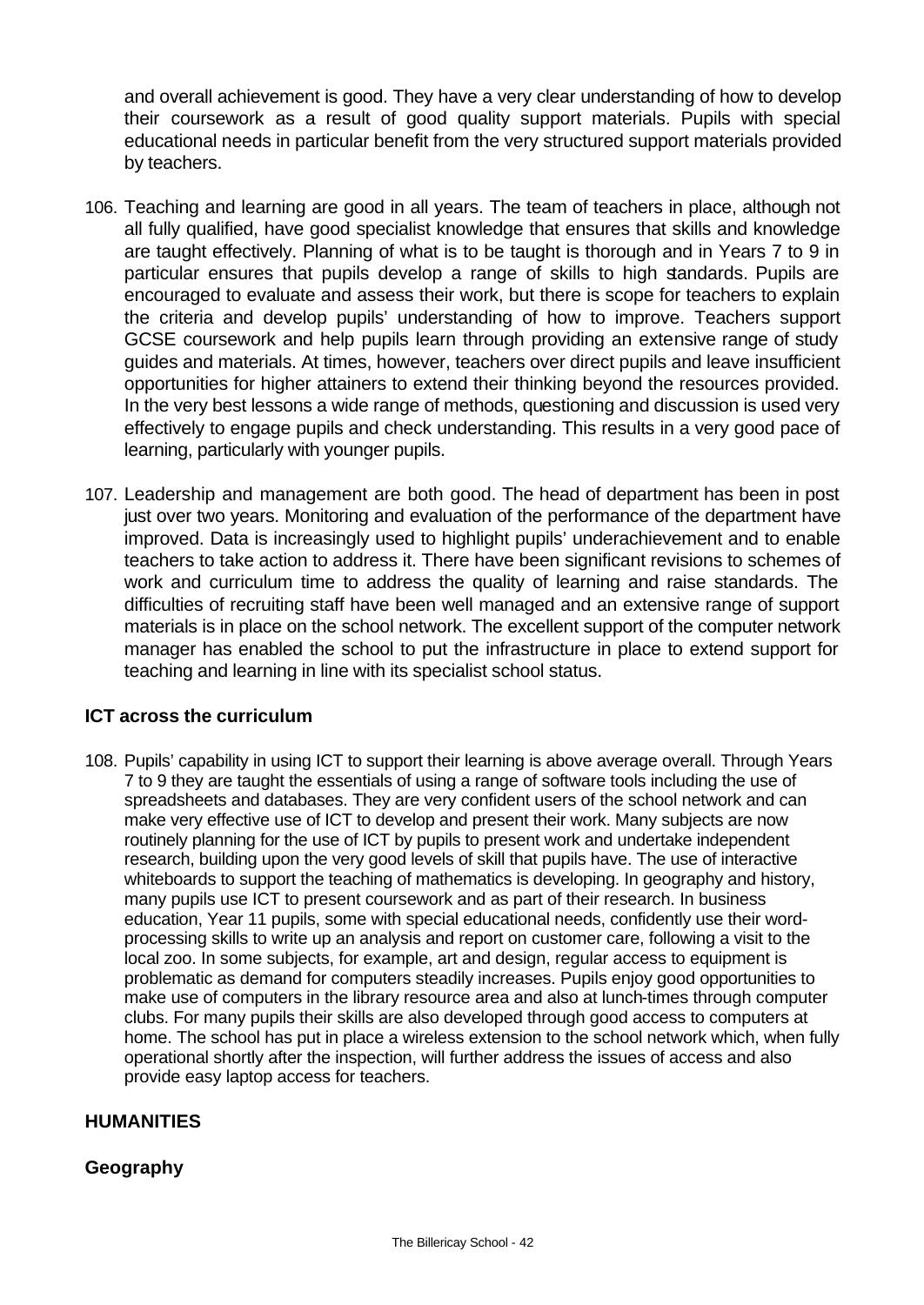and overall achievement is good. They have a very clear understanding of how to develop their coursework as a result of good quality support materials. Pupils with special educational needs in particular benefit from the very structured support materials provided by teachers.

106. Teaching and learning are good in all years. The team of teachers in place, although not all fully qualified, have good specialist knowledge that ensures that skills and knowledge are taught effectively. Planning of what is to be taught is thorough and in Years 7 to 9 in particular ensures that pupils develop a range of skills to high standards. Pupils are encouraged to evaluate and assess their work, but there is scope for teachers to explain the criteria and develop pupils' understanding of how to improve. Teachers support GCSE coursework and help pupils learn through providing an extensive range of study guides and materials. At times, however, teachers over direct pupils and leave insufficient opportunities for higher attainers to extend their thinking beyond the resources provided. In the very best lessons a wide range of methods, questioning and discussion is used very effectively to engage pupils and check understanding. This results in a very good pace of learning, particularly with younger pupils.

107. Leadership and management are both good. The head of department has been in post just over two years. Monitoring and evaluation of the performance of the department have improved. Data is increasingly used to highlight pupils' underachievement and to enable teachers to take action to address it. There have been significant revisions to schemes of work and curriculum time to address the quality of learning and raise standards. The difficulties of recruiting staff have been well managed and an extensive range of support materials is in place on the school network. The excellent support of the computer network manager has enabled the school to put the infrastructure in place to extend support for teaching and learning in line with its specialist school status.

### ICT across the curriculum

108. Pupils' capability in using ICT to support their learning is above average overall. Through Years 7 to 9 they are taught the essentials of using a range of software tools including the use of spreadsheets and databases. They are very confident users of the school network and can make very effective use of ICT to develop and present their work. Many subjects are now routinely planning for the use of ICT by pupils to present work and undertake independent research, building upon the very good levels of skill that pupils have. The use of interactive whiteboards to support the teaching of mathematics is developing. In geography and history, many pupils use ICT to present coursework and as part of their research. In business education, Year 11 pupils, some with special educational needs, confidently use their word-processing skills to write up an analysis and report on customer care, following a visit to the local zoo. In some subjects, for example, art and design, regular access to equipment is problematic as demand for computers steadily increases. Pupils enjoy good opportunities to make use of computers in the library resource area and also at lunch-times through computer clubs. For many pupils their skills are also developed through good access to computers at home. The school has put in place a wireless extension to the school network which, when fully operational shortly after the inspection, will further address the issues of access and also provide easy laptop access for teachers.

## HUMANITIES

### Geography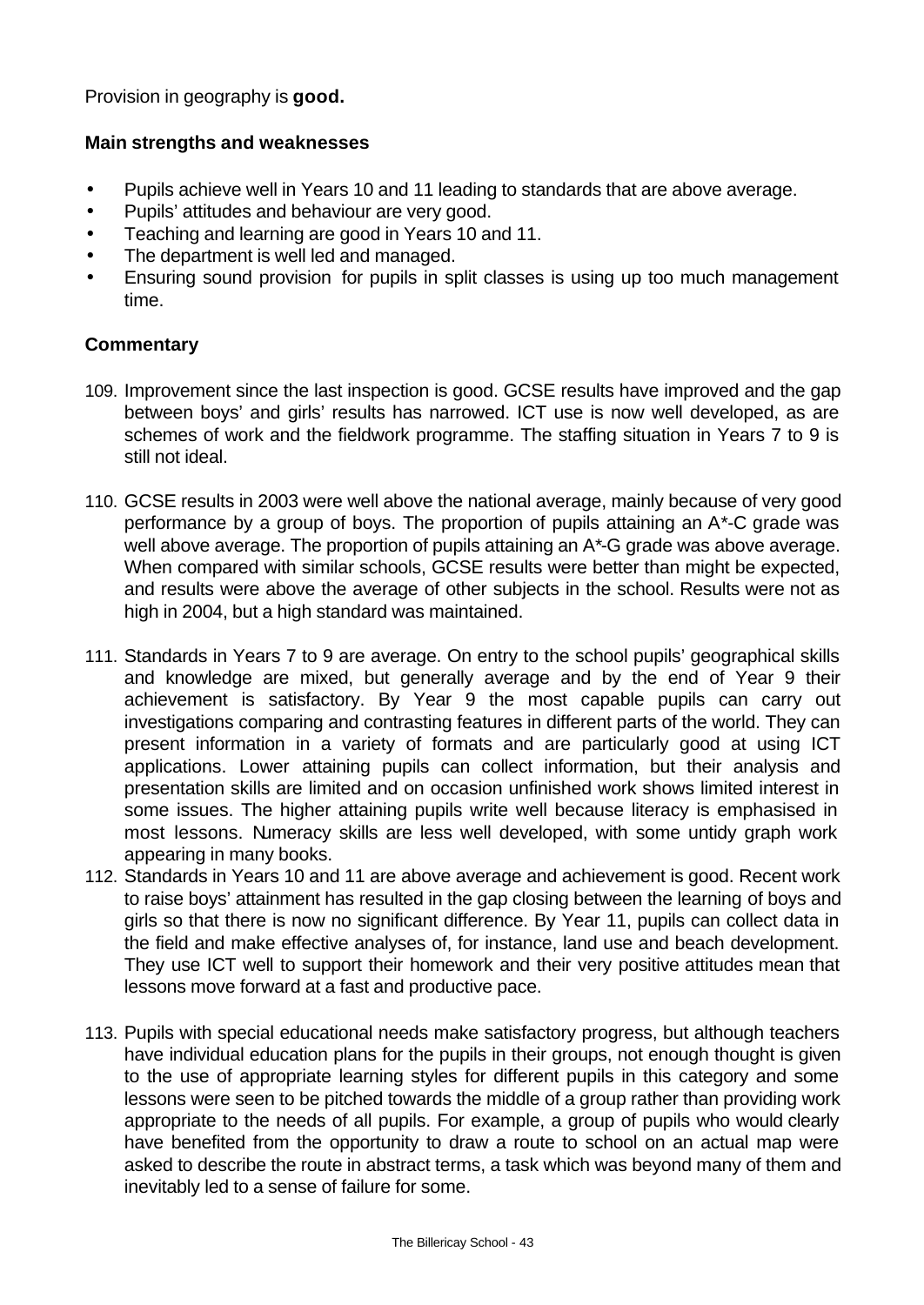Provision in geography is **good.**

**Main strengths and weaknesses**

- Pupils achieve well in Years 10 and 11 leading to standards that are above average.
- Pupils' attitudes and behaviour are very good.
- Teaching and learning are good in Years 10 and 11.
- The department is well led and managed.
- Ensuring sound provision for pupils in split classes is using up too much management time.

**Commentary**

109. Improvement since the last inspection is good. GCSE results have improved and the gap between boys' and girls' results has narrowed. ICT use is now well developed, as are schemes of work and the fieldwork programme. The staffing situation in Years 7 to 9 is still not ideal.

110. GCSE results in 2003 were well above the national average, mainly because of very good performance by a group of boys. The proportion of pupils attaining an A*-C grade was well above average. The proportion of pupils attaining an A*-G grade was above average. When compared with similar schools, GCSE results were better than might be expected, and results were above the average of other subjects in the school. Results were not as high in 2004, but a high standard was maintained.

111. Standards in Years 7 to 9 are average. On entry to the school pupils' geographical skills and knowledge are mixed, but generally average and by the end of Year 9 their achievement is satisfactory. By Year 9 the most capable pupils can carry out investigations comparing and contrasting features in different parts of the world. They can present information in a variety of formats and are particularly good at using ICT applications. Lower attaining pupils can collect information, but their analysis and presentation skills are limited and on occasion unfinished work shows limited interest in some issues. The higher attaining pupils write well because literacy is emphasised in most lessons. Numeracy skills are less well developed, with some untidy graph work appearing in many books.

112. Standards in Years 10 and 11 are above average and achievement is good. Recent work to raise boys' attainment has resulted in the gap closing between the learning of boys and girls so that there is now no significant difference. By Year 11, pupils can collect data in the field and make effective analyses of, for instance, land use and beach development. They use ICT well to support their homework and their very positive attitudes mean that lessons move forward at a fast and productive pace.

113. Pupils with special educational needs make satisfactory progress, but although teachers have individual education plans for the pupils in their groups, not enough thought is given to the use of appropriate learning styles for different pupils in this category and some lessons were seen to be pitched towards the middle of a group rather than providing work appropriate to the needs of all pupils. For example, a group of pupils who would clearly have benefited from the opportunity to draw a route to school on an actual map were asked to describe the route in abstract terms, a task which was beyond many of them and inevitably led to a sense of failure for some.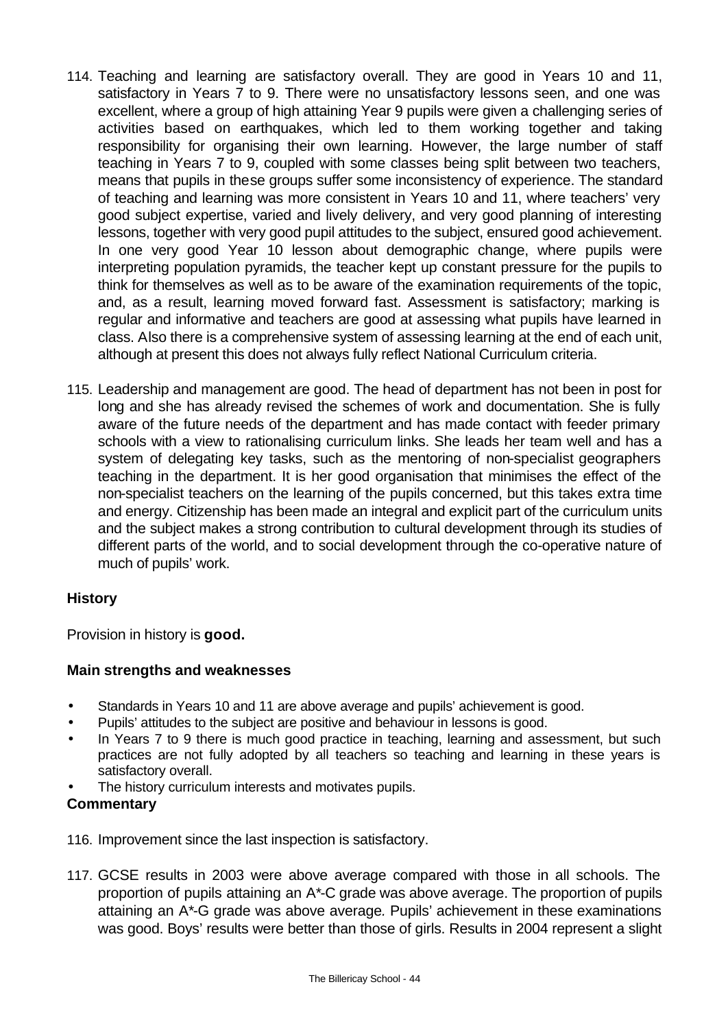114. Teaching and learning are satisfactory overall. They are good in Years 10 and 11, satisfactory in Years 7 to 9. There were no unsatisfactory lessons seen, and one was excellent, where a group of high attaining Year 9 pupils were given a challenging series of activities based on earthquakes, which led to them working together and taking responsibility for organising their own learning. However, the large number of staff teaching in Years 7 to 9, coupled with some classes being split between two teachers, means that pupils in these groups suffer some inconsistency of experience. The standard of teaching and learning was more consistent in Years 10 and 11, where teachers' very good subject expertise, varied and lively delivery, and very good planning of interesting lessons, together with very good pupil attitudes to the subject, ensured good achievement. In one very good Year 10 lesson about demographic change, where pupils were interpreting population pyramids, the teacher kept up constant pressure for the pupils to think for themselves as well as to be aware of the examination requirements of the topic, and, as a result, learning moved forward fast. Assessment is satisfactory; marking is regular and informative and teachers are good at assessing what pupils have learned in class. Also there is a comprehensive system of assessing learning at the end of each unit, although at present this does not always fully reflect National Curriculum criteria.

115. Leadership and management are good. The head of department has not been in post for long and she has already revised the schemes of work and documentation. She is fully aware of the future needs of the department and has made contact with feeder primary schools with a view to rationalising curriculum links. She leads her team well and has a system of delegating key tasks, such as the mentoring of non-specialist geographers teaching in the department. It is her good organisation that minimises the effect of the non-specialist teachers on the learning of the pupils concerned, but this takes extra time and energy. Citizenship has been made an integral and explicit part of the curriculum units and the subject makes a strong contribution to cultural development through its studies of different parts of the world, and to social development through the co-operative nature of much of pupils' work.

### History

Provision in history is **good.**

#### Main strengths and weaknesses

- Standards in Years 10 and 11 are above average and pupils' achievement is good.
- Pupils' attitudes to the subject are positive and behaviour in lessons is good.
- In Years 7 to 9 there is much good practice in teaching, learning and assessment, but such practices are not fully adopted by all teachers so teaching and learning in these years is satisfactory overall.
- The history curriculum interests and motivates pupils.

#### Commentary

116. Improvement since the last inspection is satisfactory.

117. GCSE results in 2003 were above average compared with those in all schools. The proportion of pupils attaining an A*-C grade was above average. The proportion of pupils attaining an A*-G grade was above average. Pupils' achievement in these examinations was good. Boys' results were better than those of girls. Results in 2004 represent a slight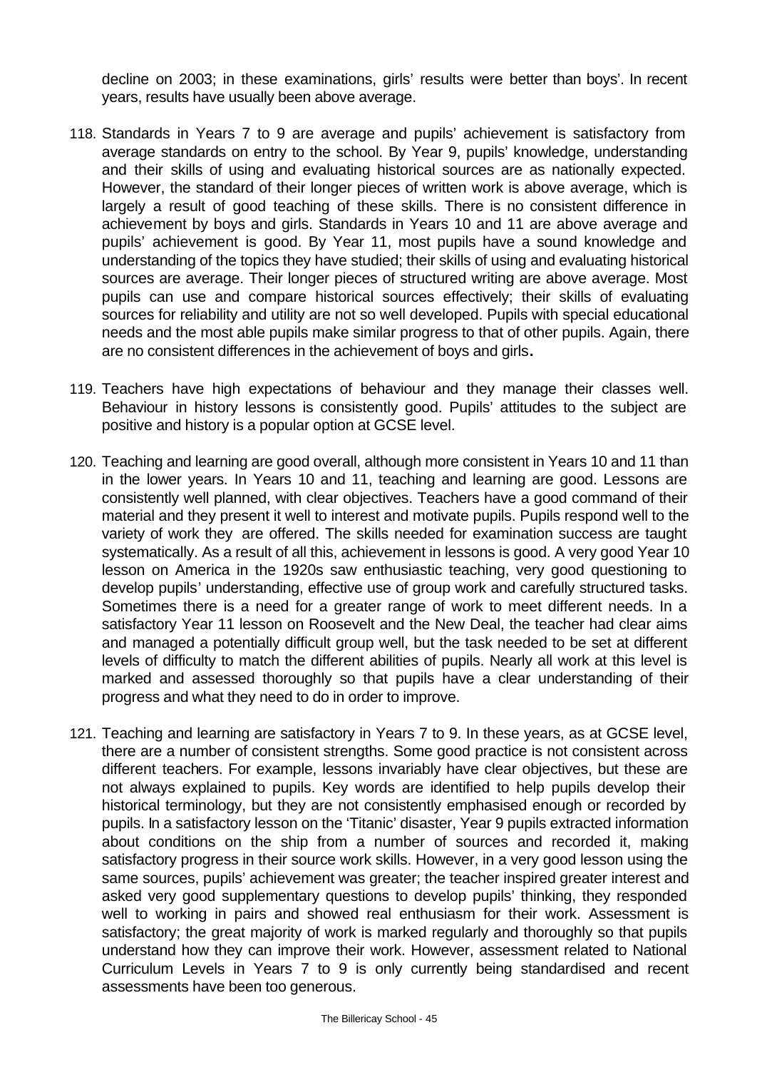decline on 2003; in these examinations, girls' results were better than boys'. In recent years, results have usually been above average.

118. Standards in Years 7 to 9 are average and pupils' achievement is satisfactory from average standards on entry to the school. By Year 9, pupils' knowledge, understanding and their skills of using and evaluating historical sources are as nationally expected. However, the standard of their longer pieces of written work is above average, which is largely a result of good teaching of these skills. There is no consistent difference in achievement by boys and girls. Standards in Years 10 and 11 are above average and pupils' achievement is good. By Year 11, most pupils have a sound knowledge and understanding of the topics they have studied; their skills of using and evaluating historical sources are average. Their longer pieces of structured writing are above average. Most pupils can use and compare historical sources effectively; their skills of evaluating sources for reliability and utility are not so well developed. Pupils with special educational needs and the most able pupils make similar progress to that of other pupils. Again, there are no consistent differences in the achievement of boys and girls**.**

119. Teachers have high expectations of behaviour and they manage their classes well. Behaviour in history lessons is consistently good. Pupils' attitudes to the subject are positive and history is a popular option at GCSE level.

120. Teaching and learning are good overall, although more consistent in Years 10 and 11 than in the lower years. In Years 10 and 11, teaching and learning are good. Lessons are consistently well planned, with clear objectives. Teachers have a good command of their material and they present it well to interest and motivate pupils. Pupils respond well to the variety of work they are offered. The skills needed for examination success are taught systematically. As a result of all this, achievement in lessons is good. A very good Year 10 lesson on America in the 1920s saw enthusiastic teaching, very good questioning to develop pupils' understanding, effective use of group work and carefully structured tasks. Sometimes there is a need for a greater range of work to meet different needs. In a satisfactory Year 11 lesson on Roosevelt and the New Deal, the teacher had clear aims and managed a potentially difficult group well, but the task needed to be set at different levels of difficulty to match the different abilities of pupils. Nearly all work at this level is marked and assessed thoroughly so that pupils have a clear understanding of their progress and what they need to do in order to improve.

121. Teaching and learning are satisfactory in Years 7 to 9. In these years, as at GCSE level, there are a number of consistent strengths. Some good practice is not consistent across different teachers. For example, lessons invariably have clear objectives, but these are not always explained to pupils. Key words are identified to help pupils develop their historical terminology, but they are not consistently emphasised enough or recorded by pupils. In a satisfactory lesson on the 'Titanic' disaster, Year 9 pupils extracted information about conditions on the ship from a number of sources and recorded it, making satisfactory progress in their source work skills. However, in a very good lesson using the same sources, pupils' achievement was greater; the teacher inspired greater interest and asked very good supplementary questions to develop pupils' thinking, they responded well to working in pairs and showed real enthusiasm for their work. Assessment is satisfactory; the great majority of work is marked regularly and thoroughly so that pupils understand how they can improve their work. However, assessment related to National Curriculum Levels in Years 7 to 9 is only currently being standardised and recent assessments have been too generous.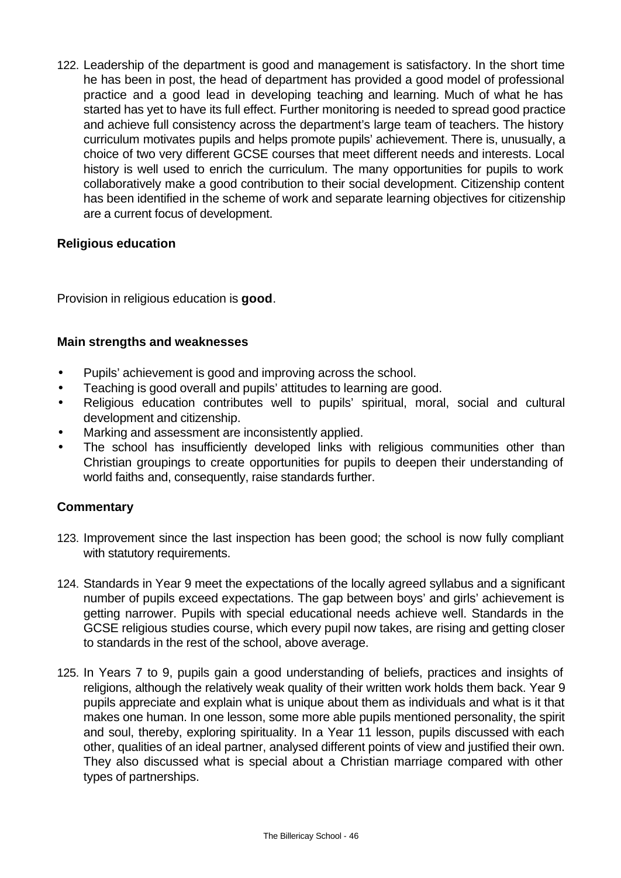122. Leadership of the department is good and management is satisfactory. In the short time he has been in post, the head of department has provided a good model of professional practice and a good lead in developing teaching and learning. Much of what he has started has yet to have its full effect. Further monitoring is needed to spread good practice and achieve full consistency across the department's large team of teachers. The history curriculum motivates pupils and helps promote pupils' achievement. There is, unusually, a choice of two very different GCSE courses that meet different needs and interests. Local history is well used to enrich the curriculum. The many opportunities for pupils to work collaboratively make a good contribution to their social development. Citizenship content has been identified in the scheme of work and separate learning objectives for citizenship are a current focus of development.

### Religious education

Provision in religious education is **good**.

#### Main strengths and weaknesses

- Pupils' achievement is good and improving across the school.
- Teaching is good overall and pupils' attitudes to learning are good.
- Religious education contributes well to pupils' spiritual, moral, social and cultural development and citizenship.
- Marking and assessment are inconsistently applied.
- The school has insufficiently developed links with religious communities other than Christian groupings to create opportunities for pupils to deepen their understanding of world faiths and, consequently, raise standards further.

#### Commentary

123. Improvement since the last inspection has been good; the school is now fully compliant with statutory requirements.

124. Standards in Year 9 meet the expectations of the locally agreed syllabus and a significant number of pupils exceed expectations. The gap between boys' and girls' achievement is getting narrower. Pupils with special educational needs achieve well. Standards in the GCSE religious studies course, which every pupil now takes, are rising and getting closer to standards in the rest of the school, above average.

125. In Years 7 to 9, pupils gain a good understanding of beliefs, practices and insights of religions, although the relatively weak quality of their written work holds them back. Year 9 pupils appreciate and explain what is unique about them as individuals and what is it that makes one human. In one lesson, some more able pupils mentioned personality, the spirit and soul, thereby, exploring spirituality. In a Year 11 lesson, pupils discussed with each other, qualities of an ideal partner, analysed different points of view and justified their own. They also discussed what is special about a Christian marriage compared with other types of partnerships.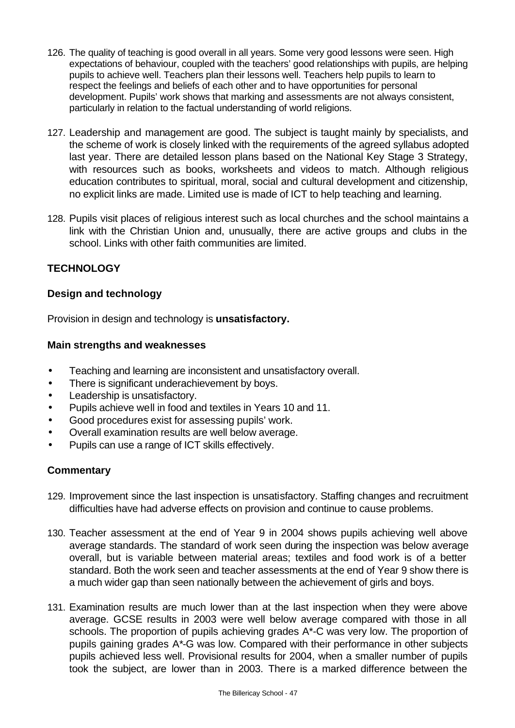126. The quality of teaching is good overall in all years. Some very good lessons were seen. High expectations of behaviour, coupled with the teachers' good relationships with pupils, are helping pupils to achieve well. Teachers plan their lessons well. Teachers help pupils to learn to respect the feelings and beliefs of each other and to have opportunities for personal development. Pupils' work shows that marking and assessments are not always consistent, particularly in relation to the factual understanding of world religions.

127. Leadership and management are good. The subject is taught mainly by specialists, and the scheme of work is closely linked with the requirements of the agreed syllabus adopted last year. There are detailed lesson plans based on the National Key Stage 3 Strategy, with resources such as books, worksheets and videos to match. Although religious education contributes to spiritual, moral, social and cultural development and citizenship, no explicit links are made. Limited use is made of ICT to help teaching and learning.

128. Pupils visit places of religious interest such as local churches and the school maintains a link with the Christian Union and, unusually, there are active groups and clubs in the school. Links with other faith communities are limited.

## TECHNOLOGY

### Design and technology

Provision in design and technology is **unsatisfactory.**

### Main strengths and weaknesses

- Teaching and learning are inconsistent and unsatisfactory overall.
- There is significant underachievement by boys.
- Leadership is unsatisfactory.
- Pupils achieve well in food and textiles in Years 10 and 11.
- Good procedures exist for assessing pupils' work.
- Overall examination results are well below average.
- Pupils can use a range of ICT skills effectively.

### Commentary

129. Improvement since the last inspection is unsatisfactory. Staffing changes and recruitment difficulties have had adverse effects on provision and continue to cause problems.

130. Teacher assessment at the end of Year 9 in 2004 shows pupils achieving well above average standards. The standard of work seen during the inspection was below average overall, but is variable between material areas; textiles and food work is of a better standard. Both the work seen and teacher assessments at the end of Year 9 show there is a much wider gap than seen nationally between the achievement of girls and boys.

131. Examination results are much lower than at the last inspection when they were above average. GCSE results in 2003 were well below average compared with those in all schools. The proportion of pupils achieving grades A*-C was very low. The proportion of pupils gaining grades A*-G was low. Compared with their performance in other subjects pupils achieved less well. Provisional results for 2004, when a smaller number of pupils took the subject, are lower than in 2003. There is a marked difference between the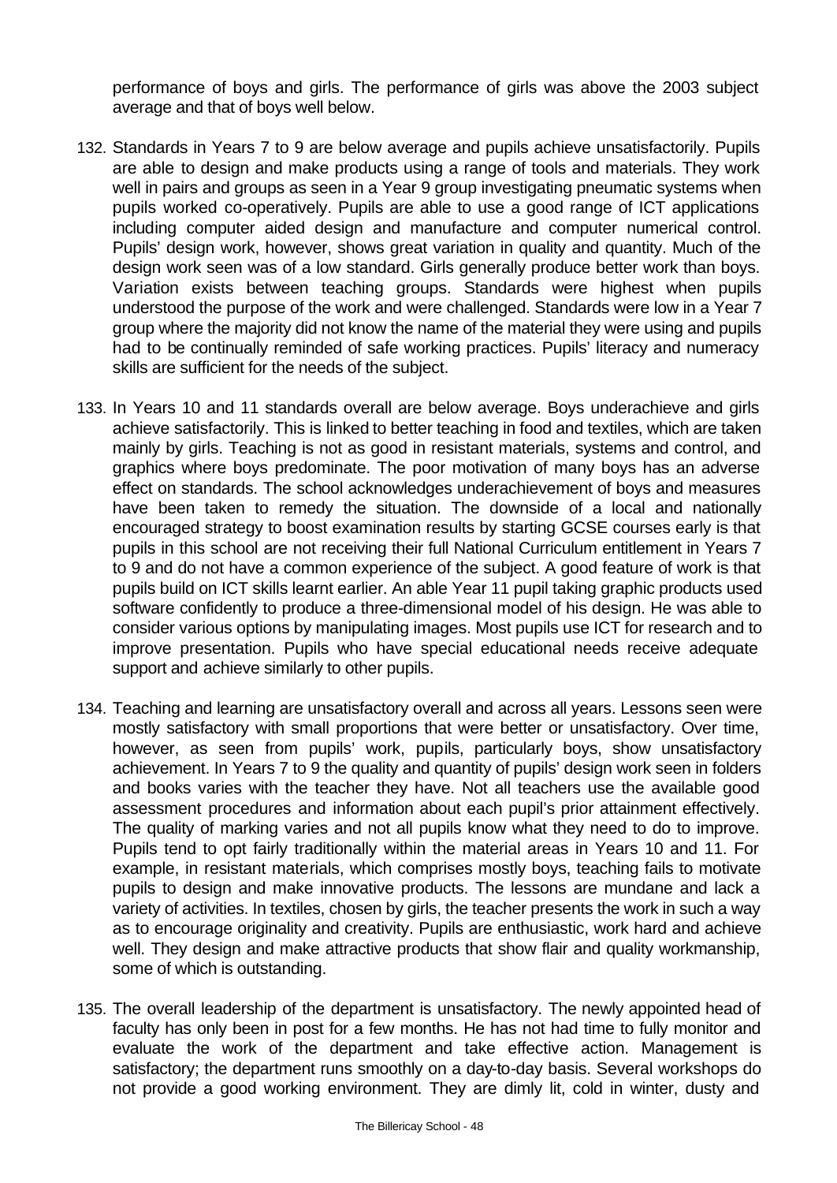performance of boys and girls. The performance of girls was above the 2003 subject average and that of boys well below.

132. Standards in Years 7 to 9 are below average and pupils achieve unsatisfactorily. Pupils are able to design and make products using a range of tools and materials. They work well in pairs and groups as seen in a Year 9 group investigating pneumatic systems when pupils worked co-operatively. Pupils are able to use a good range of ICT applications including computer aided design and manufacture and computer numerical control. Pupils' design work, however, shows great variation in quality and quantity. Much of the design work seen was of a low standard. Girls generally produce better work than boys. Variation exists between teaching groups. Standards were highest when pupils understood the purpose of the work and were challenged. Standards were low in a Year 7 group where the majority did not know the name of the material they were using and pupils had to be continually reminded of safe working practices. Pupils' literacy and numeracy skills are sufficient for the needs of the subject.

133. In Years 10 and 11 standards overall are below average. Boys underachieve and girls achieve satisfactorily. This is linked to better teaching in food and textiles, which are taken mainly by girls. Teaching is not as good in resistant materials, systems and control, and graphics where boys predominate. The poor motivation of many boys has an adverse effect on standards. The school acknowledges underachievement of boys and measures have been taken to remedy the situation. The downside of a local and nationally encouraged strategy to boost examination results by starting GCSE courses early is that pupils in this school are not receiving their full National Curriculum entitlement in Years 7 to 9 and do not have a common experience of the subject. A good feature of work is that pupils build on ICT skills learnt earlier. An able Year 11 pupil taking graphic products used software confidently to produce a three-dimensional model of his design. He was able to consider various options by manipulating images. Most pupils use ICT for research and to improve presentation. Pupils who have special educational needs receive adequate support and achieve similarly to other pupils.

134. Teaching and learning are unsatisfactory overall and across all years. Lessons seen were mostly satisfactory with small proportions that were better or unsatisfactory. Over time, however, as seen from pupils' work, pupils, particularly boys, show unsatisfactory achievement. In Years 7 to 9 the quality and quantity of pupils' design work seen in folders and books varies with the teacher they have. Not all teachers use the available good assessment procedures and information about each pupil's prior attainment effectively. The quality of marking varies and not all pupils know what they need to do to improve. Pupils tend to opt fairly traditionally within the material areas in Years 10 and 11. For example, in resistant materials, which comprises mostly boys, teaching fails to motivate pupils to design and make innovative products. The lessons are mundane and lack a variety of activities. In textiles, chosen by girls, the teacher presents the work in such a way as to encourage originality and creativity. Pupils are enthusiastic, work hard and achieve well. They design and make attractive products that show flair and quality workmanship, some of which is outstanding.

135. The overall leadership of the department is unsatisfactory. The newly appointed head of faculty has only been in post for a few months. He has not had time to fully monitor and evaluate the work of the department and take effective action. Management is satisfactory; the department runs smoothly on a day-to-day basis. Several workshops do not provide a good working environment. They are dimly lit, cold in winter, dusty and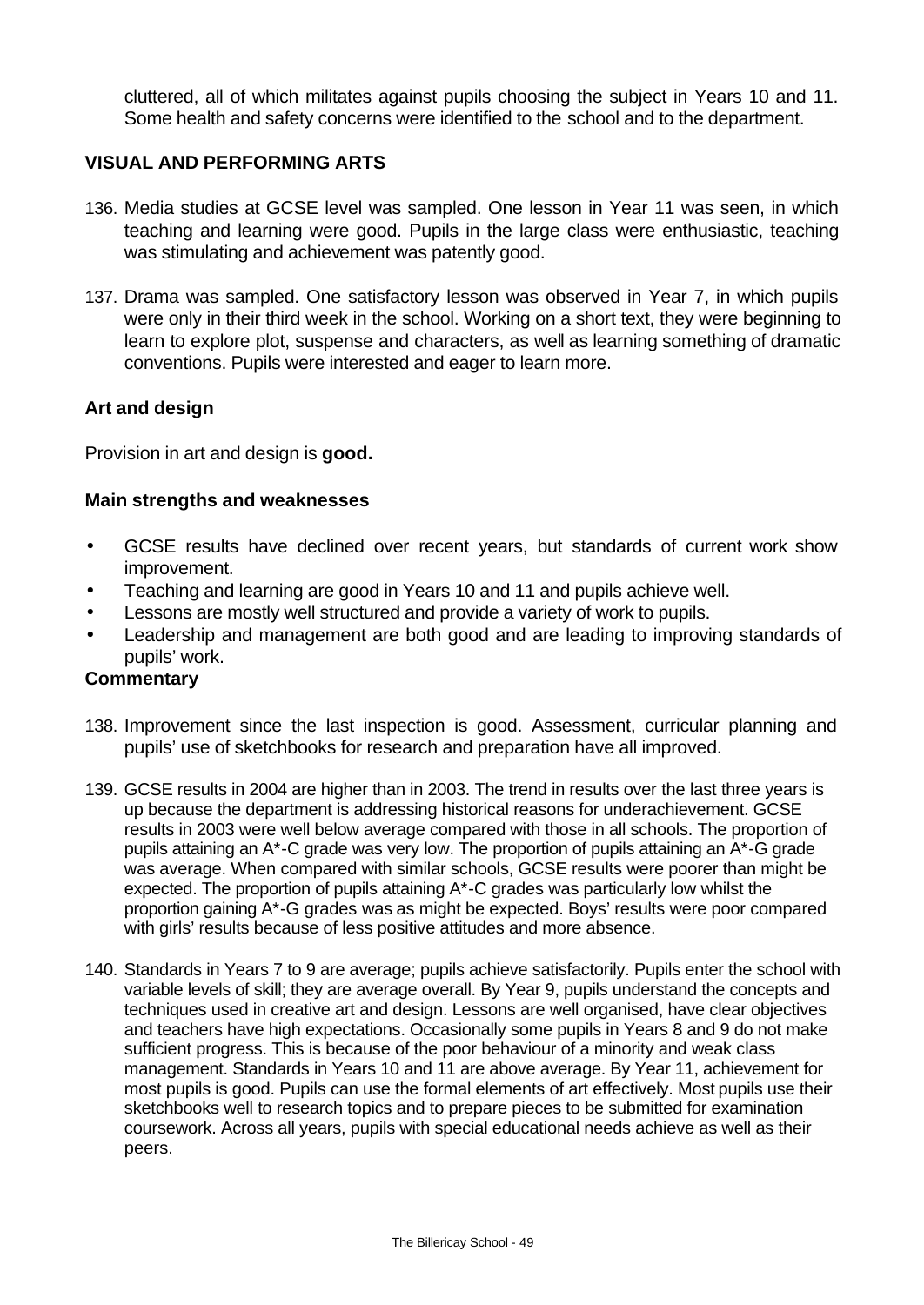cluttered, all of which militates against pupils choosing the subject in Years 10 and 11. Some health and safety concerns were identified to the school and to the department.

## VISUAL AND PERFORMING ARTS

136. Media studies at GCSE level was sampled. One lesson in Year 11 was seen, in which teaching and learning were good. Pupils in the large class were enthusiastic, teaching was stimulating and achievement was patently good.

137. Drama was sampled. One satisfactory lesson was observed in Year 7, in which pupils were only in their third week in the school. Working on a short text, they were beginning to learn to explore plot, suspense and characters, as well as learning something of dramatic conventions. Pupils were interested and eager to learn more.

### Art and design

Provision in art and design is **good.**

### Main strengths and weaknesses

- GCSE results have declined over recent years, but standards of current work show improvement.
- Teaching and learning are good in Years 10 and 11 and pupils achieve well.
- Lessons are mostly well structured and provide a variety of work to pupils.
- Leadership and management are both good and are leading to improving standards of pupils' work.

### Commentary

138. Improvement since the last inspection is good. Assessment, curricular planning and pupils' use of sketchbooks for research and preparation have all improved.

139. GCSE results in 2004 are higher than in 2003. The trend in results over the last three years is up because the department is addressing historical reasons for underachievement. GCSE results in 2003 were well below average compared with those in all schools. The proportion of pupils attaining an A*-C grade was very low. The proportion of pupils attaining an A*-G grade was average. When compared with similar schools, GCSE results were poorer than might be expected. The proportion of pupils attaining A*-C grades was particularly low whilst the proportion gaining A*-G grades was as might be expected. Boys' results were poor compared with girls' results because of less positive attitudes and more absence.

140. Standards in Years 7 to 9 are average; pupils achieve satisfactorily. Pupils enter the school with variable levels of skill; they are average overall. By Year 9, pupils understand the concepts and techniques used in creative art and design. Lessons are well organised, have clear objectives and teachers have high expectations. Occasionally some pupils in Years 8 and 9 do not make sufficient progress. This is because of the poor behaviour of a minority and weak class management. Standards in Years 10 and 11 are above average. By Year 11, achievement for most pupils is good. Pupils can use the formal elements of art effectively. Most pupils use their sketchbooks well to research topics and to prepare pieces to be submitted for examination coursework. Across all years, pupils with special educational needs achieve as well as their peers.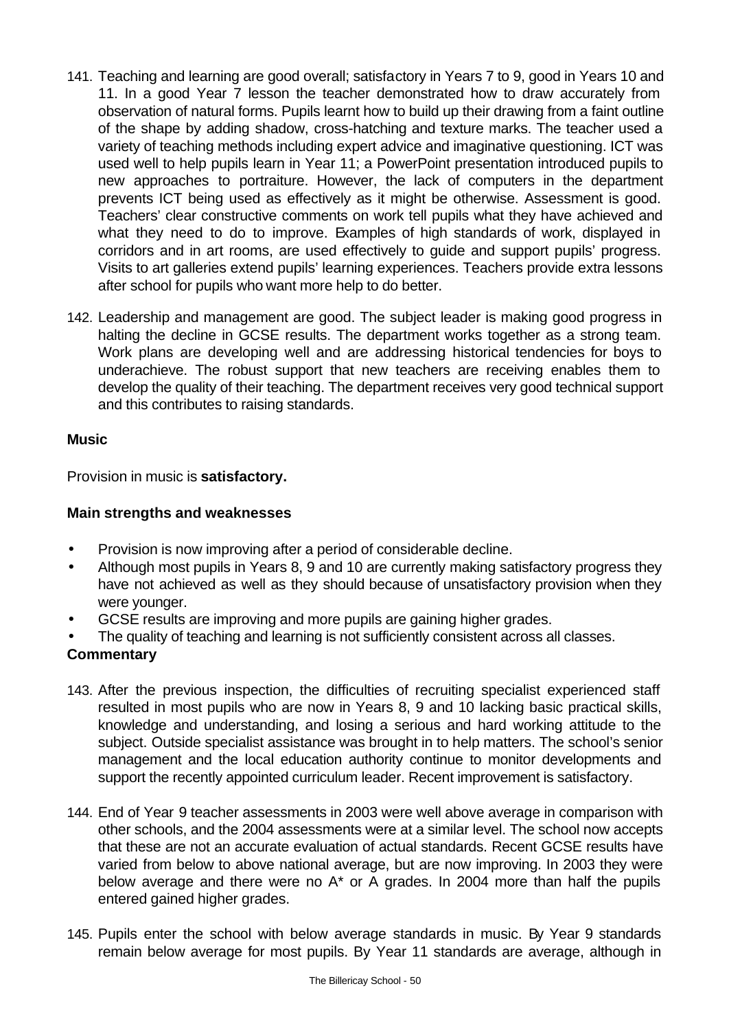141. Teaching and learning are good overall; satisfactory in Years 7 to 9, good in Years 10 and 11. In a good Year 7 lesson the teacher demonstrated how to draw accurately from observation of natural forms. Pupils learnt how to build up their drawing from a faint outline of the shape by adding shadow, cross-hatching and texture marks. The teacher used a variety of teaching methods including expert advice and imaginative questioning. ICT was used well to help pupils learn in Year 11; a PowerPoint presentation introduced pupils to new approaches to portraiture. However, the lack of computers in the department prevents ICT being used as effectively as it might be otherwise. Assessment is good. Teachers' clear constructive comments on work tell pupils what they have achieved and what they need to do to improve. Examples of high standards of work, displayed in corridors and in art rooms, are used effectively to guide and support pupils' progress. Visits to art galleries extend pupils' learning experiences. Teachers provide extra lessons after school for pupils who want more help to do better.

142. Leadership and management are good. The subject leader is making good progress in halting the decline in GCSE results. The department works together as a strong team. Work plans are developing well and are addressing historical tendencies for boys to underachieve. The robust support that new teachers are receiving enables them to develop the quality of their teaching. The department receives very good technical support and this contributes to raising standards.

**Music**

Provision in music is **satisfactory.**

**Main strengths and weaknesses**

- Provision is now improving after a period of considerable decline.
- Although most pupils in Years 8, 9 and 10 are currently making satisfactory progress they have not achieved as well as they should because of unsatisfactory provision when they were younger.
- GCSE results are improving and more pupils are gaining higher grades.
- The quality of teaching and learning is not sufficiently consistent across all classes.

**Commentary**

143. After the previous inspection, the difficulties of recruiting specialist experienced staff resulted in most pupils who are now in Years 8, 9 and 10 lacking basic practical skills, knowledge and understanding, and losing a serious and hard working attitude to the subject. Outside specialist assistance was brought in to help matters. The school's senior management and the local education authority continue to monitor developments and support the recently appointed curriculum leader. Recent improvement is satisfactory.

144. End of Year 9 teacher assessments in 2003 were well above average in comparison with other schools, and the 2004 assessments were at a similar level. The school now accepts that these are not an accurate evaluation of actual standards. Recent GCSE results have varied from below to above national average, but are now improving. In 2003 they were below average and there were no A* or A grades. In 2004 more than half the pupils entered gained higher grades.

145. Pupils enter the school with below average standards in music. By Year 9 standards remain below average for most pupils. By Year 11 standards are average, although in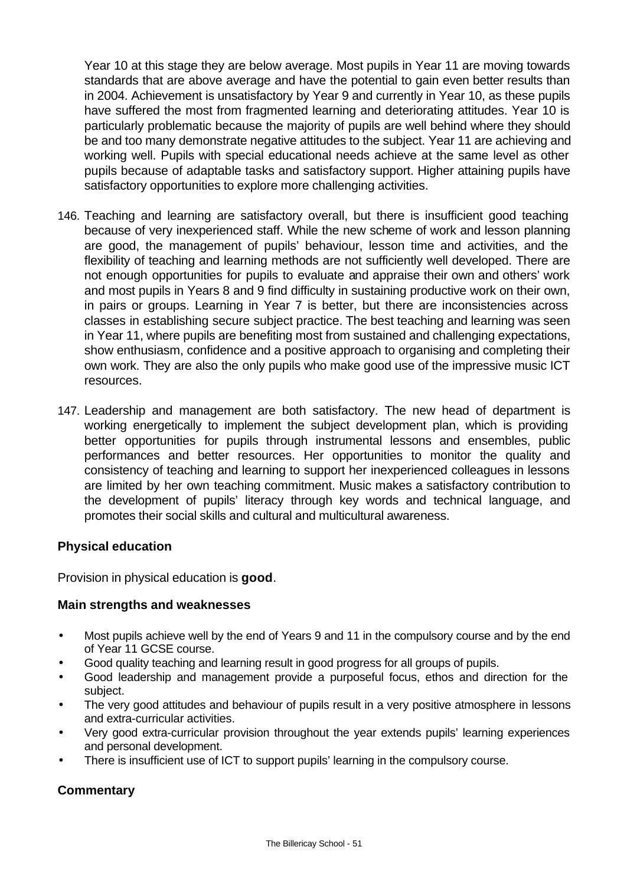Year 10 at this stage they are below average. Most pupils in Year 11 are moving towards standards that are above average and have the potential to gain even better results than in 2004. Achievement is unsatisfactory by Year 9 and currently in Year 10, as these pupils have suffered the most from fragmented learning and deteriorating attitudes. Year 10 is particularly problematic because the majority of pupils are well behind where they should be and too many demonstrate negative attitudes to the subject. Year 11 are achieving and working well. Pupils with special educational needs achieve at the same level as other pupils because of adaptable tasks and satisfactory support. Higher attaining pupils have satisfactory opportunities to explore more challenging activities.

146. Teaching and learning are satisfactory overall, but there is insufficient good teaching because of very inexperienced staff. While the new scheme of work and lesson planning are good, the management of pupils' behaviour, lesson time and activities, and the flexibility of teaching and learning methods are not sufficiently well developed. There are not enough opportunities for pupils to evaluate and appraise their own and others' work and most pupils in Years 8 and 9 find difficulty in sustaining productive work on their own, in pairs or groups. Learning in Year 7 is better, but there are inconsistencies across classes in establishing secure subject practice. The best teaching and learning was seen in Year 11, where pupils are benefiting most from sustained and challenging expectations, show enthusiasm, confidence and a positive approach to organising and completing their own work. They are also the only pupils who make good use of the impressive music ICT resources.

147. Leadership and management are both satisfactory. The new head of department is working energetically to implement the subject development plan, which is providing better opportunities for pupils through instrumental lessons and ensembles, public performances and better resources. Her opportunities to monitor the quality and consistency of teaching and learning to support her inexperienced colleagues in lessons are limited by her own teaching commitment. Music makes a satisfactory contribution to the development of pupils' literacy through key words and technical language, and promotes their social skills and cultural and multicultural awareness.

### Physical education

Provision in physical education is **good**.

#### Main strengths and weaknesses

- Most pupils achieve well by the end of Years 9 and 11 in the compulsory course and by the end of Year 11 GCSE course.
- Good quality teaching and learning result in good progress for all groups of pupils.
- Good leadership and management provide a purposeful focus, ethos and direction for the subject.
- The very good attitudes and behaviour of pupils result in a very positive atmosphere in lessons and extra-curricular activities.
- Very good extra-curricular provision throughout the year extends pupils' learning experiences and personal development.
- There is insufficient use of ICT to support pupils' learning in the compulsory course.

#### Commentary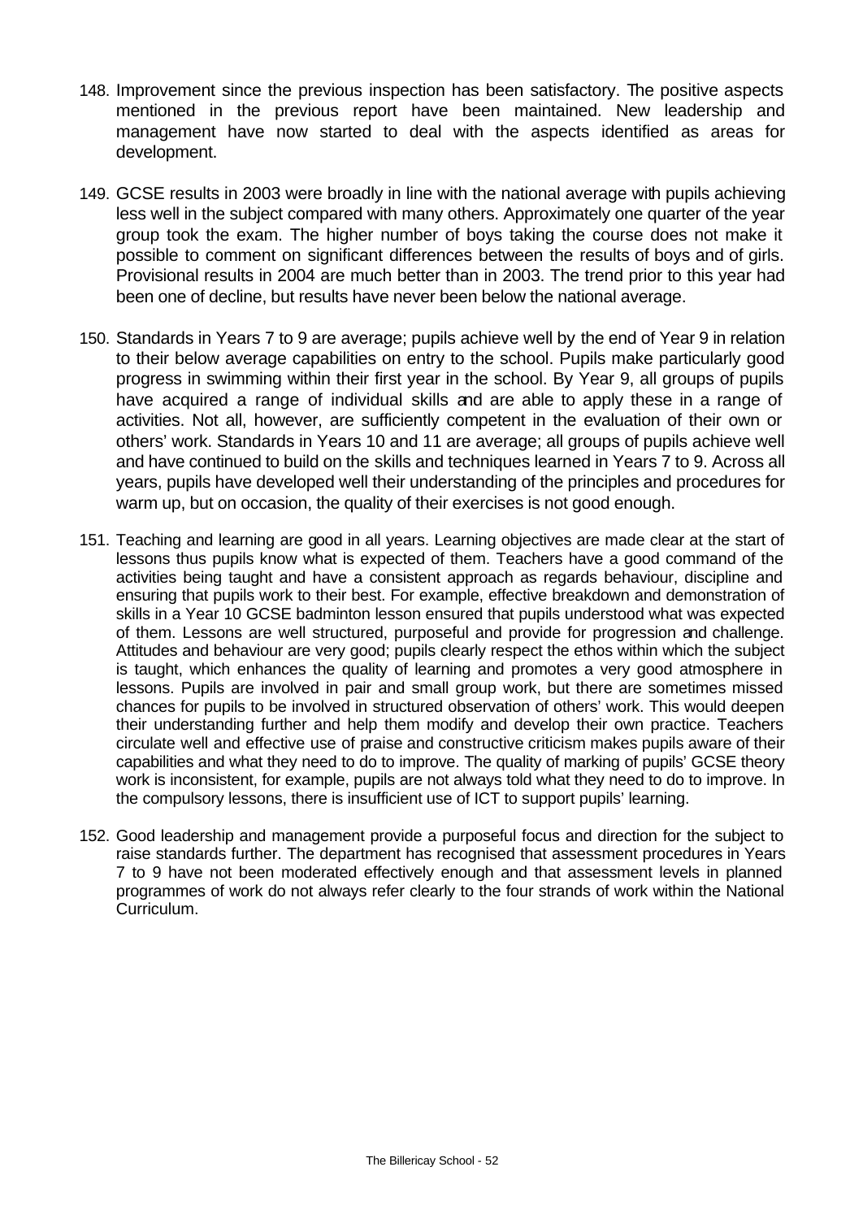148. Improvement since the previous inspection has been satisfactory. The positive aspects mentioned in the previous report have been maintained. New leadership and management have now started to deal with the aspects identified as areas for development.

149. GCSE results in 2003 were broadly in line with the national average with pupils achieving less well in the subject compared with many others. Approximately one quarter of the year group took the exam. The higher number of boys taking the course does not make it possible to comment on significant differences between the results of boys and of girls. Provisional results in 2004 are much better than in 2003. The trend prior to this year had been one of decline, but results have never been below the national average.

150. Standards in Years 7 to 9 are average; pupils achieve well by the end of Year 9 in relation to their below average capabilities on entry to the school. Pupils make particularly good progress in swimming within their first year in the school. By Year 9, all groups of pupils have acquired a range of individual skills and are able to apply these in a range of activities. Not all, however, are sufficiently competent in the evaluation of their own or others' work. Standards in Years 10 and 11 are average; all groups of pupils achieve well and have continued to build on the skills and techniques learned in Years 7 to 9. Across all years, pupils have developed well their understanding of the principles and procedures for warm up, but on occasion, the quality of their exercises is not good enough.

151. Teaching and learning are good in all years. Learning objectives are made clear at the start of lessons thus pupils know what is expected of them. Teachers have a good command of the activities being taught and have a consistent approach as regards behaviour, discipline and ensuring that pupils work to their best. For example, effective breakdown and demonstration of skills in a Year 10 GCSE badminton lesson ensured that pupils understood what was expected of them. Lessons are well structured, purposeful and provide for progression and challenge. Attitudes and behaviour are very good; pupils clearly respect the ethos within which the subject is taught, which enhances the quality of learning and promotes a very good atmosphere in lessons. Pupils are involved in pair and small group work, but there are sometimes missed chances for pupils to be involved in structured observation of others' work. This would deepen their understanding further and help them modify and develop their own practice. Teachers circulate well and effective use of praise and constructive criticism makes pupils aware of their capabilities and what they need to do to improve. The quality of marking of pupils' GCSE theory work is inconsistent, for example, pupils are not always told what they need to do to improve. In the compulsory lessons, there is insufficient use of ICT to support pupils' learning.

152. Good leadership and management provide a purposeful focus and direction for the subject to raise standards further. The department has recognised that assessment procedures in Years 7 to 9 have not been moderated effectively enough and that assessment levels in planned programmes of work do not always refer clearly to the four strands of work within the National Curriculum.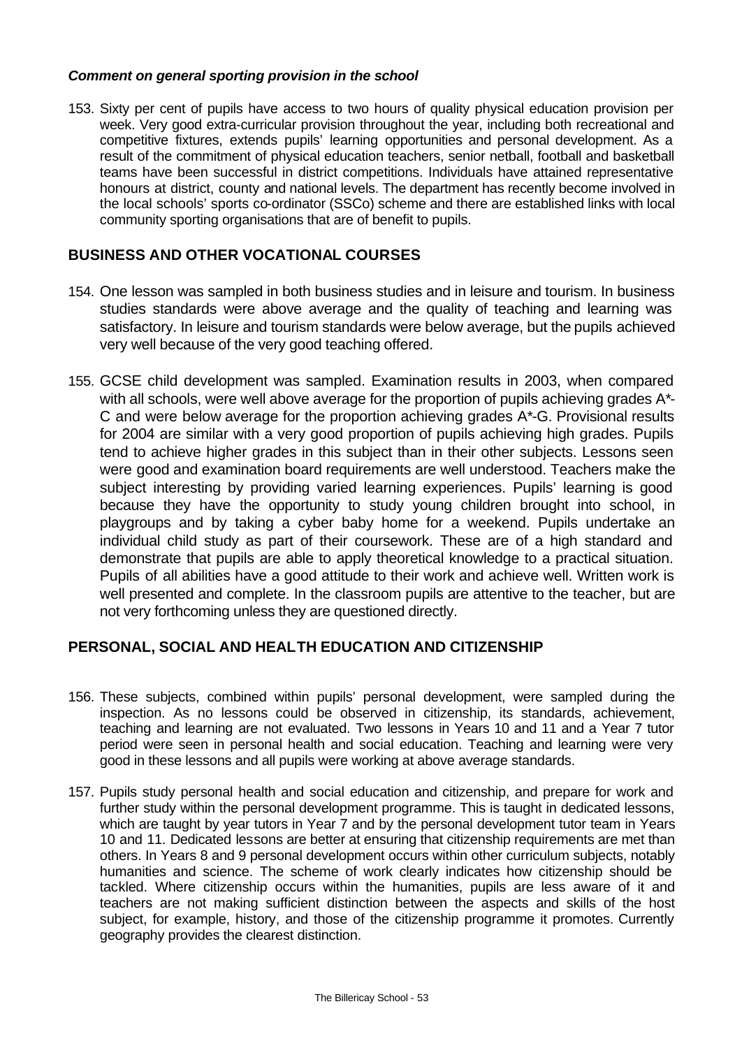***Comment on general sporting provision in the school***

153. Sixty per cent of pupils have access to two hours of quality physical education provision per week. Very good extra-curricular provision throughout the year, including both recreational and competitive fixtures, extends pupils' learning opportunities and personal development. As a result of the commitment of physical education teachers, senior netball, football and basketball teams have been successful in district competitions. Individuals have attained representative honours at district, county and national levels. The department has recently become involved in the local schools' sports co-ordinator (SSCo) scheme and there are established links with local community sporting organisations that are of benefit to pupils.

## BUSINESS AND OTHER VOCATIONAL COURSES

154. One lesson was sampled in both business studies and in leisure and tourism. In business studies standards were above average and the quality of teaching and learning was satisfactory. In leisure and tourism standards were below average, but the pupils achieved very well because of the very good teaching offered.

155. GCSE child development was sampled. Examination results in 2003, when compared with all schools, were well above average for the proportion of pupils achieving grades A*-C and were below average for the proportion achieving grades A*-G. Provisional results for 2004 are similar with a very good proportion of pupils achieving high grades. Pupils tend to achieve higher grades in this subject than in their other subjects. Lessons seen were good and examination board requirements are well understood. Teachers make the subject interesting by providing varied learning experiences. Pupils' learning is good because they have the opportunity to study young children brought into school, in playgroups and by taking a cyber baby home for a weekend. Pupils undertake an individual child study as part of their coursework. These are of a high standard and demonstrate that pupils are able to apply theoretical knowledge to a practical situation. Pupils of all abilities have a good attitude to their work and achieve well. Written work is well presented and complete. In the classroom pupils are attentive to the teacher, but are not very forthcoming unless they are questioned directly.

## PERSONAL, SOCIAL AND HEALTH EDUCATION AND CITIZENSHIP

156. These subjects, combined within pupils' personal development, were sampled during the inspection. As no lessons could be observed in citizenship, its standards, achievement, teaching and learning are not evaluated. Two lessons in Years 10 and 11 and a Year 7 tutor period were seen in personal health and social education. Teaching and learning were very good in these lessons and all pupils were working at above average standards.

157. Pupils study personal health and social education and citizenship, and prepare for work and further study within the personal development programme. This is taught in dedicated lessons, which are taught by year tutors in Year 7 and by the personal development tutor team in Years 10 and 11. Dedicated lessons are better at ensuring that citizenship requirements are met than others. In Years 8 and 9 personal development occurs within other curriculum subjects, notably humanities and science. The scheme of work clearly indicates how citizenship should be tackled. Where citizenship occurs within the humanities, pupils are less aware of it and teachers are not making sufficient distinction between the aspects and skills of the host subject, for example, history, and those of the citizenship programme it promotes. Currently geography provides the clearest distinction.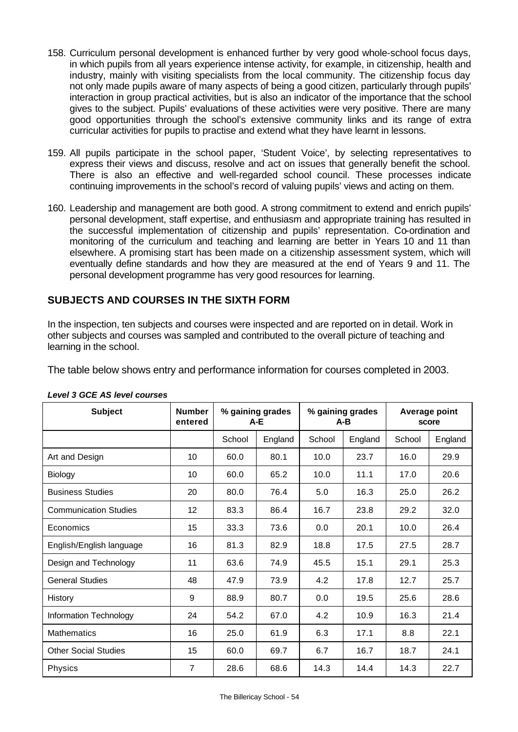158. Curriculum personal development is enhanced further by very good whole-school focus days, in which pupils from all years experience intense activity, for example, in citizenship, health and industry, mainly with visiting specialists from the local community. The citizenship focus day not only made pupils aware of many aspects of being a good citizen, particularly through pupils' interaction in group practical activities, but is also an indicator of the importance that the school gives to the subject. Pupils' evaluations of these activities were very positive. There are many good opportunities through the school's extensive community links and its range of extra curricular activities for pupils to practise and extend what they have learnt in lessons.

159. All pupils participate in the school paper, 'Student Voice', by selecting representatives to express their views and discuss, resolve and act on issues that generally benefit the school. There is also an effective and well-regarded school council. These processes indicate continuing improvements in the school's record of valuing pupils' views and acting on them.

160. Leadership and management are both good. A strong commitment to extend and enrich pupils' personal development, staff expertise, and enthusiasm and appropriate training has resulted in the successful implementation of citizenship and pupils' representation. Co-ordination and monitoring of the curriculum and teaching and learning are better in Years 10 and 11 than elsewhere. A promising start has been made on a citizenship assessment system, which will eventually define standards and how they are measured at the end of Years 9 and 11. The personal development programme has very good resources for learning.

## SUBJECTS AND COURSES IN THE SIXTH FORM

In the inspection, ten subjects and courses were inspected and are reported on in detail. Work in other subjects and courses was sampled and contributed to the overall picture of teaching and learning in the school.

The table below shows entry and performance information for courses completed in 2003.

***Level 3 GCE AS level courses***

| Subject | Number entered | % gaining grades A-E | | % gaining grades A-B | | Average point score | |
|---|---|---|---|---|---|---|---|
| | | School | England | School | England | School | England |
| Art and Design | 10 | 60.0 | 80.1 | 10.0 | 23.7 | 16.0 | 29.9 |
| Biology | 10 | 60.0 | 65.2 | 10.0 | 11.1 | 17.0 | 20.6 |
| Business Studies | 20 | 80.0 | 76.4 | 5.0 | 16.3 | 25.0 | 26.2 |
| Communication Studies | 12 | 83.3 | 86.4 | 16.7 | 23.8 | 29.2 | 32.0 |
| Economics | 15 | 33.3 | 73.6 | 0.0 | 20.1 | 10.0 | 26.4 |
| English/English language | 16 | 81.3 | 82.9 | 18.8 | 17.5 | 27.5 | 28.7 |
| Design and Technology | 11 | 63.6 | 74.9 | 45.5 | 15.1 | 29.1 | 25.3 |
| General Studies | 48 | 47.9 | 73.9 | 4.2 | 17.8 | 12.7 | 25.7 |
| History | 9 | 88.9 | 80.7 | 0.0 | 19.5 | 25.6 | 28.6 |
| Information Technology | 24 | 54.2 | 67.0 | 4.2 | 10.9 | 16.3 | 21.4 |
| Mathematics | 16 | 25.0 | 61.9 | 6.3 | 17.1 | 8.8 | 22.1 |
| Other Social Studies | 15 | 60.0 | 69.7 | 6.7 | 16.7 | 18.7 | 24.1 |
| Physics | 7 | 28.6 | 68.6 | 14.3 | 14.4 | 14.3 | 22.7 |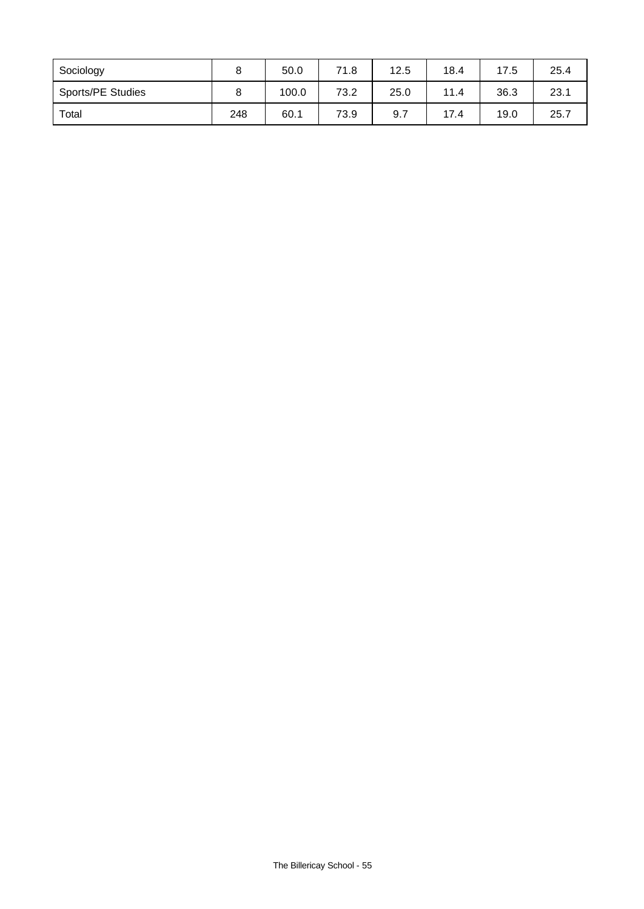| Sociology | 8 | 50.0 | 71.8 | 12.5 | 18.4 | 17.5 | 25.4 |
|---|---|---|---|---|---|---|---|
| Sports/PE Studies | 8 | 100.0 | 73.2 | 25.0 | 11.4 | 36.3 | 23.1 |
| Total | 248 | 60.1 | 73.9 | 9.7 | 17.4 | 19.0 | 25.7 |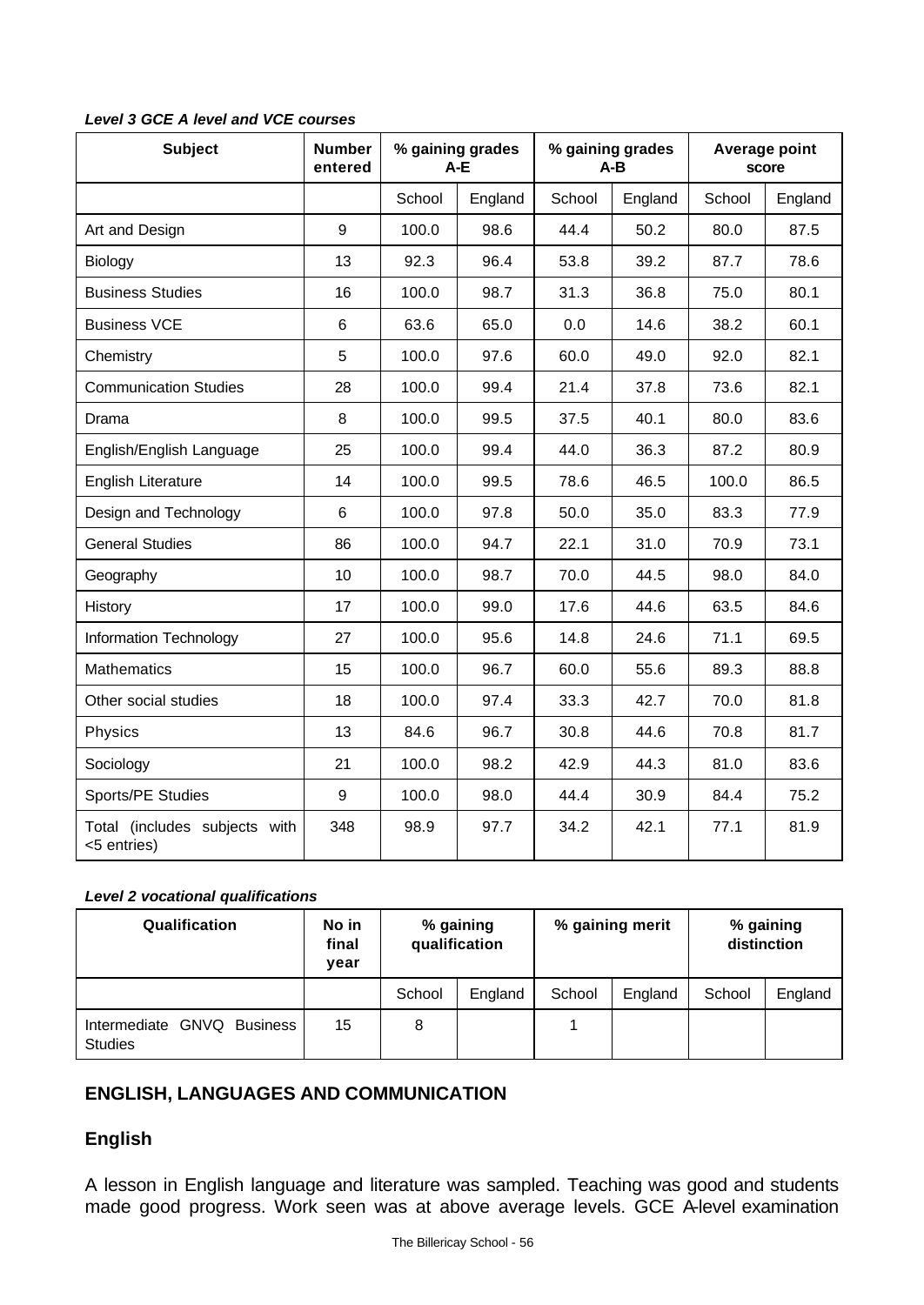***Level 3 GCE A level and VCE courses***

| Subject | Number entered | % gaining grades A-E | | % gaining grades A-B | | Average point score | |
|---|---|---|---|---|---|---|---|
| | | School | England | School | England | School | England |
| Art and Design | 9 | 100.0 | 98.6 | 44.4 | 50.2 | 80.0 | 87.5 |
| Biology | 13 | 92.3 | 96.4 | 53.8 | 39.2 | 87.7 | 78.6 |
| Business Studies | 16 | 100.0 | 98.7 | 31.3 | 36.8 | 75.0 | 80.1 |
| Business VCE | 6 | 63.6 | 65.0 | 0.0 | 14.6 | 38.2 | 60.1 |
| Chemistry | 5 | 100.0 | 97.6 | 60.0 | 49.0 | 92.0 | 82.1 |
| Communication Studies | 28 | 100.0 | 99.4 | 21.4 | 37.8 | 73.6 | 82.1 |
| Drama | 8 | 100.0 | 99.5 | 37.5 | 40.1 | 80.0 | 83.6 |
| English/English Language | 25 | 100.0 | 99.4 | 44.0 | 36.3 | 87.2 | 80.9 |
| English Literature | 14 | 100.0 | 99.5 | 78.6 | 46.5 | 100.0 | 86.5 |
| Design and Technology | 6 | 100.0 | 97.8 | 50.0 | 35.0 | 83.3 | 77.9 |
| General Studies | 86 | 100.0 | 94.7 | 22.1 | 31.0 | 70.9 | 73.1 |
| Geography | 10 | 100.0 | 98.7 | 70.0 | 44.5 | 98.0 | 84.0 |
| History | 17 | 100.0 | 99.0 | 17.6 | 44.6 | 63.5 | 84.6 |
| Information Technology | 27 | 100.0 | 95.6 | 14.8 | 24.6 | 71.1 | 69.5 |
| Mathematics | 15 | 100.0 | 96.7 | 60.0 | 55.6 | 89.3 | 88.8 |
| Other social studies | 18 | 100.0 | 97.4 | 33.3 | 42.7 | 70.0 | 81.8 |
| Physics | 13 | 84.6 | 96.7 | 30.8 | 44.6 | 70.8 | 81.7 |
| Sociology | 21 | 100.0 | 98.2 | 42.9 | 44.3 | 81.0 | 83.6 |
| Sports/PE Studies | 9 | 100.0 | 98.0 | 44.4 | 30.9 | 84.4 | 75.2 |
| Total (includes subjects with <5 entries) | 348 | 98.9 | 97.7 | 34.2 | 42.1 | 77.1 | 81.9 |

***Level 2 vocational qualifications***

| Qualification | No in final year | % gaining qualification | | % gaining merit | | % gaining distinction | |
|---|---|---|---|---|---|---|---|
| | | School | England | School | England | School | England |
| Intermediate GNVQ Business Studies | 15 | 8 | | 1 | | | |

## ENGLISH, LANGUAGES AND COMMUNICATION

### English

A lesson in English language and literature was sampled. Teaching was good and students made good progress. Work seen was at above average levels. GCE A-level examination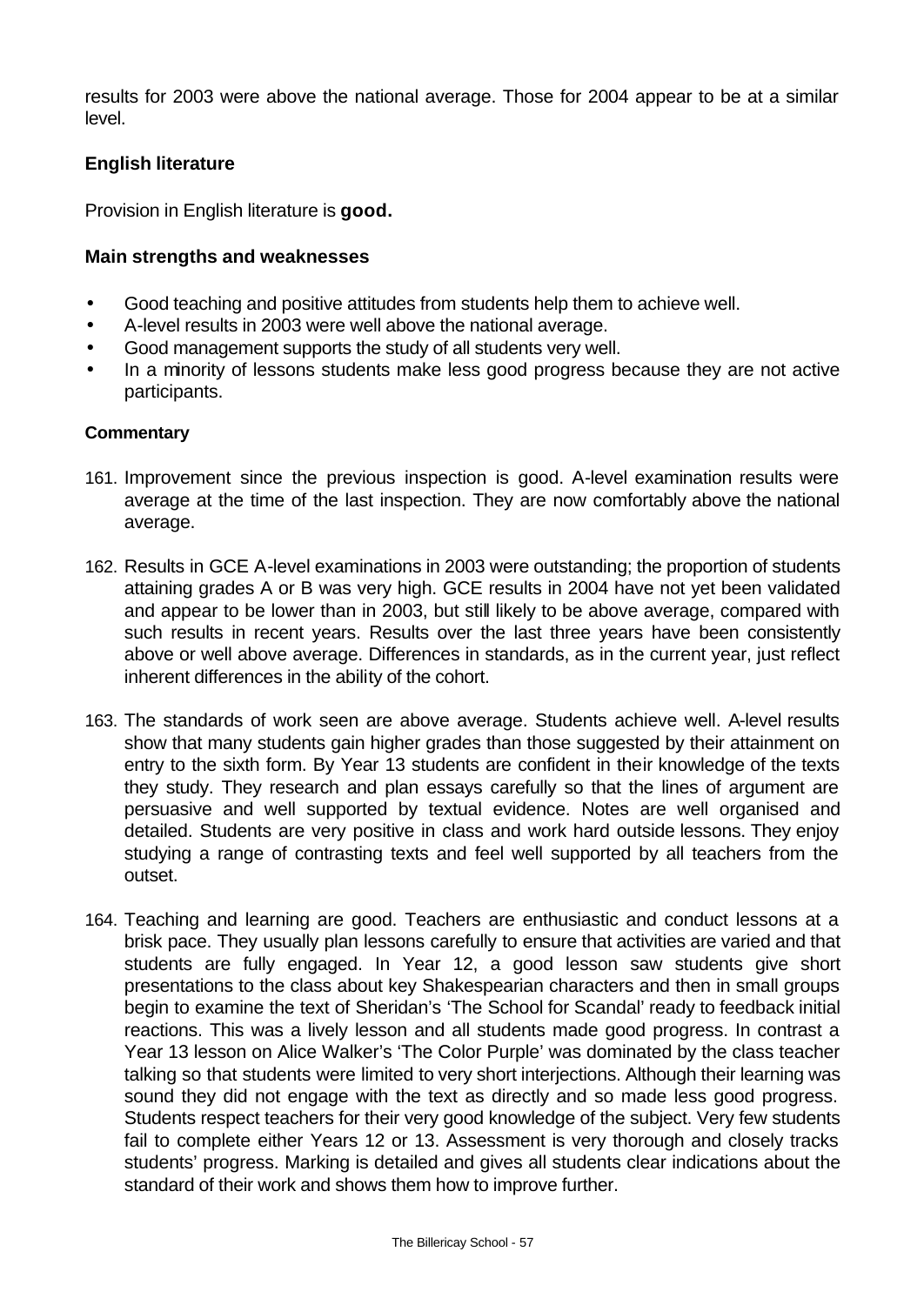results for 2003 were above the national average. Those for 2004 appear to be at a similar level.

### English literature

Provision in English literature is **good.**

### Main strengths and weaknesses

- Good teaching and positive attitudes from students help them to achieve well.
- A-level results in 2003 were well above the national average.
- Good management supports the study of all students very well.
- In a minority of lessons students make less good progress because they are not active participants.

#### Commentary

161. Improvement since the previous inspection is good. A-level examination results were average at the time of the last inspection. They are now comfortably above the national average.

162. Results in GCE A-level examinations in 2003 were outstanding; the proportion of students attaining grades A or B was very high. GCE results in 2004 have not yet been validated and appear to be lower than in 2003, but still likely to be above average, compared with such results in recent years. Results over the last three years have been consistently above or well above average. Differences in standards, as in the current year, just reflect inherent differences in the ability of the cohort.

163. The standards of work seen are above average. Students achieve well. A-level results show that many students gain higher grades than those suggested by their attainment on entry to the sixth form. By Year 13 students are confident in their knowledge of the texts they study. They research and plan essays carefully so that the lines of argument are persuasive and well supported by textual evidence. Notes are well organised and detailed. Students are very positive in class and work hard outside lessons. They enjoy studying a range of contrasting texts and feel well supported by all teachers from the outset.

164. Teaching and learning are good. Teachers are enthusiastic and conduct lessons at a brisk pace. They usually plan lessons carefully to ensure that activities are varied and that students are fully engaged. In Year 12, a good lesson saw students give short presentations to the class about key Shakespearian characters and then in small groups begin to examine the text of Sheridan's 'The School for Scandal' ready to feedback initial reactions. This was a lively lesson and all students made good progress. In contrast a Year 13 lesson on Alice Walker's 'The Color Purple' was dominated by the class teacher talking so that students were limited to very short interjections. Although their learning was sound they did not engage with the text as directly and so made less good progress. Students respect teachers for their very good knowledge of the subject. Very few students fail to complete either Years 12 or 13. Assessment is very thorough and closely tracks students' progress. Marking is detailed and gives all students clear indications about the standard of their work and shows them how to improve further.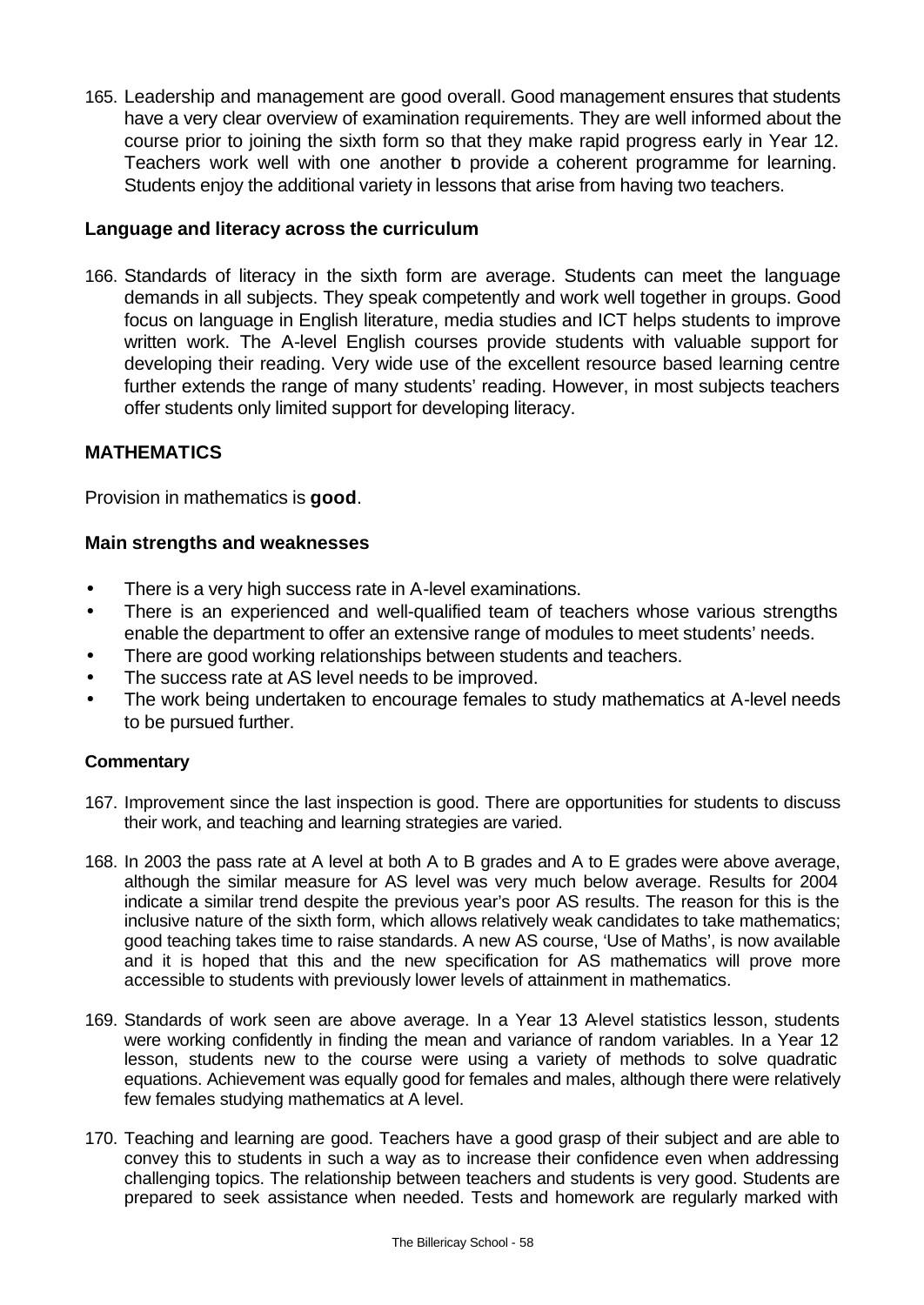165. Leadership and management are good overall. Good management ensures that students have a very clear overview of examination requirements. They are well informed about the course prior to joining the sixth form so that they make rapid progress early in Year 12. Teachers work well with one another to provide a coherent programme for learning. Students enjoy the additional variety in lessons that arise from having two teachers.

### Language and literacy across the curriculum

166. Standards of literacy in the sixth form are average. Students can meet the language demands in all subjects. They speak competently and work well together in groups. Good focus on language in English literature, media studies and ICT helps students to improve written work. The A-level English courses provide students with valuable support for developing their reading. Very wide use of the excellent resource based learning centre further extends the range of many students' reading. However, in most subjects teachers offer students only limited support for developing literacy.

## MATHEMATICS

Provision in mathematics is **good**.

### Main strengths and weaknesses

- There is a very high success rate in A-level examinations.
- There is an experienced and well-qualified team of teachers whose various strengths enable the department to offer an extensive range of modules to meet students' needs.
- There are good working relationships between students and teachers.
- The success rate at AS level needs to be improved.
- The work being undertaken to encourage females to study mathematics at A-level needs to be pursued further.

#### Commentary

167. Improvement since the last inspection is good. There are opportunities for students to discuss their work, and teaching and learning strategies are varied.

168. In 2003 the pass rate at A level at both A to B grades and A to E grades were above average, although the similar measure for AS level was very much below average. Results for 2004 indicate a similar trend despite the previous year's poor AS results. The reason for this is the inclusive nature of the sixth form, which allows relatively weak candidates to take mathematics; good teaching takes time to raise standards. A new AS course, 'Use of Maths', is now available and it is hoped that this and the new specification for AS mathematics will prove more accessible to students with previously lower levels of attainment in mathematics.

169. Standards of work seen are above average. In a Year 13 A-level statistics lesson, students were working confidently in finding the mean and variance of random variables. In a Year 12 lesson, students new to the course were using a variety of methods to solve quadratic equations. Achievement was equally good for females and males, although there were relatively few females studying mathematics at A level.

170. Teaching and learning are good. Teachers have a good grasp of their subject and are able to convey this to students in such a way as to increase their confidence even when addressing challenging topics. The relationship between teachers and students is very good. Students are prepared to seek assistance when needed. Tests and homework are regularly marked with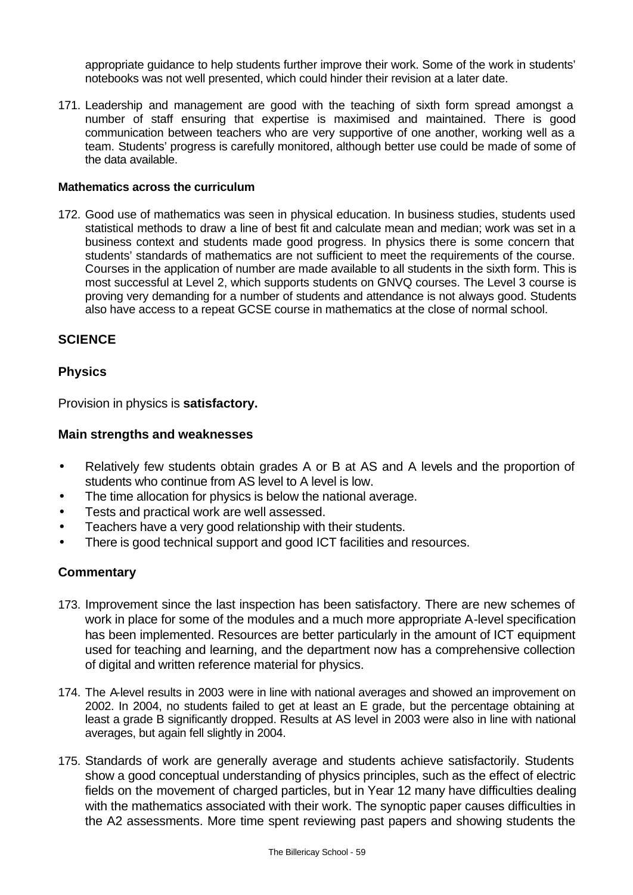appropriate guidance to help students further improve their work. Some of the work in students' notebooks was not well presented, which could hinder their revision at a later date.

171. Leadership and management are good with the teaching of sixth form spread amongst a number of staff ensuring that expertise is maximised and maintained. There is good communication between teachers who are very supportive of one another, working well as a team. Students' progress is carefully monitored, although better use could be made of some of the data available.

#### Mathematics across the curriculum

172. Good use of mathematics was seen in physical education. In business studies, students used statistical methods to draw a line of best fit and calculate mean and median; work was set in a business context and students made good progress. In physics there is some concern that students' standards of mathematics are not sufficient to meet the requirements of the course. Courses in the application of number are made available to all students in the sixth form. This is most successful at Level 2, which supports students on GNVQ courses. The Level 3 course is proving very demanding for a number of students and attendance is not always good. Students also have access to a repeat GCSE course in mathematics at the close of normal school.

## SCIENCE

### Physics

Provision in physics is **satisfactory.**

### Main strengths and weaknesses

- Relatively few students obtain grades A or B at AS and A levels and the proportion of students who continue from AS level to A level is low.
- The time allocation for physics is below the national average.
- Tests and practical work are well assessed.
- Teachers have a very good relationship with their students.
- There is good technical support and good ICT facilities and resources.

### Commentary

173. Improvement since the last inspection has been satisfactory. There are new schemes of work in place for some of the modules and a much more appropriate A-level specification has been implemented. Resources are better particularly in the amount of ICT equipment used for teaching and learning, and the department now has a comprehensive collection of digital and written reference material for physics.

174. The A-level results in 2003 were in line with national averages and showed an improvement on 2002. In 2004, no students failed to get at least an E grade, but the percentage obtaining at least a grade B significantly dropped. Results at AS level in 2003 were also in line with national averages, but again fell slightly in 2004.

175. Standards of work are generally average and students achieve satisfactorily. Students show a good conceptual understanding of physics principles, such as the effect of electric fields on the movement of charged particles, but in Year 12 many have difficulties dealing with the mathematics associated with their work. The synoptic paper causes difficulties in the A2 assessments. More time spent reviewing past papers and showing students the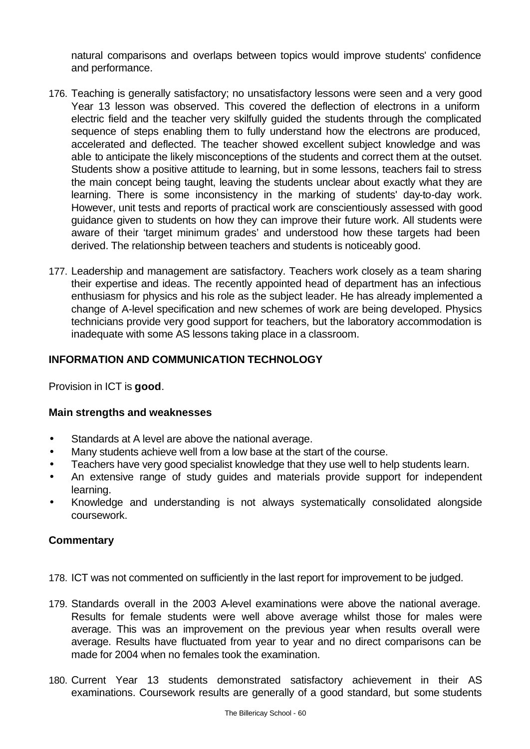natural comparisons and overlaps between topics would improve students' confidence and performance.

176. Teaching is generally satisfactory; no unsatisfactory lessons were seen and a very good Year 13 lesson was observed. This covered the deflection of electrons in a uniform electric field and the teacher very skilfully guided the students through the complicated sequence of steps enabling them to fully understand how the electrons are produced, accelerated and deflected. The teacher showed excellent subject knowledge and was able to anticipate the likely misconceptions of the students and correct them at the outset. Students show a positive attitude to learning, but in some lessons, teachers fail to stress the main concept being taught, leaving the students unclear about exactly what they are learning. There is some inconsistency in the marking of students' day-to-day work. However, unit tests and reports of practical work are conscientiously assessed with good guidance given to students on how they can improve their future work. All students were aware of their 'target minimum grades' and understood how these targets had been derived. The relationship between teachers and students is noticeably good.

177. Leadership and management are satisfactory. Teachers work closely as a team sharing their expertise and ideas. The recently appointed head of department has an infectious enthusiasm for physics and his role as the subject leader. He has already implemented a change of A-level specification and new schemes of work are being developed. Physics technicians provide very good support for teachers, but the laboratory accommodation is inadequate with some AS lessons taking place in a classroom.

## INFORMATION AND COMMUNICATION TECHNOLOGY

Provision in ICT is **good**.

### Main strengths and weaknesses

- Standards at A level are above the national average.
- Many students achieve well from a low base at the start of the course.
- Teachers have very good specialist knowledge that they use well to help students learn.
- An extensive range of study guides and materials provide support for independent learning.
- Knowledge and understanding is not always systematically consolidated alongside coursework.

### Commentary

178. ICT was not commented on sufficiently in the last report for improvement to be judged.

179. Standards overall in the 2003 A-level examinations were above the national average. Results for female students were well above average whilst those for males were average. This was an improvement on the previous year when results overall were average. Results have fluctuated from year to year and no direct comparisons can be made for 2004 when no females took the examination.

180. Current Year 13 students demonstrated satisfactory achievement in their AS examinations. Coursework results are generally of a good standard, but some students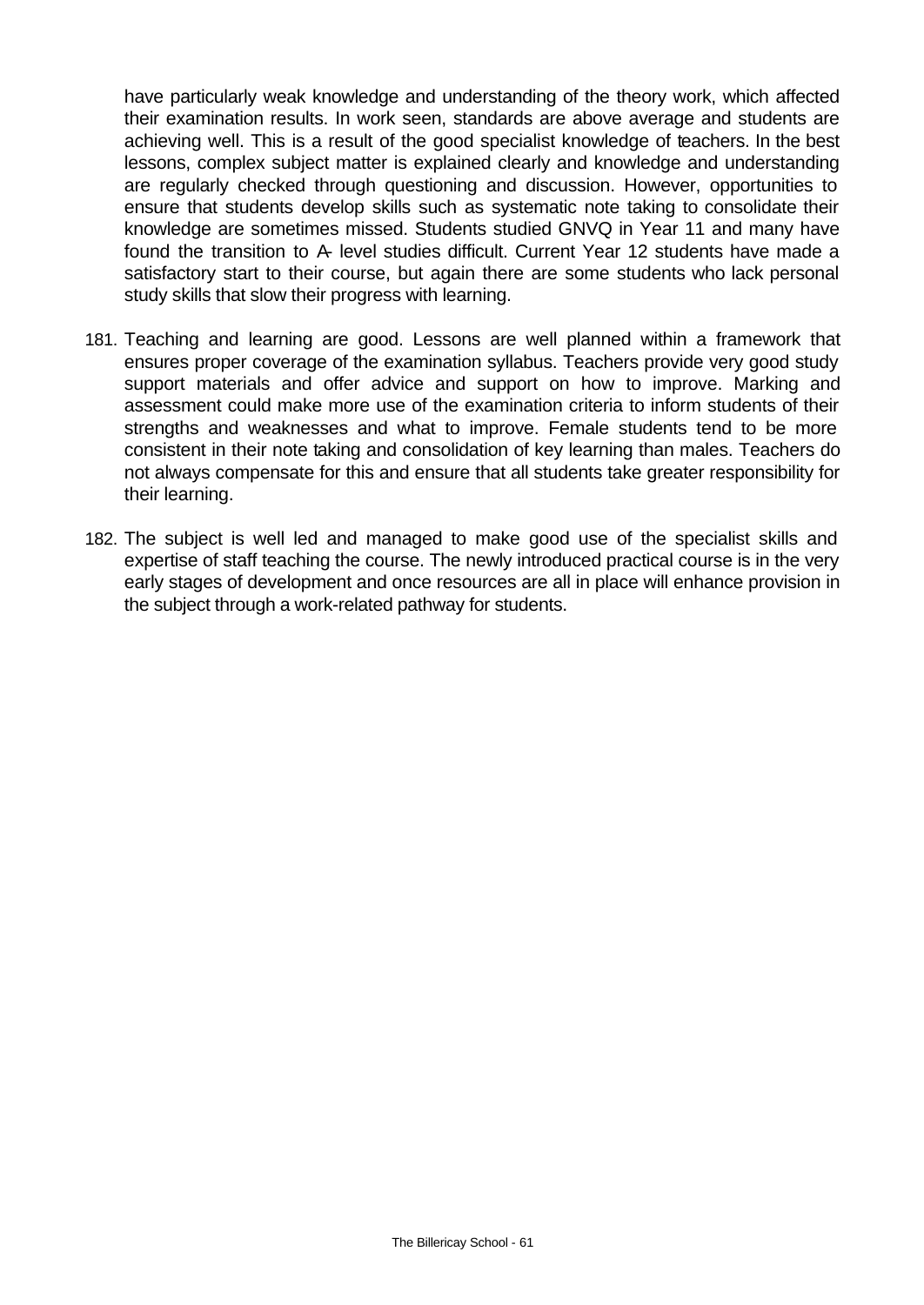have particularly weak knowledge and understanding of the theory work, which affected their examination results. In work seen, standards are above average and students are achieving well. This is a result of the good specialist knowledge of teachers. In the best lessons, complex subject matter is explained clearly and knowledge and understanding are regularly checked through questioning and discussion. However, opportunities to ensure that students develop skills such as systematic note taking to consolidate their knowledge are sometimes missed. Students studied GNVQ in Year 11 and many have found the transition to A- level studies difficult. Current Year 12 students have made a satisfactory start to their course, but again there are some students who lack personal study skills that slow their progress with learning.

181. Teaching and learning are good. Lessons are well planned within a framework that ensures proper coverage of the examination syllabus. Teachers provide very good study support materials and offer advice and support on how to improve. Marking and assessment could make more use of the examination criteria to inform students of their strengths and weaknesses and what to improve. Female students tend to be more consistent in their note taking and consolidation of key learning than males. Teachers do not always compensate for this and ensure that all students take greater responsibility for their learning.

182. The subject is well led and managed to make good use of the specialist skills and expertise of staff teaching the course. The newly introduced practical course is in the very early stages of development and once resources are all in place will enhance provision in the subject through a work-related pathway for students.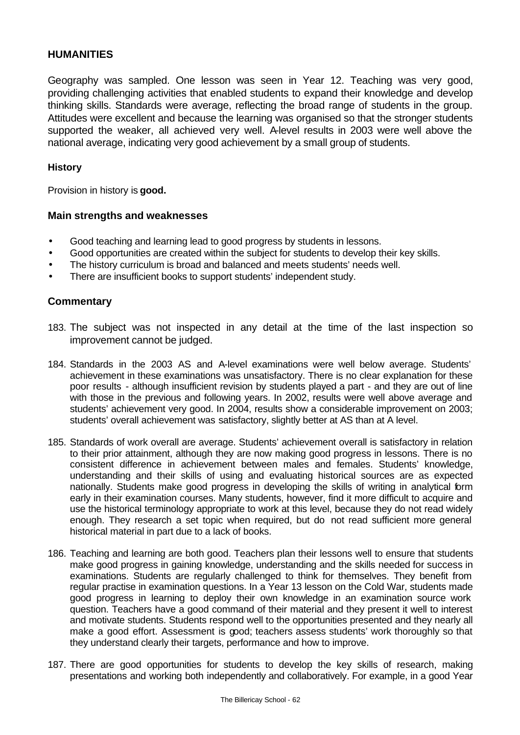## HUMANITIES

Geography was sampled. One lesson was seen in Year 12. Teaching was very good, providing challenging activities that enabled students to expand their knowledge and develop thinking skills. Standards were average, reflecting the broad range of students in the group. Attitudes were excellent and because the learning was organised so that the stronger students supported the weaker, all achieved very well. A-level results in 2003 were well above the national average, indicating very good achievement by a small group of students.

### History

Provision in history is **good.**

### Main strengths and weaknesses

- Good teaching and learning lead to good progress by students in lessons.
- Good opportunities are created within the subject for students to develop their key skills.
- The history curriculum is broad and balanced and meets students' needs well.
- There are insufficient books to support students' independent study.

### Commentary

183. The subject was not inspected in any detail at the time of the last inspection so improvement cannot be judged.

184. Standards in the 2003 AS and A-level examinations were well below average. Students' achievement in these examinations was unsatisfactory. There is no clear explanation for these poor results - although insufficient revision by students played a part - and they are out of line with those in the previous and following years. In 2002, results were well above average and students' achievement very good. In 2004, results show a considerable improvement on 2003; students' overall achievement was satisfactory, slightly better at AS than at A level.

185. Standards of work overall are average. Students' achievement overall is satisfactory in relation to their prior attainment, although they are now making good progress in lessons. There is no consistent difference in achievement between males and females. Students' knowledge, understanding and their skills of using and evaluating historical sources are as expected nationally. Students make good progress in developing the skills of writing in analytical form early in their examination courses. Many students, however, find it more difficult to acquire and use the historical terminology appropriate to work at this level, because they do not read widely enough. They research a set topic when required, but do not read sufficient more general historical material in part due to a lack of books.

186. Teaching and learning are both good. Teachers plan their lessons well to ensure that students make good progress in gaining knowledge, understanding and the skills needed for success in examinations. Students are regularly challenged to think for themselves. They benefit from regular practise in examination questions. In a Year 13 lesson on the Cold War, students made good progress in learning to deploy their own knowledge in an examination source work question. Teachers have a good command of their material and they present it well to interest and motivate students. Students respond well to the opportunities presented and they nearly all make a good effort. Assessment is good; teachers assess students' work thoroughly so that they understand clearly their targets, performance and how to improve.

187. There are good opportunities for students to develop the key skills of research, making presentations and working both independently and collaboratively. For example, in a good Year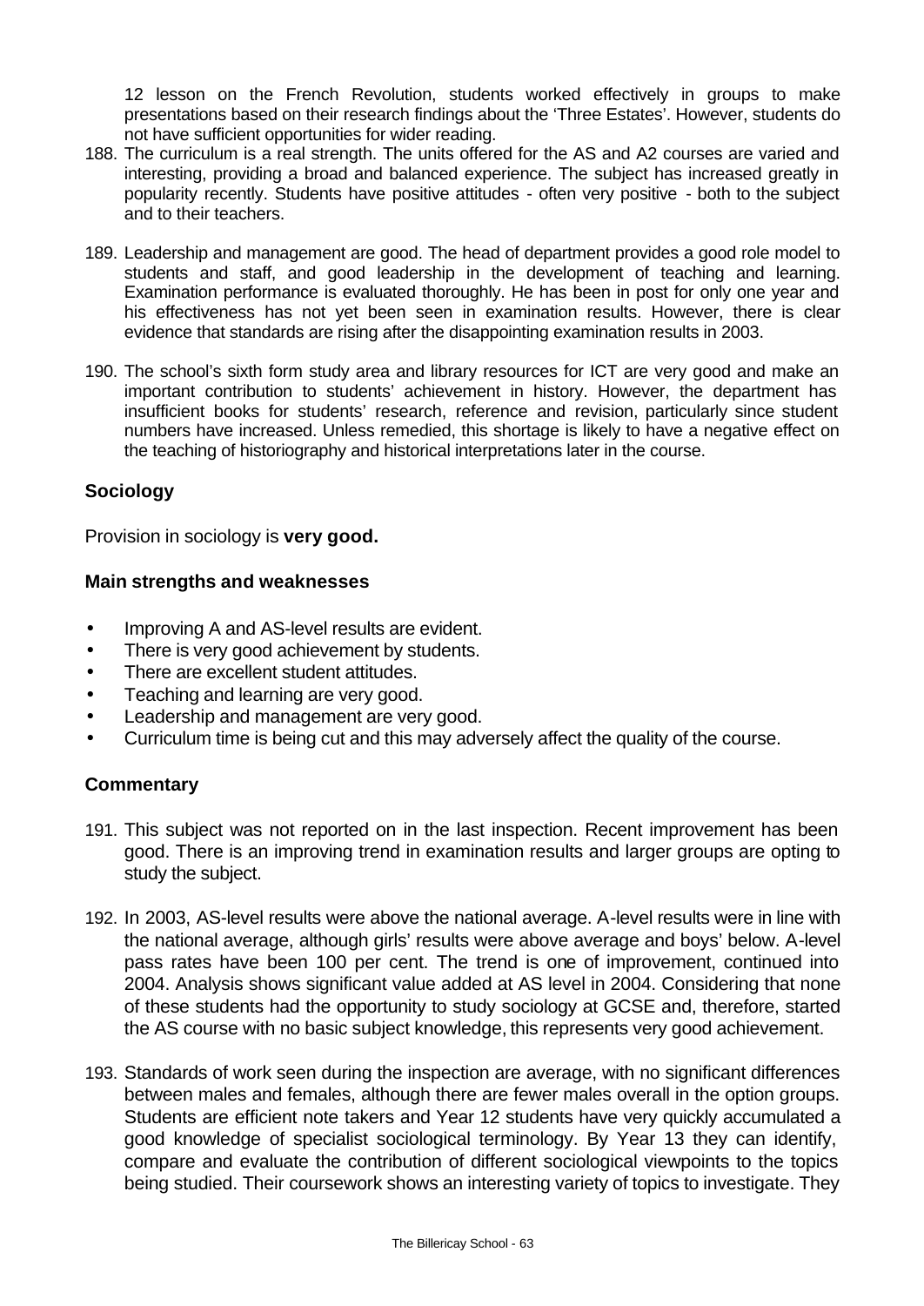12 lesson on the French Revolution, students worked effectively in groups to make presentations based on their research findings about the 'Three Estates'. However, students do not have sufficient opportunities for wider reading.

188. The curriculum is a real strength. The units offered for the AS and A2 courses are varied and interesting, providing a broad and balanced experience. The subject has increased greatly in popularity recently. Students have positive attitudes - often very positive - both to the subject and to their teachers.

189. Leadership and management are good. The head of department provides a good role model to students and staff, and good leadership in the development of teaching and learning. Examination performance is evaluated thoroughly. He has been in post for only one year and his effectiveness has not yet been seen in examination results. However, there is clear evidence that standards are rising after the disappointing examination results in 2003.

190. The school's sixth form study area and library resources for ICT are very good and make an important contribution to students' achievement in history. However, the department has insufficient books for students' research, reference and revision, particularly since student numbers have increased. Unless remedied, this shortage is likely to have a negative effect on the teaching of historiography and historical interpretations later in the course.

### Sociology

Provision in sociology is **very good.**

#### Main strengths and weaknesses

- Improving A and AS-level results are evident.
- There is very good achievement by students.
- There are excellent student attitudes.
- Teaching and learning are very good.
- Leadership and management are very good.
- Curriculum time is being cut and this may adversely affect the quality of the course.

#### Commentary

191. This subject was not reported on in the last inspection. Recent improvement has been good. There is an improving trend in examination results and larger groups are opting to study the subject.

192. In 2003, AS-level results were above the national average. A-level results were in line with the national average, although girls' results were above average and boys' below. A-level pass rates have been 100 per cent. The trend is one of improvement, continued into 2004. Analysis shows significant value added at AS level in 2004. Considering that none of these students had the opportunity to study sociology at GCSE and, therefore, started the AS course with no basic subject knowledge, this represents very good achievement.

193. Standards of work seen during the inspection are average, with no significant differences between males and females, although there are fewer males overall in the option groups. Students are efficient note takers and Year 12 students have very quickly accumulated a good knowledge of specialist sociological terminology. By Year 13 they can identify, compare and evaluate the contribution of different sociological viewpoints to the topics being studied. Their coursework shows an interesting variety of topics to investigate. They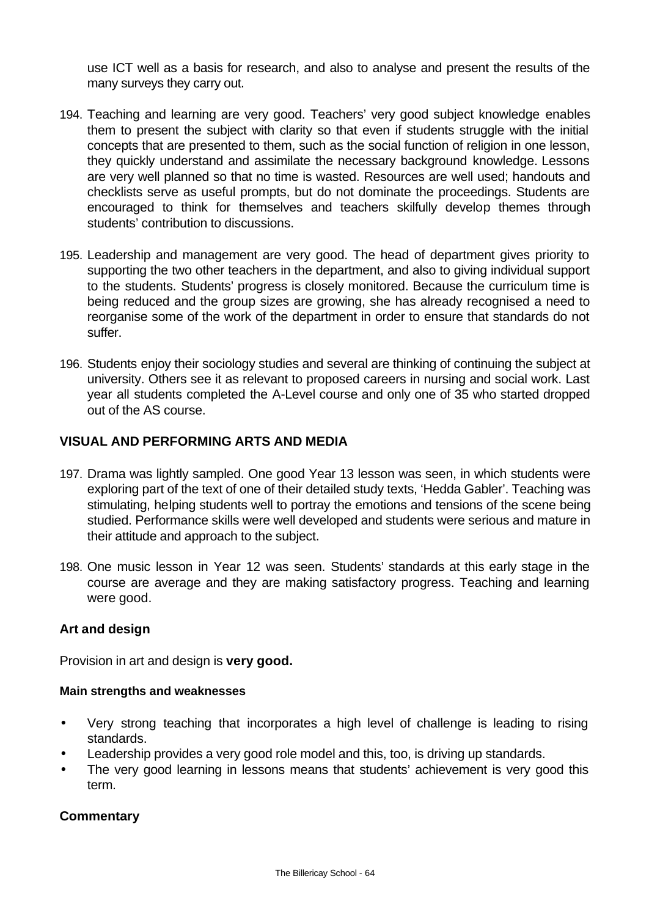use ICT well as a basis for research, and also to analyse and present the results of the many surveys they carry out.

194. Teaching and learning are very good. Teachers' very good subject knowledge enables them to present the subject with clarity so that even if students struggle with the initial concepts that are presented to them, such as the social function of religion in one lesson, they quickly understand and assimilate the necessary background knowledge. Lessons are very well planned so that no time is wasted. Resources are well used; handouts and checklists serve as useful prompts, but do not dominate the proceedings. Students are encouraged to think for themselves and teachers skilfully develop themes through students' contribution to discussions.

195. Leadership and management are very good. The head of department gives priority to supporting the two other teachers in the department, and also to giving individual support to the students. Students' progress is closely monitored. Because the curriculum time is being reduced and the group sizes are growing, she has already recognised a need to reorganise some of the work of the department in order to ensure that standards do not suffer.

196. Students enjoy their sociology studies and several are thinking of continuing the subject at university. Others see it as relevant to proposed careers in nursing and social work. Last year all students completed the A-Level course and only one of 35 who started dropped out of the AS course.

## VISUAL AND PERFORMING ARTS AND MEDIA

197. Drama was lightly sampled. One good Year 13 lesson was seen, in which students were exploring part of the text of one of their detailed study texts, 'Hedda Gabler'. Teaching was stimulating, helping students well to portray the emotions and tensions of the scene being studied. Performance skills were well developed and students were serious and mature in their attitude and approach to the subject.

198. One music lesson in Year 12 was seen. Students' standards at this early stage in the course are average and they are making satisfactory progress. Teaching and learning were good.

### Art and design

Provision in art and design is **very good.**

#### Main strengths and weaknesses

- Very strong teaching that incorporates a high level of challenge is leading to rising standards.
- Leadership provides a very good role model and this, too, is driving up standards.
- The very good learning in lessons means that students' achievement is very good this term.

### Commentary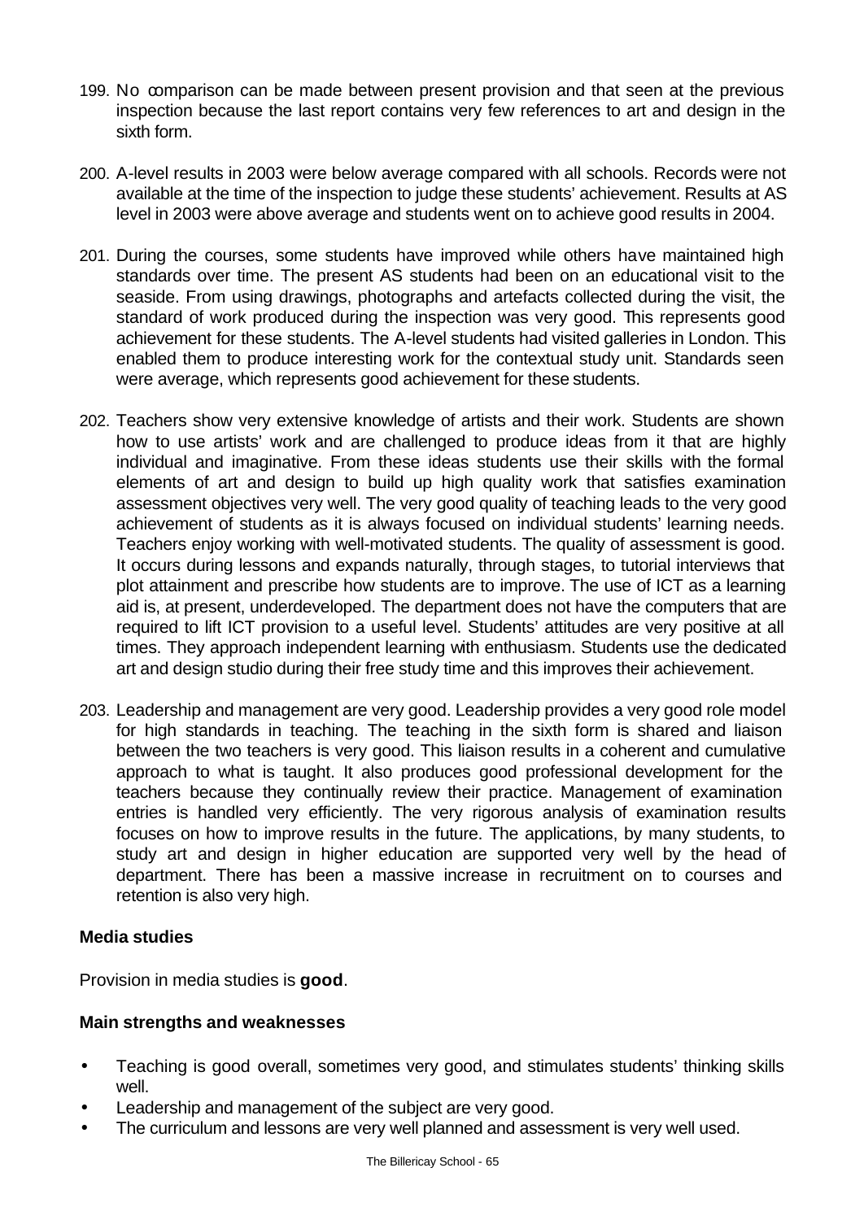199. No comparison can be made between present provision and that seen at the previous inspection because the last report contains very few references to art and design in the sixth form.

200. A-level results in 2003 were below average compared with all schools. Records were not available at the time of the inspection to judge these students' achievement. Results at AS level in 2003 were above average and students went on to achieve good results in 2004.

201. During the courses, some students have improved while others have maintained high standards over time. The present AS students had been on an educational visit to the seaside. From using drawings, photographs and artefacts collected during the visit, the standard of work produced during the inspection was very good. This represents good achievement for these students. The A-level students had visited galleries in London. This enabled them to produce interesting work for the contextual study unit. Standards seen were average, which represents good achievement for these students.

202. Teachers show very extensive knowledge of artists and their work. Students are shown how to use artists' work and are challenged to produce ideas from it that are highly individual and imaginative. From these ideas students use their skills with the formal elements of art and design to build up high quality work that satisfies examination assessment objectives very well. The very good quality of teaching leads to the very good achievement of students as it is always focused on individual students' learning needs. Teachers enjoy working with well-motivated students. The quality of assessment is good. It occurs during lessons and expands naturally, through stages, to tutorial interviews that plot attainment and prescribe how students are to improve. The use of ICT as a learning aid is, at present, underdeveloped. The department does not have the computers that are required to lift ICT provision to a useful level. Students' attitudes are very positive at all times. They approach independent learning with enthusiasm. Students use the dedicated art and design studio during their free study time and this improves their achievement.

203. Leadership and management are very good. Leadership provides a very good role model for high standards in teaching. The teaching in the sixth form is shared and liaison between the two teachers is very good. This liaison results in a coherent and cumulative approach to what is taught. It also produces good professional development for the teachers because they continually review their practice. Management of examination entries is handled very efficiently. The very rigorous analysis of examination results focuses on how to improve results in the future. The applications, by many students, to study art and design in higher education are supported very well by the head of department. There has been a massive increase in recruitment on to courses and retention is also very high.

**Media studies**

Provision in media studies is **good**.

**Main strengths and weaknesses**

- Teaching is good overall, sometimes very good, and stimulates students' thinking skills well.
- Leadership and management of the subject are very good.
- The curriculum and lessons are very well planned and assessment is very well used.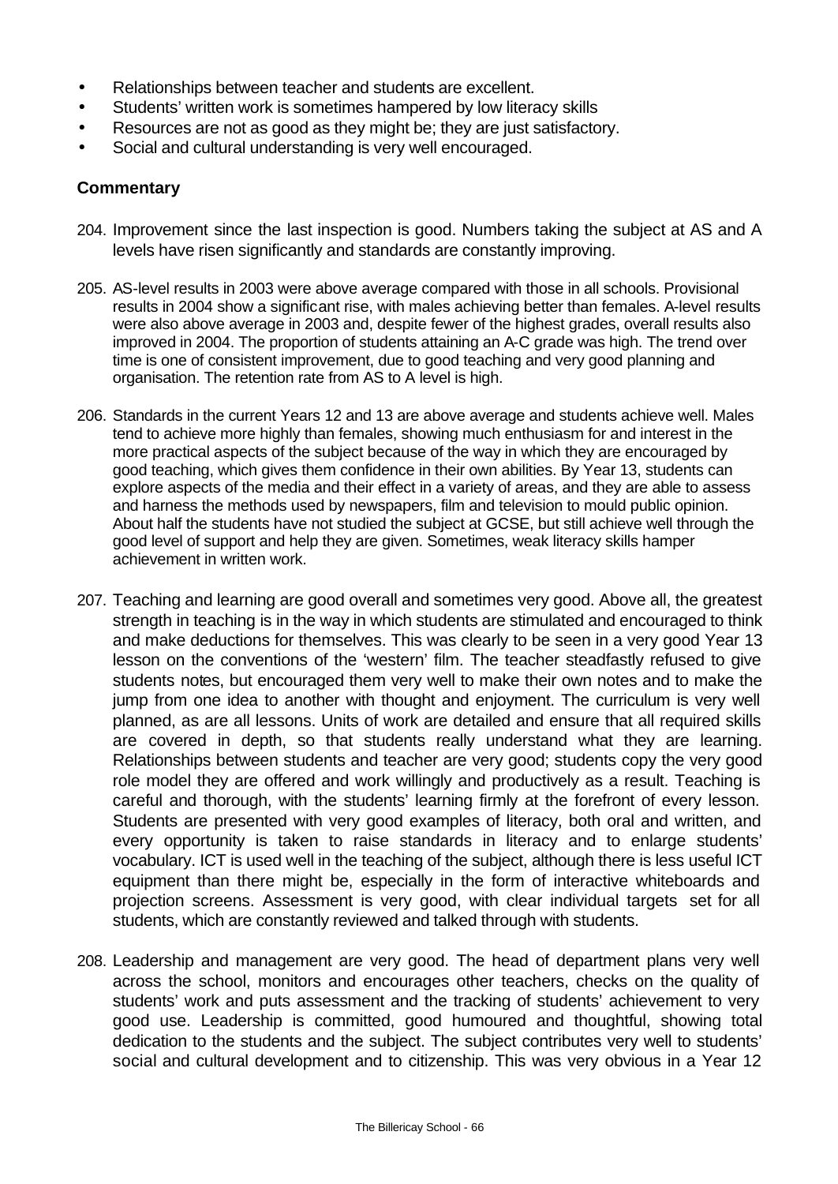- Relationships between teacher and students are excellent.
- Students' written work is sometimes hampered by low literacy skills
- Resources are not as good as they might be; they are just satisfactory.
- Social and cultural understanding is very well encouraged.

### Commentary

204. Improvement since the last inspection is good. Numbers taking the subject at AS and A levels have risen significantly and standards are constantly improving.

205. AS-level results in 2003 were above average compared with those in all schools. Provisional results in 2004 show a significant rise, with males achieving better than females. A-level results were also above average in 2003 and, despite fewer of the highest grades, overall results also improved in 2004. The proportion of students attaining an A-C grade was high. The trend over time is one of consistent improvement, due to good teaching and very good planning and organisation. The retention rate from AS to A level is high.

206. Standards in the current Years 12 and 13 are above average and students achieve well. Males tend to achieve more highly than females, showing much enthusiasm for and interest in the more practical aspects of the subject because of the way in which they are encouraged by good teaching, which gives them confidence in their own abilities. By Year 13, students can explore aspects of the media and their effect in a variety of areas, and they are able to assess and harness the methods used by newspapers, film and television to mould public opinion. About half the students have not studied the subject at GCSE, but still achieve well through the good level of support and help they are given. Sometimes, weak literacy skills hamper achievement in written work.

207. Teaching and learning are good overall and sometimes very good. Above all, the greatest strength in teaching is in the way in which students are stimulated and encouraged to think and make deductions for themselves. This was clearly to be seen in a very good Year 13 lesson on the conventions of the 'western' film. The teacher steadfastly refused to give students notes, but encouraged them very well to make their own notes and to make the jump from one idea to another with thought and enjoyment. The curriculum is very well planned, as are all lessons. Units of work are detailed and ensure that all required skills are covered in depth, so that students really understand what they are learning. Relationships between students and teacher are very good; students copy the very good role model they are offered and work willingly and productively as a result. Teaching is careful and thorough, with the students' learning firmly at the forefront of every lesson. Students are presented with very good examples of literacy, both oral and written, and every opportunity is taken to raise standards in literacy and to enlarge students' vocabulary. ICT is used well in the teaching of the subject, although there is less useful ICT equipment than there might be, especially in the form of interactive whiteboards and projection screens. Assessment is very good, with clear individual targets set for all students, which are constantly reviewed and talked through with students.

208. Leadership and management are very good. The head of department plans very well across the school, monitors and encourages other teachers, checks on the quality of students' work and puts assessment and the tracking of students' achievement to very good use. Leadership is committed, good humoured and thoughtful, showing total dedication to the students and the subject. The subject contributes very well to students' social and cultural development and to citizenship. This was very obvious in a Year 12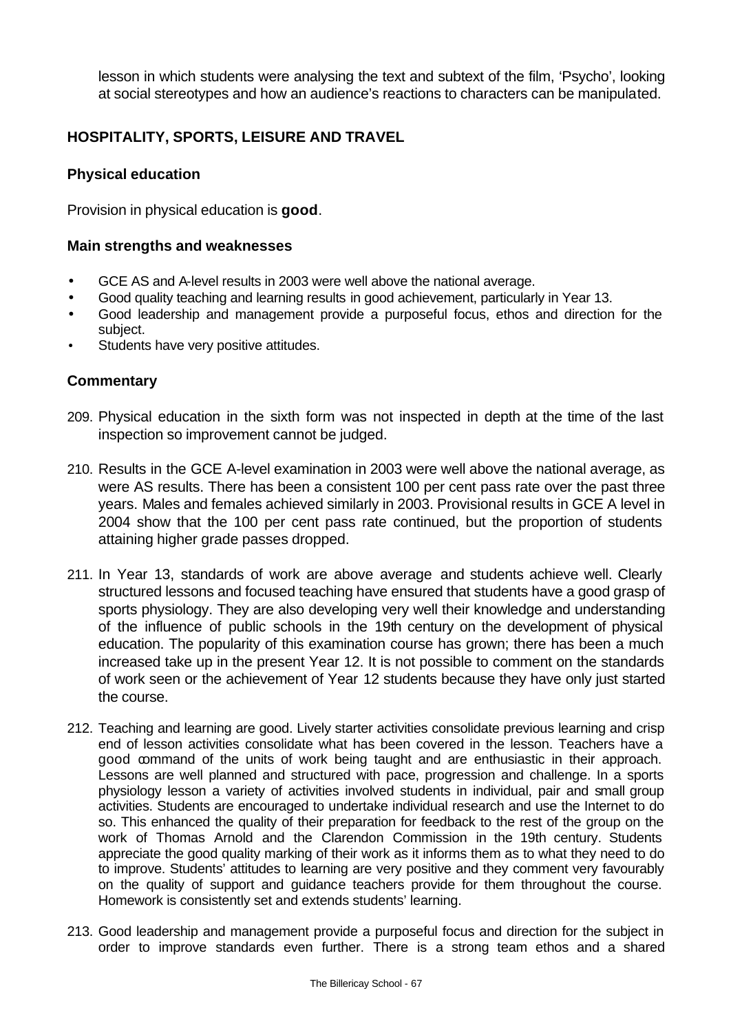lesson in which students were analysing the text and subtext of the film, 'Psycho', looking at social stereotypes and how an audience's reactions to characters can be manipulated.

## HOSPITALITY, SPORTS, LEISURE AND TRAVEL

### Physical education

Provision in physical education is **good**.

### Main strengths and weaknesses

- GCE AS and A-level results in 2003 were well above the national average.
- Good quality teaching and learning results in good achievement, particularly in Year 13.
- Good leadership and management provide a purposeful focus, ethos and direction for the subject.
- Students have very positive attitudes.

### Commentary

209. Physical education in the sixth form was not inspected in depth at the time of the last inspection so improvement cannot be judged.

210. Results in the GCE A-level examination in 2003 were well above the national average, as were AS results. There has been a consistent 100 per cent pass rate over the past three years. Males and females achieved similarly in 2003. Provisional results in GCE A level in 2004 show that the 100 per cent pass rate continued, but the proportion of students attaining higher grade passes dropped.

211. In Year 13, standards of work are above average and students achieve well. Clearly structured lessons and focused teaching have ensured that students have a good grasp of sports physiology. They are also developing very well their knowledge and understanding of the influence of public schools in the 19th century on the development of physical education. The popularity of this examination course has grown; there has been a much increased take up in the present Year 12. It is not possible to comment on the standards of work seen or the achievement of Year 12 students because they have only just started the course.

212. Teaching and learning are good. Lively starter activities consolidate previous learning and crisp end of lesson activities consolidate what has been covered in the lesson. Teachers have a good command of the units of work being taught and are enthusiastic in their approach. Lessons are well planned and structured with pace, progression and challenge. In a sports physiology lesson a variety of activities involved students in individual, pair and small group activities. Students are encouraged to undertake individual research and use the Internet to do so. This enhanced the quality of their preparation for feedback to the rest of the group on the work of Thomas Arnold and the Clarendon Commission in the 19th century. Students appreciate the good quality marking of their work as it informs them as to what they need to do to improve. Students' attitudes to learning are very positive and they comment very favourably on the quality of support and guidance teachers provide for them throughout the course. Homework is consistently set and extends students' learning.

213. Good leadership and management provide a purposeful focus and direction for the subject in order to improve standards even further. There is a strong team ethos and a shared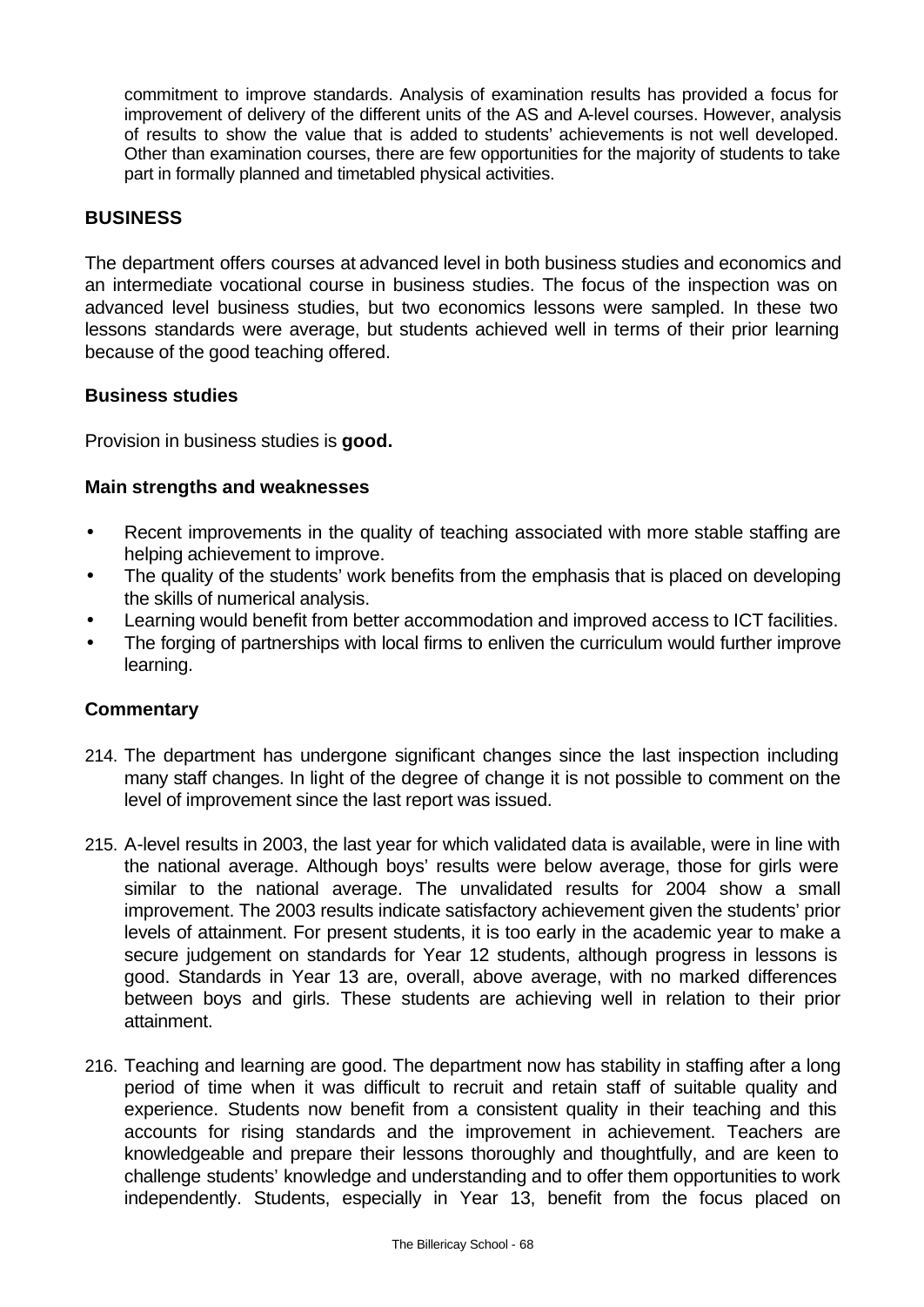commitment to improve standards. Analysis of examination results has provided a focus for improvement of delivery of the different units of the AS and A-level courses. However, analysis of results to show the value that is added to students' achievements is not well developed. Other than examination courses, there are few opportunities for the majority of students to take part in formally planned and timetabled physical activities.

## BUSINESS

The department offers courses at advanced level in both business studies and economics and an intermediate vocational course in business studies. The focus of the inspection was on advanced level business studies, but two economics lessons were sampled. In these two lessons standards were average, but students achieved well in terms of their prior learning because of the good teaching offered.

### Business studies

Provision in business studies is **good.**

### Main strengths and weaknesses

- Recent improvements in the quality of teaching associated with more stable staffing are helping achievement to improve.
- The quality of the students' work benefits from the emphasis that is placed on developing the skills of numerical analysis.
- Learning would benefit from better accommodation and improved access to ICT facilities.
- The forging of partnerships with local firms to enliven the curriculum would further improve learning.

### Commentary

214. The department has undergone significant changes since the last inspection including many staff changes. In light of the degree of change it is not possible to comment on the level of improvement since the last report was issued.

215. A-level results in 2003, the last year for which validated data is available, were in line with the national average. Although boys' results were below average, those for girls were similar to the national average. The unvalidated results for 2004 show a small improvement. The 2003 results indicate satisfactory achievement given the students' prior levels of attainment. For present students, it is too early in the academic year to make a secure judgement on standards for Year 12 students, although progress in lessons is good. Standards in Year 13 are, overall, above average, with no marked differences between boys and girls. These students are achieving well in relation to their prior attainment.

216. Teaching and learning are good. The department now has stability in staffing after a long period of time when it was difficult to recruit and retain staff of suitable quality and experience. Students now benefit from a consistent quality in their teaching and this accounts for rising standards and the improvement in achievement. Teachers are knowledgeable and prepare their lessons thoroughly and thoughtfully, and are keen to challenge students' knowledge and understanding and to offer them opportunities to work independently. Students, especially in Year 13, benefit from the focus placed on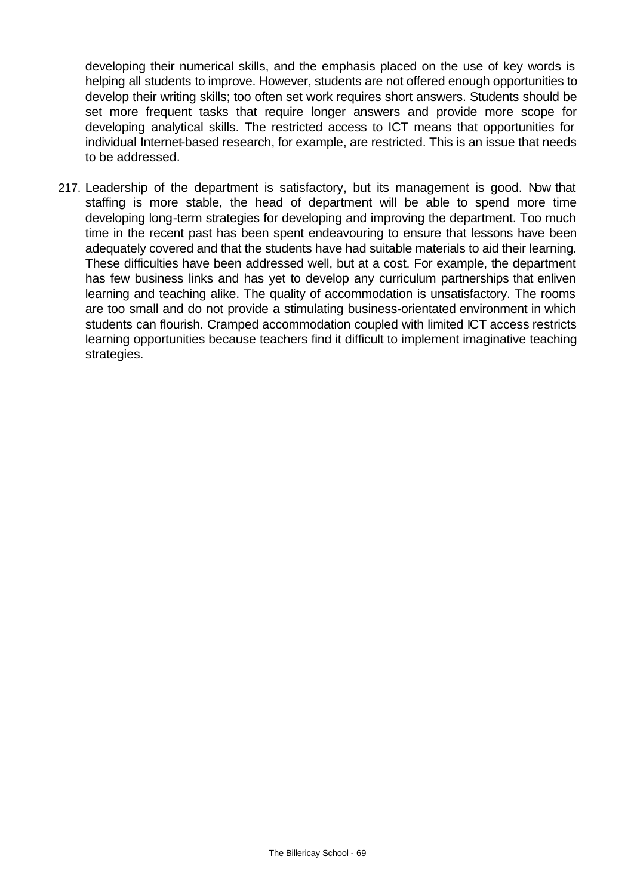developing their numerical skills, and the emphasis placed on the use of key words is helping all students to improve. However, students are not offered enough opportunities to develop their writing skills; too often set work requires short answers. Students should be set more frequent tasks that require longer answers and provide more scope for developing analytical skills. The restricted access to ICT means that opportunities for individual Internet-based research, for example, are restricted. This is an issue that needs to be addressed.

217. Leadership of the department is satisfactory, but its management is good. Now that staffing is more stable, the head of department will be able to spend more time developing long-term strategies for developing and improving the department. Too much time in the recent past has been spent endeavouring to ensure that lessons have been adequately covered and that the students have had suitable materials to aid their learning. These difficulties have been addressed well, but at a cost. For example, the department has few business links and has yet to develop any curriculum partnerships that enliven learning and teaching alike. The quality of accommodation is unsatisfactory. The rooms are too small and do not provide a stimulating business-orientated environment in which students can flourish. Cramped accommodation coupled with limited ICT access restricts learning opportunities because teachers find it difficult to implement imaginative teaching strategies.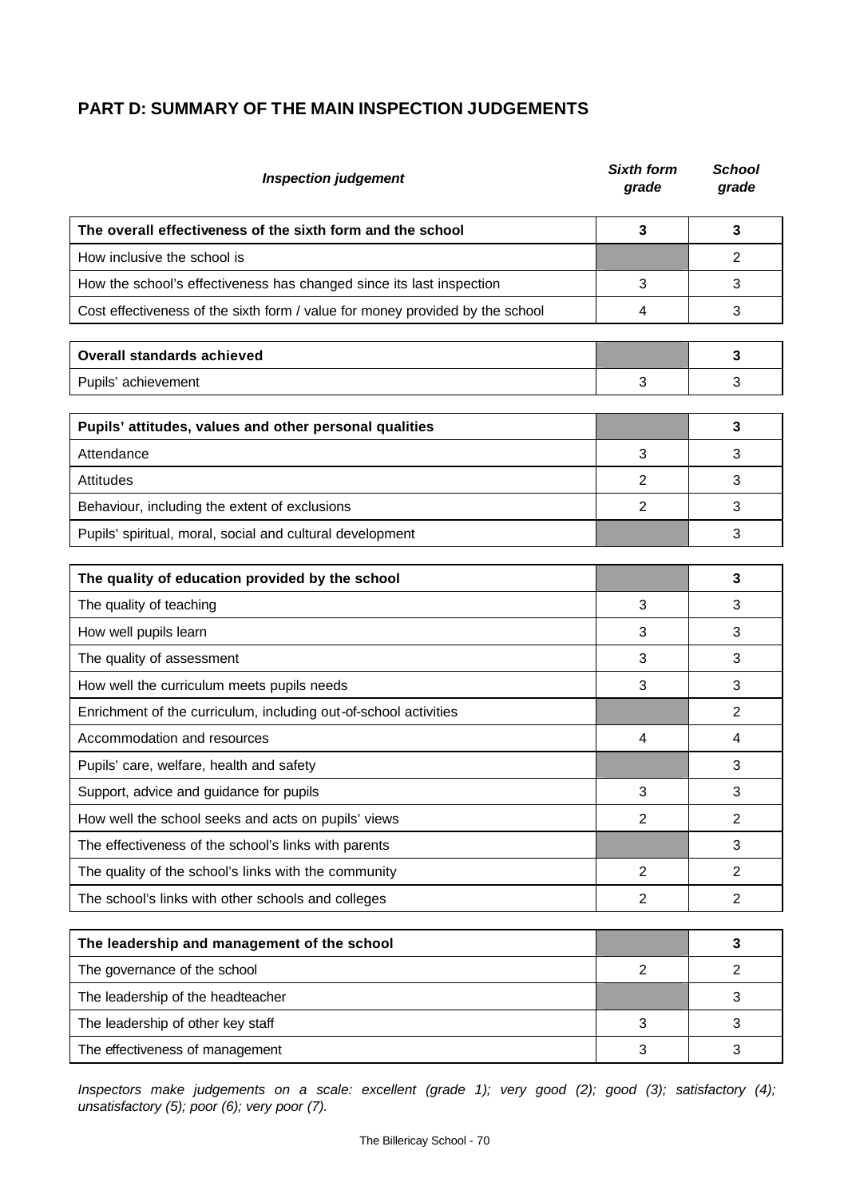## PART D: SUMMARY OF THE MAIN INSPECTION JUDGEMENTS

| *Inspection judgement* | *Sixth form grade* | *School grade* |
|---|---|---|
| **The overall effectiveness of the sixth form and the school** | **3** | **3** |
| How inclusive the school is | | 2 |
| How the school's effectiveness has changed since its last inspection | 3 | 3 |
| Cost effectiveness of the sixth form / value for money provided by the school | 4 | 3 |
| | | |
| **Overall standards achieved** | | **3** |
| Pupils' achievement | 3 | 3 |
| | | |
| **Pupils' attitudes, values and other personal qualities** | | **3** |
| Attendance | 3 | 3 |
| Attitudes | 2 | 3 |
| Behaviour, including the extent of exclusions | 2 | 3 |
| Pupils' spiritual, moral, social and cultural development | | 3 |
| | | |
| **The quality of education provided by the school** | | **3** |
| The quality of teaching | 3 | 3 |
| How well pupils learn | 3 | 3 |
| The quality of assessment | 3 | 3 |
| How well the curriculum meets pupils needs | 3 | 3 |
| Enrichment of the curriculum, including out-of-school activities | | 2 |
| Accommodation and resources | 4 | 4 |
| Pupils' care, welfare, health and safety | | 3 |
| Support, advice and guidance for pupils | 3 | 3 |
| How well the school seeks and acts on pupils' views | 2 | 2 |
| The effectiveness of the school's links with parents | | 3 |
| The quality of the school's links with the community | 2 | 2 |
| The school's links with other schools and colleges | 2 | 2 |
| | | |
| **The leadership and management of the school** | | **3** |
| The governance of the school | 2 | 2 |
| The leadership of the headteacher | | 3 |
| The leadership of other key staff | 3 | 3 |
| The effectiveness of management | 3 | 3 |

*Inspectors make judgements on a scale: excellent (grade 1); very good (2); good (3); satisfactory (4); unsatisfactory (5); poor (6); very poor (7).*